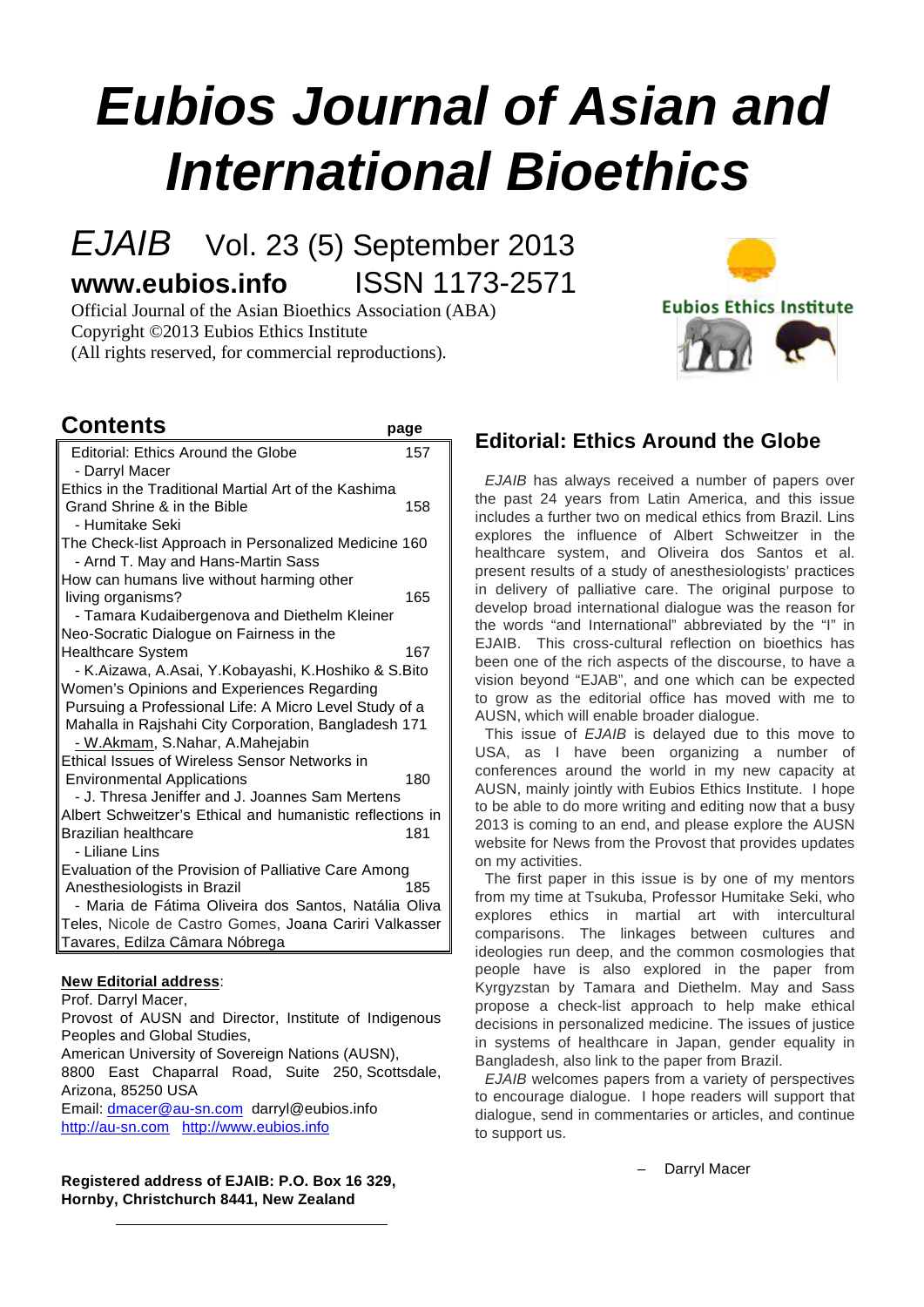# Eubios Journal of Asian and International Bioethics

*EJAIB* Vol. 23 (5) September 2013

**www.eubios.info** ISSN 1173-2571

Official Journal of the Asian Bioethics Association (ABA)
Copyright ©2013 Eubios Ethics Institute
(All rights reserved, for commercial reproductions).

Eubios Ethics Institute

## Contents

| | page |
|---|---|
| Editorial: Ethics Around the Globe - Darryl Macer | 157 |
| Ethics in the Traditional Martial Art of the Kashima Grand Shrine & in the Bible - Humitake Seki | 158 |
| The Check-list Approach in Personalized Medicine - Arnd T. May and Hans-Martin Sass | 160 |
| How can humans live without harming other living organisms? - Tamara Kudaibergenova and Diethelm Kleiner | 165 |
| Neo-Socratic Dialogue on Fairness in the Healthcare System - K.Aizawa, A.Asai, Y.Kobayashi, K.Hoshiko & S.Bito | 167 |
| Women's Opinions and Experiences Regarding Pursuing a Professional Life: A Micro Level Study of a Mahalla in Rajshahi City Corporation, Bangladesh - W.Akmam, S.Nahar, A.Mahejabin | 171 |
| Ethical Issues of Wireless Sensor Networks in Environmental Applications - J. Thresa Jeniffer and J. Joannes Sam Mertens | 180 |
| Albert Schweitzer's Ethical and humanistic reflections in Brazilian healthcare - Liliane Lins | 181 |
| Evaluation of the Provision of Palliative Care Among Anesthesiologists in Brazil - Maria de Fátima Oliveira dos Santos, Natália Oliva Teles, Nicole de Castro Gomes, Joana Cariri Valkasser Tavares, Edilza Câmara Nóbrega | 185 |

**New Editorial address**:
Prof. Darryl Macer,
Provost of AUSN and Director, Institute of Indigenous Peoples and Global Studies,
American University of Sovereign Nations (AUSN),
8800 East Chaparral Road, Suite 250, Scottsdale, Arizona, 85250 USA
Email: dmacer@au-sn.com darryl@eubios.info
http://au-sn.com http://www.eubios.info

**Registered address of EJAIB: P.O. Box 16 329, Hornby, Christchurch 8441, New Zealand**

## Editorial: Ethics Around the Globe

*EJAIB* has always received a number of papers over the past 24 years from Latin America, and this issue includes a further two on medical ethics from Brazil. Lins explores the influence of Albert Schweitzer in the healthcare system, and Oliveira dos Santos et al. present results of a study of anesthesiologists' practices in delivery of palliative care. The original purpose to develop broad international dialogue was the reason for the words "and International" abbreviated by the "I" in EJAIB. This cross-cultural reflection on bioethics has been one of the rich aspects of the discourse, to have a vision beyond "EJAB", and one which can be expected to grow as the editorial office has moved with me to AUSN, which will enable broader dialogue.

This issue of *EJAIB* is delayed due to this move to USA, as I have been organizing a number of conferences around the world in my new capacity at AUSN, mainly jointly with Eubios Ethics Institute. I hope to be able to do more writing and editing now that a busy 2013 is coming to an end, and please explore the AUSN website for News from the Provost that provides updates on my activities.

The first paper in this issue is by one of my mentors from my time at Tsukuba, Professor Humitake Seki, who explores ethics in martial art with intercultural comparisons. The linkages between cultures and ideologies run deep, and the common cosmologies that people have is also explored in the paper from Kyrgyzstan by Tamara and Diethelm. May and Sass propose a check-list approach to help make ethical decisions in personalized medicine. The issues of justice in systems of healthcare in Japan, gender equality in Bangladesh, also link to the paper from Brazil.

*EJAIB* welcomes papers from a variety of perspectives to encourage dialogue. I hope readers will support that dialogue, send in commentaries or articles, and continue to support us.

– Darryl Macer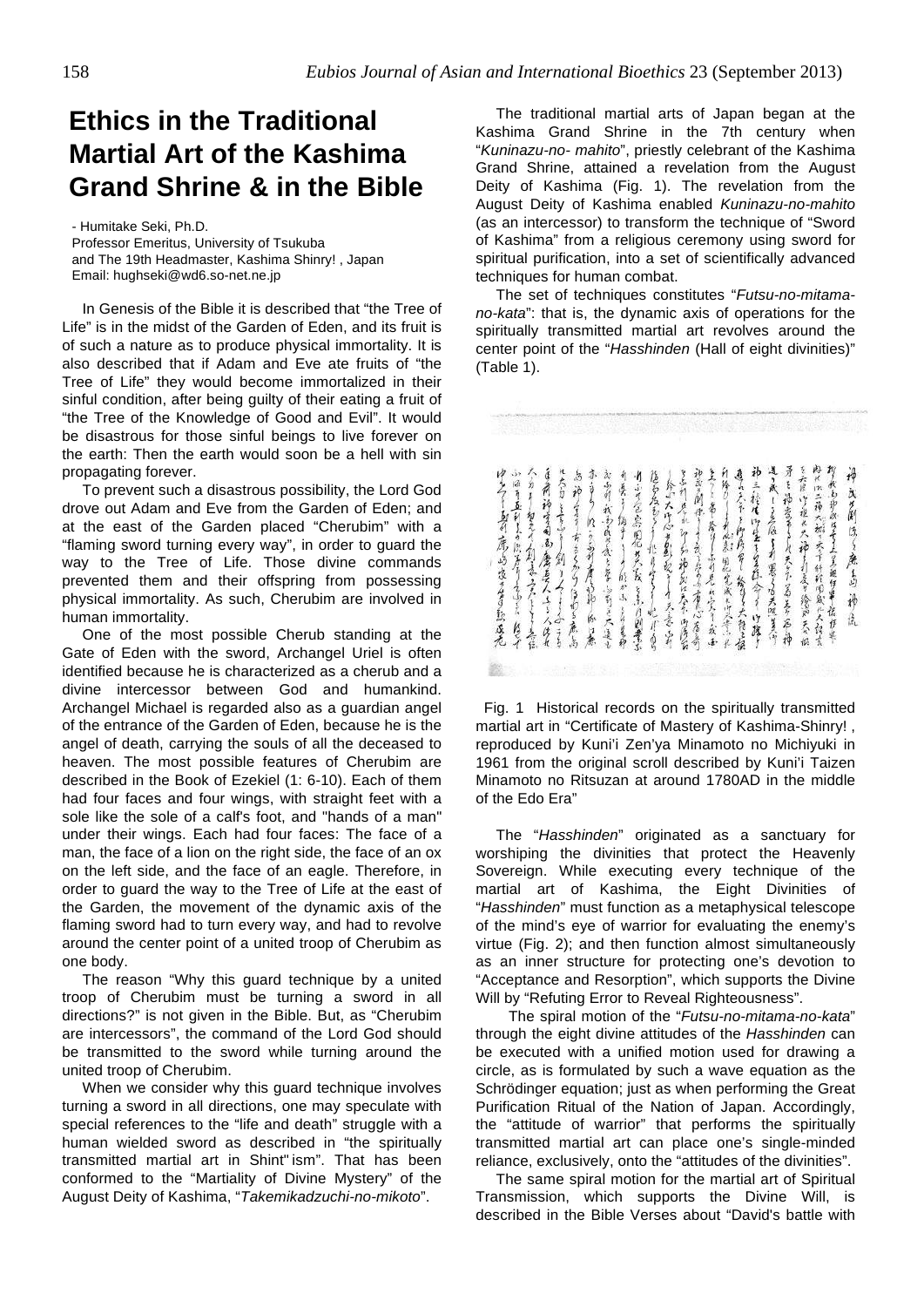# Ethics in the Traditional Martial Art of the Kashima Grand Shrine & in the Bible

- Humitake Seki, Ph.D.
Professor Emeritus, University of Tsukuba
and The 19th Headmaster, Kashima Shinry! , Japan
Email: hughseki@wd6.so-net.ne.jp

In Genesis of the Bible it is described that "the Tree of Life" is in the midst of the Garden of Eden, and its fruit is of such a nature as to produce physical immortality. It is also described that if Adam and Eve ate fruits of "the Tree of Life" they would become immortalized in their sinful condition, after being guilty of their eating a fruit of "the Tree of the Knowledge of Good and Evil". It would be disastrous for those sinful beings to live forever on the earth: Then the earth would soon be a hell with sin propagating forever.

To prevent such a disastrous possibility, the Lord God drove out Adam and Eve from the Garden of Eden; and at the east of the Garden placed "Cherubim" with a "flaming sword turning every way", in order to guard the way to the Tree of Life. Those divine commands prevented them and their offspring from possessing physical immortality. As such, Cherubim are involved in human immortality.

One of the most possible Cherub standing at the Gate of Eden with the sword, Archangel Uriel is often identified because he is characterized as a cherub and a divine intercessor between God and humankind. Archangel Michael is regarded also as a guardian angel of the entrance of the Garden of Eden, because he is the angel of death, carrying the souls of all the deceased to heaven. The most possible features of Cherubim are described in the Book of Ezekiel (1: 6-10). Each of them had four faces and four wings, with straight feet with a sole like the sole of a calf's foot, and "hands of a man" under their wings. Each had four faces: The face of a man, the face of a lion on the right side, the face of an ox on the left side, and the face of an eagle. Therefore, in order to guard the way to the Tree of Life at the east of the Garden, the movement of the dynamic axis of the flaming sword had to turn every way, and had to revolve around the center point of a united troop of Cherubim as one body.

The reason "Why this guard technique by a united troop of Cherubim must be turning a sword in all directions?" is not given in the Bible. But, as "Cherubim are intercessors", the command of the Lord God should be transmitted to the sword while turning around the united troop of Cherubim.

When we consider why this guard technique involves turning a sword in all directions, one may speculate with special references to the "life and death" struggle with a human wielded sword as described in "the spiritually transmitted martial art in Shint" ism". That has been conformed to the "Martiality of Divine Mystery" of the August Deity of Kashima, "*Takemikadzuchi-no-mikoto*".

The traditional martial arts of Japan began at the Kashima Grand Shrine in the 7th century when "*Kuninazu-no- mahito*", priestly celebrant of the Kashima Grand Shrine, attained a revelation from the August Deity of Kashima (Fig. 1). The revelation from the August Deity of Kashima enabled *Kuninazu-no-mahito* (as an intercessor) to transform the technique of "Sword of Kashima" from a religious ceremony using sword for spiritual purification, into a set of scientifically advanced techniques for human combat.

The set of techniques constitutes "*Futsu-no-mitama-no-kata*": that is, the dynamic axis of operations for the spiritually transmitted martial art revolves around the center point of the "*Hasshinden* (Hall of eight divinities)" (Table 1).

Fig. 1 Historical records on the spiritually transmitted martial art in "Certificate of Mastery of Kashima-Shinry! , reproduced by Kuni'i Zen'ya Minamoto no Michiyuki in 1961 from the original scroll described by Kuni'i Taizen Minamoto no Ritsuzan at around 1780AD in the middle of the Edo Era"

The "*Hasshinden*" originated as a sanctuary for worshiping the divinities that protect the Heavenly Sovereign. While executing every technique of the martial art of Kashima, the Eight Divinities of "*Hasshinden*" must function as a metaphysical telescope of the mind's eye of warrior for evaluating the enemy's virtue (Fig. 2); and then function almost simultaneously as an inner structure for protecting one's devotion to "Acceptance and Resorption", which supports the Divine Will by "Refuting Error to Reveal Righteousness".

The spiral motion of the "*Futsu-no-mitama-no-kata*" through the eight divine attitudes of the *Hasshinden* can be executed with a unified motion used for drawing a circle, as is formulated by such a wave equation as the Schrödinger equation; just as when performing the Great Purification Ritual of the Nation of Japan. Accordingly, the "attitude of warrior" that performs the spiritually transmitted martial art can place one's single-minded reliance, exclusively, onto the "attitudes of the divinities".

The same spiral motion for the martial art of Spiritual Transmission, which supports the Divine Will, is described in the Bible Verses about "David's battle with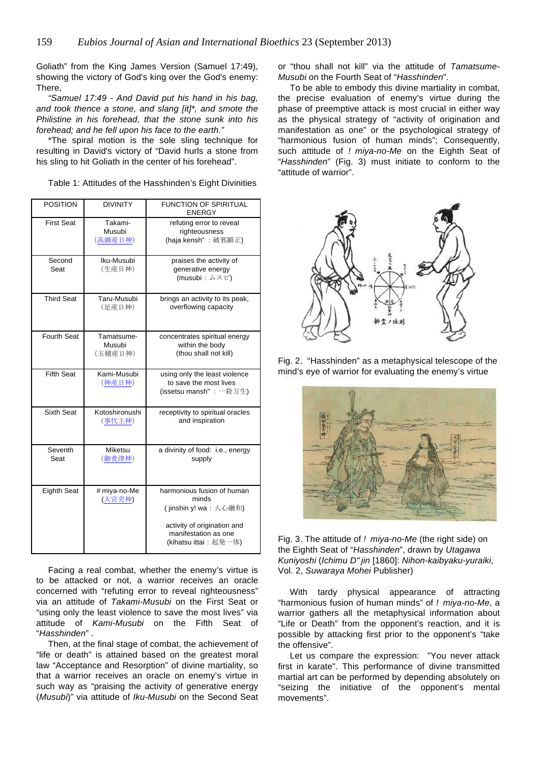Goliath" from the King James Version (Samuel 17:49), showing the victory of God's king over the God's enemy: There,

*"Samuel 17:49 - And David put his hand in his bag, and took thence a stone, and slang [it]*, and smote the Philistine in his forehead, that the stone sunk into his forehead; and he fell upon his face to the earth."*

*The spiral motion is the sole sling technique for resulting in David's victory of "David hurls a stone from his sling to hit Goliath in the center of his forehead".

Table 1: Attitudes of the Hasshinden's Eight Divinities

| POSITION | DIVINITY | FUNCTION OF SPIRITUAL ENERGY |
|---|---|---|
| First Seat | Takami-Musubi (高御産日神) | refuting error to reveal righteousness (haja kensh" : 破邪顕正) |
| Second Seat | Iku-Musubi (生産日神) | praises the activity of generative energy (musubi : ムスビ) |
| Third Seat | Taru-Musubi (足産日神) | brings an activity to its peak, overflowing capacity |
| Fourth Seat | Tamatsume-Musubi (玉積産日神) | concentrates spiritual energy within the body (thou shall not kill) |
| Fifth Seat | Kami-Musubi (神産日神) | using only the least violence to save the most lives (issetsu mansh" : 一殺万生) |
| Sixth Seat | Kotoshironushi (事代主神) | receptivity to spiritual oracles and inspiration |
| Seventh Seat | Miketsu (御食津神) | a divinity of food: i.e., energy supply |
| Eighth Seat | # miya-no-Me (大宮売神) | harmonious fusion of human minds ( jinshin y! wa : 人心融和) activity of origination and manifestation as one (kihatsu ittai : 起発一体) |

Facing a real combat, whether the enemy's virtue is to be attacked or not, a warrior receives an oracle concerned with "refuting error to reveal righteousness" via an attitude of *Takami-Musubi* on the First Seat or "using only the least violence to save the most lives" via attitude of *Kami-Musubi* on the Fifth Seat of "*Hasshinden*" .

Then, at the final stage of combat, the achievement of "life or death" is attained based on the greatest moral law "Acceptance and Resorption" of divine martiality, so that a warrior receives an oracle on enemy's virtue in such way as "praising the activity of generative energy (*Musubi*)" via attitude of *Iku-Musubi* on the Second Seat or "thou shall not kill" via the attitude of *Tamatsume-Musubi* on the Fourth Seat of "*Hasshinden*".

To be able to embody this divine martiality in combat, the precise evaluation of enemy's virtue during the phase of preemptive attack is most crucial in either way as the physical strategy of "activity of origination and manifestation as one" or the psychological strategy of "harmonious fusion of human minds"; Consequently, such attitude of *! miya-no-Me* on the Eighth Seat of "*Hasshinden*" (Fig. 3) must initiate to conform to the "attitude of warrior".

Fig. 2. "Hasshinden" as a metaphysical telescope of the mind's eye of warrior for evaluating the enemy's virtue

Fig. 3. The attitude of *! miya-no-Me* (the right side) on the Eighth Seat of "*Hasshinden*", drawn by *Utagawa Kuniyoshi* (*Ichimu D" jin* [1860]: *Nihon-kaibyaku-yuraiki*, Vol. 2, *Suwaraya Mohei* Publisher)

With tardy physical appearance of attracting "harmonious fusion of human minds" of *! miya-no-Me*, a warrior gathers all the metaphysical information about "Life or Death" from the opponent's reaction, and it is possible by attacking first prior to the opponent's "take the offensive".

Let us compare the expression: "You never attack first in karate". This performance of divine transmitted martial art can be performed by depending absolutely on "seizing the initiative of the opponent's mental movements".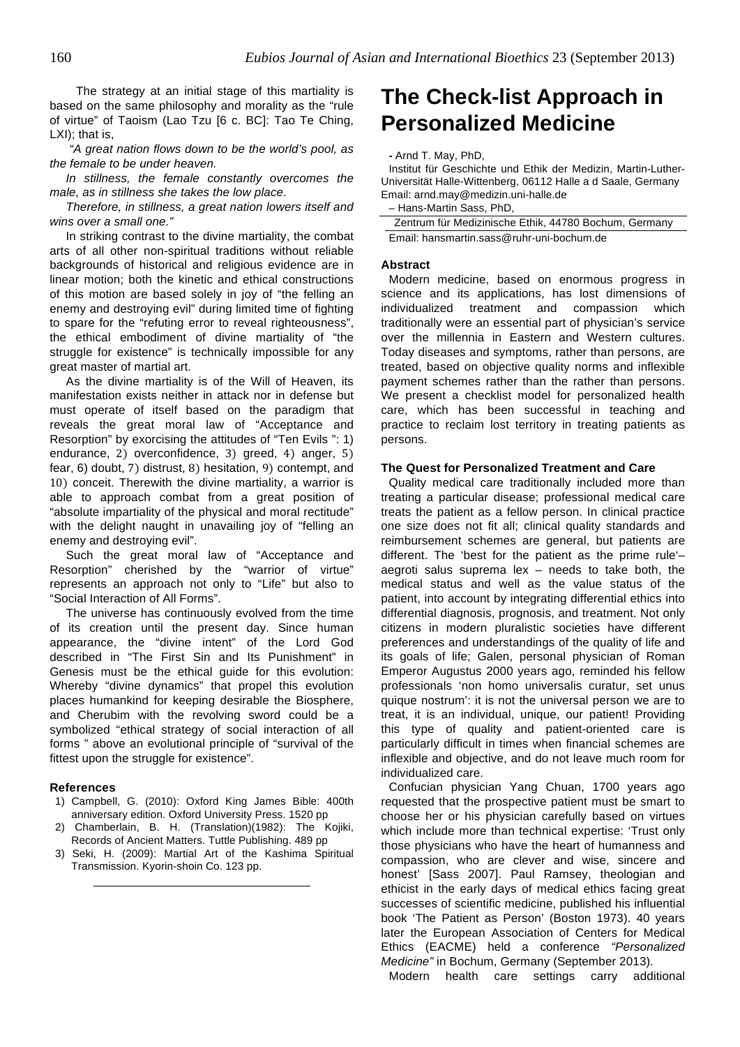The strategy at an initial stage of this martiality is based on the same philosophy and morality as the "rule of virtue" of Taoism (Lao Tzu [6 c. BC]: Tao Te Ching, LXI); that is,

*"A great nation flows down to be the world's pool, as the female to be under heaven.*

*In stillness, the female constantly overcomes the male, as in stillness she takes the low place.*

*Therefore, in stillness, a great nation lowers itself and wins over a small one."*

In striking contrast to the divine martiality, the combat arts of all other non-spiritual traditions without reliable backgrounds of historical and religious evidence are in linear motion; both the kinetic and ethical constructions of this motion are based solely in joy of "the felling an enemy and destroying evil" during limited time of fighting to spare for the "refuting error to reveal righteousness", the ethical embodiment of divine martiality of "the struggle for existence" is technically impossible for any great master of martial art.

As the divine martiality is of the Will of Heaven, its manifestation exists neither in attack nor in defense but must operate of itself based on the paradigm that reveals the great moral law of "Acceptance and Resorption" by exorcising the attitudes of "Ten Evils ": 1) endurance, 2) overconfidence, 3) greed, 4) anger, 5) fear, 6) doubt, 7) distrust, 8) hesitation, 9) contempt, and 10) conceit. Therewith the divine martiality, a warrior is able to approach combat from a great position of "absolute impartiality of the physical and moral rectitude" with the delight naught in unavailing joy of "felling an enemy and destroying evil".

Such the great moral law of "Acceptance and Resorption" cherished by the "warrior of virtue" represents an approach not only to "Life" but also to "Social Interaction of All Forms".

The universe has continuously evolved from the time of its creation until the present day. Since human appearance, the "divine intent" of the Lord God described in "The First Sin and Its Punishment" in Genesis must be the ethical guide for this evolution: Whereby "divine dynamics" that propel this evolution places humankind for keeping desirable the Biosphere, and Cherubim with the revolving sword could be a symbolized "ethical strategy of social interaction of all forms " above an evolutional principle of "survival of the fittest upon the struggle for existence".

### References

1) Campbell, G. (2010): Oxford King James Bible: 400th anniversary edition. Oxford University Press. 1520 pp
2) Chamberlain, B. H. (Translation)(1982): The Kojiki, Records of Ancient Matters. Tuttle Publishing. 489 pp
3) Seki, H. (2009): Martial Art of the Kashima Spiritual Transmission. Kyorin-shoin Co. 123 pp.

# The Check-list Approach in Personalized Medicine

- Arnd T. May, PhD,
Institut für Geschichte und Ethik der Medizin, Martin-Luther-Universität Halle-Wittenberg, 06112 Halle a d Saale, Germany
Email: arnd.may@medizin.uni-halle.de

– Hans-Martin Sass, PhD,
Zentrum für Medizinische Ethik, 44780 Bochum, Germany
Email: hansmartin.sass@ruhr-uni-bochum.de

### Abstract

Modern medicine, based on enormous progress in science and its applications, has lost dimensions of individualized treatment and compassion which traditionally were an essential part of physician's service over the millennia in Eastern and Western cultures. Today diseases and symptoms, rather than persons, are treated, based on objective quality norms and inflexible payment schemes rather than the rather than persons. We present a checklist model for personalized health care, which has been successful in teaching and practice to reclaim lost territory in treating patients as persons.

### The Quest for Personalized Treatment and Care

Quality medical care traditionally included more than treating a particular disease; professional medical care treats the patient as a fellow person. In clinical practice one size does not fit all; clinical quality standards and reimbursement schemes are general, but patients are different. The 'best for the patient as the prime rule'– aegroti salus suprema lex – needs to take both, the medical status and well as the value status of the patient, into account by integrating differential ethics into differential diagnosis, prognosis, and treatment. Not only citizens in modern pluralistic societies have different preferences and understandings of the quality of life and its goals of life; Galen, personal physician of Roman Emperor Augustus 2000 years ago, reminded his fellow professionals 'non homo universalis curatur, set unus quique nostrum': it is not the universal person we are to treat, it is an individual, unique, our patient! Providing this type of quality and patient-oriented care is particularly difficult in times when financial schemes are inflexible and objective, and do not leave much room for individualized care.

Confucian physician Yang Chuan, 1700 years ago requested that the prospective patient must be smart to choose her or his physician carefully based on virtues which include more than technical expertise: 'Trust only those physicians who have the heart of humanness and compassion, who are clever and wise, sincere and honest' [Sass 2007]. Paul Ramsey, theologian and ethicist in the early days of medical ethics facing great successes of scientific medicine, published his influential book 'The Patient as Person' (Boston 1973). 40 years later the European Association of Centers for Medical Ethics (EACME) held a conference *"Personalized Medicine"* in Bochum, Germany (September 2013).

Modern health care settings carry additional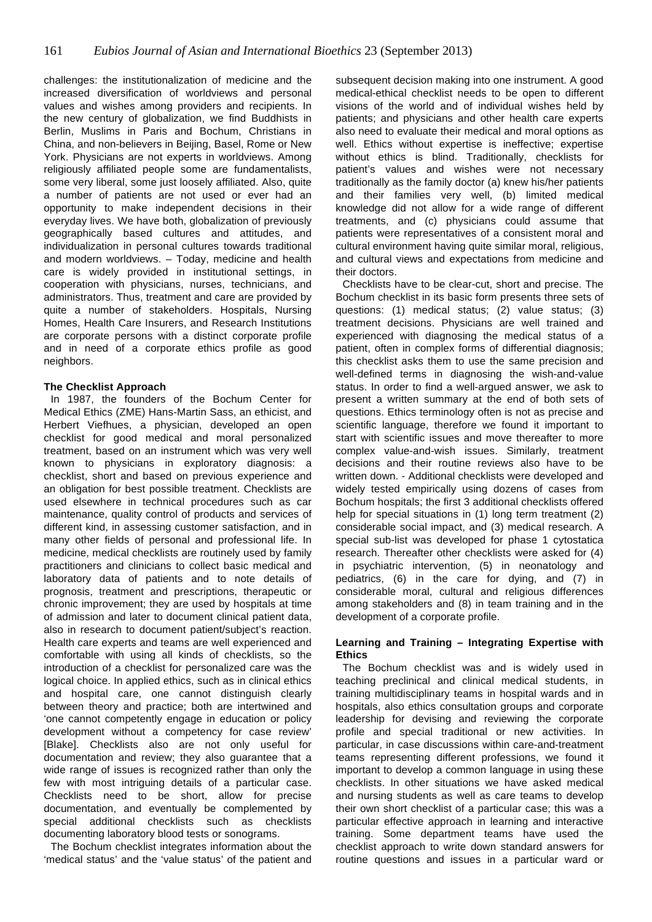challenges: the institutionalization of medicine and the increased diversification of worldviews and personal values and wishes among providers and recipients. In the new century of globalization, we find Buddhists in Berlin, Muslims in Paris and Bochum, Christians in China, and non-believers in Beijing, Basel, Rome or New York. Physicians are not experts in worldviews. Among religiously affiliated people some are fundamentalists, some very liberal, some just loosely affiliated. Also, quite a number of patients are not used or ever had an opportunity to make independent decisions in their everyday lives. We have both, globalization of previously geographically based cultures and attitudes, and individualization in personal cultures towards traditional and modern worldviews. – Today, medicine and health care is widely provided in institutional settings, in cooperation with physicians, nurses, technicians, and administrators. Thus, treatment and care are provided by quite a number of stakeholders. Hospitals, Nursing Homes, Health Care Insurers, and Research Institutions are corporate persons with a distinct corporate profile and in need of a corporate ethics profile as good neighbors.

### The Checklist Approach

In 1987, the founders of the Bochum Center for Medical Ethics (ZME) Hans-Martin Sass, an ethicist, and Herbert Viefhues, a physician, developed an open checklist for good medical and moral personalized treatment, based on an instrument which was very well known to physicians in exploratory diagnosis: a checklist, short and based on previous experience and an obligation for best possible treatment. Checklists are used elsewhere in technical procedures such as car maintenance, quality control of products and services of different kind, in assessing customer satisfaction, and in many other fields of personal and professional life. In medicine, medical checklists are routinely used by family practitioners and clinicians to collect basic medical and laboratory data of patients and to note details of prognosis, treatment and prescriptions, therapeutic or chronic improvement; they are used by hospitals at time of admission and later to document clinical patient data, also in research to document patient/subject's reaction. Health care experts and teams are well experienced and comfortable with using all kinds of checklists, so the introduction of a checklist for personalized care was the logical choice. In applied ethics, such as in clinical ethics and hospital care, one cannot distinguish clearly between theory and practice; both are intertwined and 'one cannot competently engage in education or policy development without a competency for case review' [Blake]. Checklists also are not only useful for documentation and review; they also guarantee that a wide range of issues is recognized rather than only the few with most intriguing details of a particular case. Checklists need to be short, allow for precise documentation, and eventually be complemented by special additional checklists such as checklists documenting laboratory blood tests or sonograms.

The Bochum checklist integrates information about the 'medical status' and the 'value status' of the patient and subsequent decision making into one instrument. A good medical-ethical checklist needs to be open to different visions of the world and of individual wishes held by patients; and physicians and other health care experts also need to evaluate their medical and moral options as well. Ethics without expertise is ineffective; expertise without ethics is blind. Traditionally, checklists for patient's values and wishes were not necessary traditionally as the family doctor (a) knew his/her patients and their families very well, (b) limited medical knowledge did not allow for a wide range of different treatments, and (c) physicians could assume that patients were representatives of a consistent moral and cultural environment having quite similar moral, religious, and cultural views and expectations from medicine and their doctors.

Checklists have to be clear-cut, short and precise. The Bochum checklist in its basic form presents three sets of questions: (1) medical status; (2) value status; (3) treatment decisions. Physicians are well trained and experienced with diagnosing the medical status of a patient, often in complex forms of differential diagnosis; this checklist asks them to use the same precision and well-defined terms in diagnosing the wish-and-value status. In order to find a well-argued answer, we ask to present a written summary at the end of both sets of questions. Ethics terminology often is not as precise and scientific language, therefore we found it important to start with scientific issues and move thereafter to more complex value-and-wish issues. Similarly, treatment decisions and their routine reviews also have to be written down. - Additional checklists were developed and widely tested empirically using dozens of cases from Bochum hospitals; the first 3 additional checklists offered help for special situations in (1) long term treatment (2) considerable social impact, and (3) medical research. A special sub-list was developed for phase 1 cytostatica research. Thereafter other checklists were asked for (4) in psychiatric intervention, (5) in neonatology and pediatrics, (6) in the care for dying, and (7) in considerable moral, cultural and religious differences among stakeholders and (8) in team training and in the development of a corporate profile.

### Learning and Training – Integrating Expertise with Ethics

The Bochum checklist was and is widely used in teaching preclinical and clinical medical students, in training multidisciplinary teams in hospital wards and in hospitals, also ethics consultation groups and corporate leadership for devising and reviewing the corporate profile and special traditional or new activities. In particular, in case discussions within care-and-treatment teams representing different professions, we found it important to develop a common language in using these checklists. In other situations we have asked medical and nursing students as well as care teams to develop their own short checklist of a particular case; this was a particular effective approach in learning and interactive training. Some department teams have used the checklist approach to write down standard answers for routine questions and issues in a particular ward or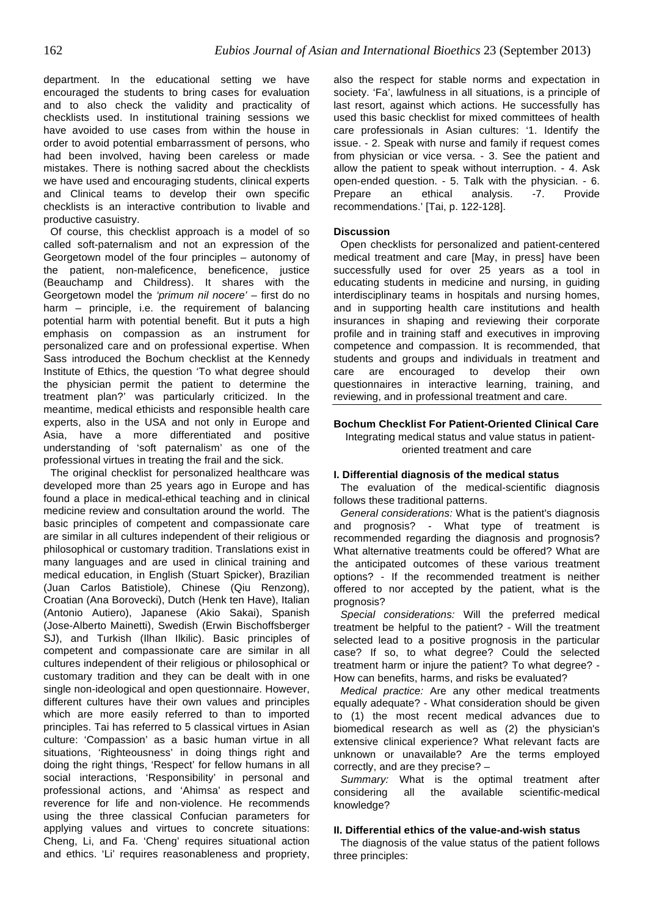department. In the educational setting we have encouraged the students to bring cases for evaluation and to also check the validity and practicality of checklists used. In institutional training sessions we have avoided to use cases from within the house in order to avoid potential embarrassment of persons, who had been involved, having been careless or made mistakes. There is nothing sacred about the checklists we have used and encouraging students, clinical experts and Clinical teams to develop their own specific checklists is an interactive contribution to livable and productive casuistry.

Of course, this checklist approach is a model of so called soft-paternalism and not an expression of the Georgetown model of the four principles – autonomy of the patient, non-maleficence, beneficence, justice (Beauchamp and Childress). It shares with the Georgetown model the *'primum nil nocere'* – first do no harm – principle, i.e. the requirement of balancing potential harm with potential benefit. But it puts a high emphasis on compassion as an instrument for personalized care and on professional expertise. When Sass introduced the Bochum checklist at the Kennedy Institute of Ethics, the question 'To what degree should the physician permit the patient to determine the treatment plan?' was particularly criticized. In the meantime, medical ethicists and responsible health care experts, also in the USA and not only in Europe and Asia, have a more differentiated and positive understanding of 'soft paternalism' as one of the professional virtues in treating the frail and the sick.

The original checklist for personalized healthcare was developed more than 25 years ago in Europe and has found a place in medical-ethical teaching and in clinical medicine review and consultation around the world. The basic principles of competent and compassionate care are similar in all cultures independent of their religious or philosophical or customary tradition. Translations exist in many languages and are used in clinical training and medical education, in English (Stuart Spicker), Brazilian (Juan Carlos Batistiole), Chinese (Qiu Renzong), Croatian (Ana Borovecki), Dutch (Henk ten Have), Italian (Antonio Autiero), Japanese (Akio Sakai), Spanish (Jose-Alberto Mainetti), Swedish (Erwin Bischoffsberger SJ), and Turkish (Ilhan Ilkilic). Basic principles of competent and compassionate care are similar in all cultures independent of their religious or philosophical or customary tradition and they can be dealt with in one single non-ideological and open questionnaire. However, different cultures have their own values and principles which are more easily referred to than to imported principles. Tai has referred to 5 classical virtues in Asian culture: 'Compassion' as a basic human virtue in all situations, 'Righteousness' in doing things right and doing the right things, 'Respect' for fellow humans in all social interactions, 'Responsibility' in personal and professional actions, and 'Ahimsa' as respect and reverence for life and non-violence. He recommends using the three classical Confucian parameters for applying values and virtues to concrete situations: Cheng, Li, and Fa. 'Cheng' requires situational action and ethics. 'Li' requires reasonableness and propriety, also the respect for stable norms and expectation in society. 'Fa', lawfulness in all situations, is a principle of last resort, against which actions. He successfully has used this basic checklist for mixed committees of health care professionals in Asian cultures: '1. Identify the issue. - 2. Speak with nurse and family if request comes from physician or vice versa. - 3. See the patient and allow the patient to speak without interruption. - 4. Ask open-ended question. - 5. Talk with the physician. - 6. Prepare an ethical analysis. -7. Provide recommendations.' [Tai, p. 122-128].

## Discussion

Open checklists for personalized and patient-centered medical treatment and care [May, in press] have been successfully used for over 25 years as a tool in educating students in medicine and nursing, in guiding interdisciplinary teams in hospitals and nursing homes, and in supporting health care institutions and health insurances in shaping and reviewing their corporate profile and in training staff and executives in improving competence and compassion. It is recommended, that students and groups and individuals in treatment and care are encouraged to develop their own questionnaires in interactive learning, training, and reviewing, and in professional treatment and care.

## Bochum Checklist For Patient-Oriented Clinical Care

Integrating medical status and value status in patient-oriented treatment and care

### I. Differential diagnosis of the medical status

The evaluation of the medical-scientific diagnosis follows these traditional patterns.

*General considerations:* What is the patient's diagnosis and prognosis? - What type of treatment is recommended regarding the diagnosis and prognosis? What alternative treatments could be offered? What are the anticipated outcomes of these various treatment options? - If the recommended treatment is neither offered to nor accepted by the patient, what is the prognosis?

*Special considerations:* Will the preferred medical treatment be helpful to the patient? - Will the treatment selected lead to a positive prognosis in the particular case? If so, to what degree? Could the selected treatment harm or injure the patient? To what degree? - How can benefits, harms, and risks be evaluated?

*Medical practice:* Are any other medical treatments equally adequate? - What consideration should be given to (1) the most recent medical advances due to biomedical research as well as (2) the physician's extensive clinical experience? What relevant facts are unknown or unavailable? Are the terms employed correctly, and are they precise? –

*Summary:* What is the optimal treatment after considering all the available scientific-medical knowledge?

### II. Differential ethics of the value-and-wish status

The diagnosis of the value status of the patient follows three principles: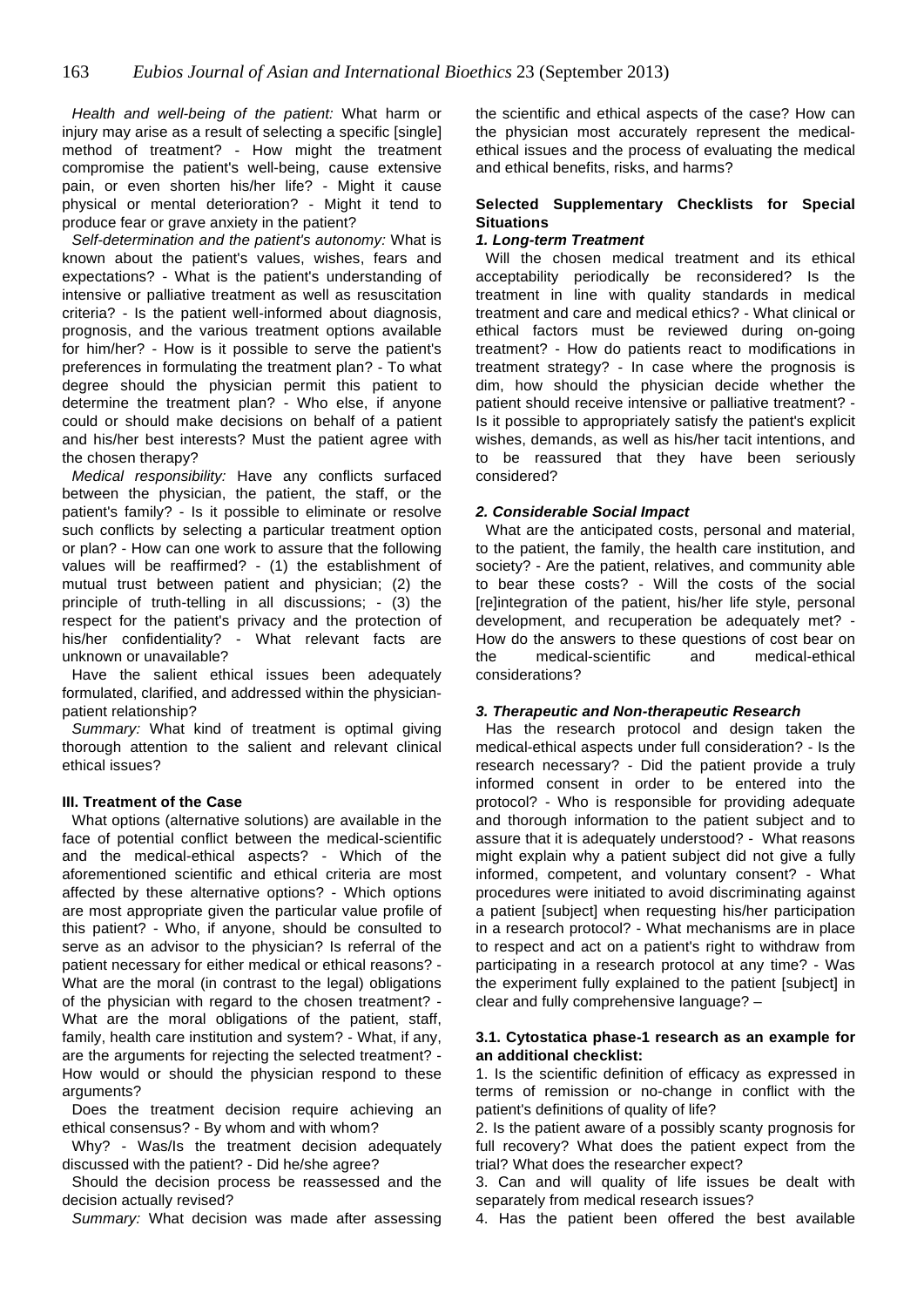*Health and well-being of the patient:* What harm or injury may arise as a result of selecting a specific [single] method of treatment? - How might the treatment compromise the patient's well-being, cause extensive pain, or even shorten his/her life? - Might it cause physical or mental deterioration? - Might it tend to produce fear or grave anxiety in the patient?

*Self-determination and the patient's autonomy:* What is known about the patient's values, wishes, fears and expectations? - What is the patient's understanding of intensive or palliative treatment as well as resuscitation criteria? - Is the patient well-informed about diagnosis, prognosis, and the various treatment options available for him/her? - How is it possible to serve the patient's preferences in formulating the treatment plan? - To what degree should the physician permit this patient to determine the treatment plan? - Who else, if anyone could or should make decisions on behalf of a patient and his/her best interests? Must the patient agree with the chosen therapy?

*Medical responsibility:* Have any conflicts surfaced between the physician, the patient, the staff, or the patient's family? - Is it possible to eliminate or resolve such conflicts by selecting a particular treatment option or plan? - How can one work to assure that the following values will be reaffirmed? - (1) the establishment of mutual trust between patient and physician; (2) the principle of truth-telling in all discussions; - (3) the respect for the patient's privacy and the protection of his/her confidentiality? - What relevant facts are unknown or unavailable?

Have the salient ethical issues been adequately formulated, clarified, and addressed within the physician-patient relationship?

*Summary:* What kind of treatment is optimal giving thorough attention to the salient and relevant clinical ethical issues?

**III. Treatment of the Case**

What options (alternative solutions) are available in the face of potential conflict between the medical-scientific and the medical-ethical aspects? - Which of the aforementioned scientific and ethical criteria are most affected by these alternative options? - Which options are most appropriate given the particular value profile of this patient? - Who, if anyone, should be consulted to serve as an advisor to the physician? Is referral of the patient necessary for either medical or ethical reasons? - What are the moral (in contrast to the legal) obligations of the physician with regard to the chosen treatment? - What are the moral obligations of the patient, staff, family, health care institution and system? - What, if any, are the arguments for rejecting the selected treatment? - How would or should the physician respond to these arguments?

Does the treatment decision require achieving an ethical consensus? - By whom and with whom?

Why? - Was/Is the treatment decision adequately discussed with the patient? - Did he/she agree?

Should the decision process be reassessed and the decision actually revised?

*Summary:* What decision was made after assessing the scientific and ethical aspects of the case? How can the physician most accurately represent the medical-ethical issues and the process of evaluating the medical and ethical benefits, risks, and harms?

**Selected Supplementary Checklists for Special Situations**

***1. Long-term Treatment***

Will the chosen medical treatment and its ethical acceptability periodically be reconsidered? Is the treatment in line with quality standards in medical treatment and care and medical ethics? - What clinical or ethical factors must be reviewed during on-going treatment? - How do patients react to modifications in treatment strategy? - In case where the prognosis is dim, how should the physician decide whether the patient should receive intensive or palliative treatment? - Is it possible to appropriately satisfy the patient's explicit wishes, demands, as well as his/her tacit intentions, and to be reassured that they have been seriously considered?

***2. Considerable Social Impact***

What are the anticipated costs, personal and material, to the patient, the family, the health care institution, and society? - Are the patient, relatives, and community able to bear these costs? - Will the costs of the social [re]integration of the patient, his/her life style, personal development, and recuperation be adequately met? - How do the answers to these questions of cost bear on the medical-scientific and medical-ethical considerations?

***3. Therapeutic and Non-therapeutic Research***

Has the research protocol and design taken the medical-ethical aspects under full consideration? - Is the research necessary? - Did the patient provide a truly informed consent in order to be entered into the protocol? - Who is responsible for providing adequate and thorough information to the patient subject and to assure that it is adequately understood? - What reasons might explain why a patient subject did not give a fully informed, competent, and voluntary consent? - What procedures were initiated to avoid discriminating against a patient [subject] when requesting his/her participation in a research protocol? - What mechanisms are in place to respect and act on a patient's right to withdraw from participating in a research protocol at any time? - Was the experiment fully explained to the patient [subject] in clear and fully comprehensive language? –

**3.1. Cytostatica phase-1 research as an example for an additional checklist:**

1. Is the scientific definition of efficacy as expressed in terms of remission or no-change in conflict with the patient's definitions of quality of life?
2. Is the patient aware of a possibly scanty prognosis for full recovery? What does the patient expect from the trial? What does the researcher expect?
3. Can and will quality of life issues be dealt with separately from medical research issues?
4. Has the patient been offered the best available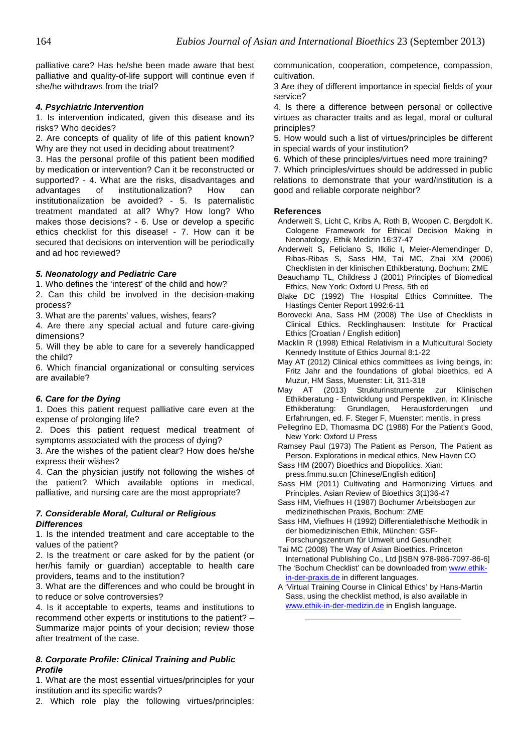palliative care? Has he/she been made aware that best palliative and quality-of-life support will continue even if she/he withdraws from the trial?

#### *4. Psychiatric Intervention*

1. Is intervention indicated, given this disease and its risks? Who decides?
2. Are concepts of quality of life of this patient known? Why are they not used in deciding about treatment?
3. Has the personal profile of this patient been modified by medication or intervention? Can it be reconstructed or supported? - 4. What are the risks, disadvantages and advantages of institutionalization? How can institutionalization be avoided? - 5. Is paternalistic treatment mandated at all? Why? How long? Who makes those decisions? - 6. Use or develop a specific ethics checklist for this disease! - 7. How can it be secured that decisions on intervention will be periodically and ad hoc reviewed?

#### *5. Neonatology and Pediatric Care*

1. Who defines the 'interest' of the child and how?
2. Can this child be involved in the decision-making process?
3. What are the parents' values, wishes, fears?
4. Are there any special actual and future care-giving dimensions?
5. Will they be able to care for a severely handicapped the child?
6. Which financial organizational or consulting services are available?

#### *6. Care for the Dying*

1. Does this patient request palliative care even at the expense of prolonging life?
2. Does this patient request medical treatment of symptoms associated with the process of dying?
3. Are the wishes of the patient clear? How does he/she express their wishes?
4. Can the physician justify not following the wishes of the patient? Which available options in medical, palliative, and nursing care are the most appropriate?

#### *7. Considerable Moral, Cultural or Religious Differences*

1. Is the intended treatment and care acceptable to the values of the patient?
2. Is the treatment or care asked for by the patient (or her/his family or guardian) acceptable to health care providers, teams and to the institution?
3. What are the differences and who could be brought in to reduce or solve controversies?
4. Is it acceptable to experts, teams and institutions to recommend other experts or institutions to the patient? – Summarize major points of your decision; review those after treatment of the case.

#### *8. Corporate Profile: Clinical Training and Public Profile*

1. What are the most essential virtues/principles for your institution and its specific wards?
2. Which role play the following virtues/principles: communication, cooperation, competence, compassion, cultivation.
3 Are they of different importance in special fields of your service?
4. Is there a difference between personal or collective virtues as character traits and as legal, moral or cultural principles?
5. How would such a list of virtues/principles be different in special wards of your institution?
6. Which of these principles/virtues need more training?
7. Which principles/virtues should be addressed in public relations to demonstrate that your ward/institution is a good and reliable corporate neighbor?

### References

Anderweit S, Licht C, Kribs A, Roth B, Woopen C, Bergdolt K. Cologene Framework for Ethical Decision Making in Neonatology. Ethik Medizin 16:37-47

Anderweit S, Feliciano S, Ilkilic I, Meier-Alemendinger D, Ribas-Ribas S, Sass HM, Tai MC, Zhai XM (2006) Checklisten in der klinischen Ethikberatung. Bochum: ZME

Beauchamp TL, Childress J (2001) Principles of Biomedical Ethics, New York: Oxford U Press, 5th ed

Blake DC (1992) The Hospital Ethics Committee. The Hastings Center Report 1992:6-11

Borovecki Ana, Sass HM (2008) The Use of Checklists in Clinical Ethics. Recklinghausen: Institute for Practical Ethics [Croatian / English edition]

Macklin R (1998) Ethical Relativism in a Multicultural Society Kennedy Institute of Ethics Journal 8:1-22

May AT (2012) Clinical ethics committees as living beings, in: Fritz Jahr and the foundations of global bioethics, ed A Muzur, HM Sass, Muenster: Lit, 311-318

May AT (2013) Strukturinstrumente zur Klinischen Ethikberatung - Entwicklung und Perspektiven, in: Klinische Ethikberatung: Grundlagen, Herausforderungen und Erfahrungen, ed. F. Steger F, Muenster: mentis, in press

Pellegrino ED, Thomasma DC (1988) For the Patient's Good, New York: Oxford U Press

Ramsey Paul (1973) The Patient as Person, The Patient as Person. Explorations in medical ethics. New Haven CO

Sass HM (2007) Bioethics and Biopolitics. Xian: press.fmmu.su.cn [Chinese/English edition]

Sass HM (2011) Cultivating and Harmonizing Virtues and Principles. Asian Review of Bioethics 3(1)36-47

Sass HM, Viefhues H (1987) Bochumer Arbeitsbogen zur medizinethischen Praxis, Bochum: ZME

Sass HM, Viefhues H (1992) Differentialethische Methodik in der biomedizinischen Ethik, München: GSF-Forschungszentrum für Umwelt und Gesundheit

Tai MC (2008) The Way of Asian Bioethics. Princeton International Publishing Co., Ltd [ISBN 978-986-7097-86-6]

The 'Bochum Checklist' can be downloaded from www.ethik-in-der-praxis.de in different languages.

A 'Virtual Training Course in Clinical Ethics' by Hans-Martin Sass, using the checklist method, is also available in www.ethik-in-der-medizin.de in English language.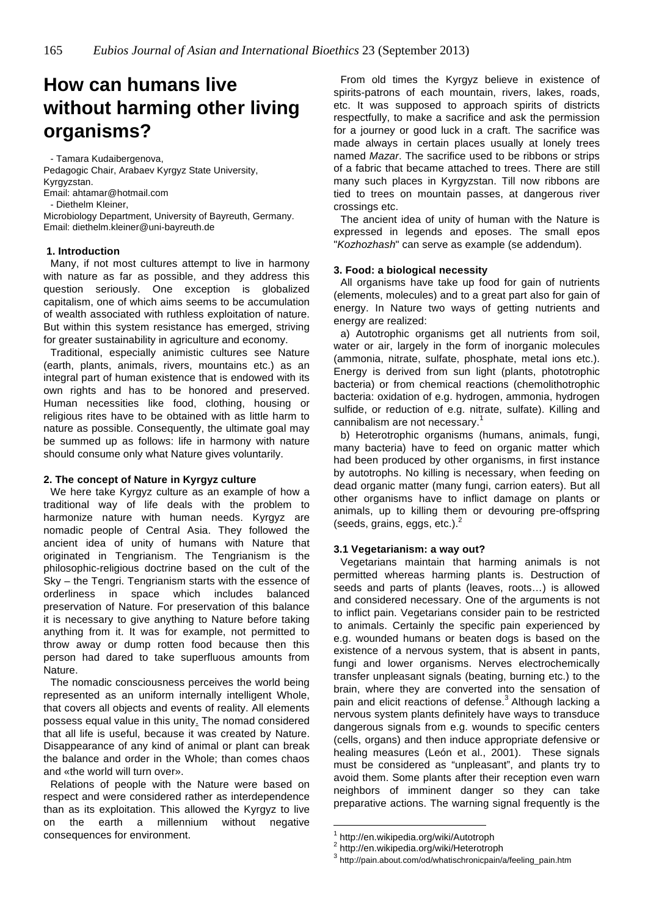# How can humans live without harming other living organisms?

- Tamara Kudaibergenova,
Pedagogic Chair, Arabaev Kyrgyz State University, Kyrgyzstan.
Email: ahtamar@hotmail.com
- Diethelm Kleiner,
Microbiology Department, University of Bayreuth, Germany.
Email: diethelm.kleiner@uni-bayreuth.de

### 1. Introduction

Many, if not most cultures attempt to live in harmony with nature as far as possible, and they address this question seriously. One exception is globalized capitalism, one of which aims seems to be accumulation of wealth associated with ruthless exploitation of nature. But within this system resistance has emerged, striving for greater sustainability in agriculture and economy.

Traditional, especially animistic cultures see Nature (earth, plants, animals, rivers, mountains etc.) as an integral part of human existence that is endowed with its own rights and has to be honored and preserved. Human necessities like food, clothing, housing or religious rites have to be obtained with as little harm to nature as possible. Consequently, the ultimate goal may be summed up as follows: life in harmony with nature should consume only what Nature gives voluntarily.

### 2. The concept of Nature in Kyrgyz culture

We here take Kyrgyz culture as an example of how a traditional way of life deals with the problem to harmonize nature with human needs. Kyrgyz are nomadic people of Central Asia. They followed the ancient idea of unity of humans with Nature that originated in Tengrianism. The Tengrianism is the philosophic-religious doctrine based on the cult of the Sky – the Tengri. Tengrianism starts with the essence of orderliness in space which includes balanced preservation of Nature. For preservation of this balance it is necessary to give anything to Nature before taking anything from it. It was for example, not permitted to throw away or dump rotten food because then this person had dared to take superfluous amounts from Nature.

The nomadic consciousness perceives the world being represented as an uniform internally intelligent Whole, that covers all objects and events of reality. All elements possess equal value in this unity. The nomad considered that all life is useful, because it was created by Nature. Disappearance of any kind of animal or plant can break the balance and order in the Whole; than comes chaos and «the world will turn over».

Relations of people with the Nature were based on respect and were considered rather as interdependence than as its exploitation. This allowed the Kyrgyz to live on the earth a millennium without negative consequences for environment.

From old times the Kyrgyz believe in existence of spirits-patrons of each mountain, rivers, lakes, roads, etc. It was supposed to approach spirits of districts respectfully, to make a sacrifice and ask the permission for a journey or good luck in a craft. The sacrifice was made always in certain places usually at lonely trees named *Mazar*. The sacrifice used to be ribbons or strips of a fabric that became attached to trees. There are still many such places in Kyrgyzstan. Till now ribbons are tied to trees on mountain passes, at dangerous river crossings etc.

The ancient idea of unity of human with the Nature is expressed in legends and eposes. The small epos "*Kozhozhash*" can serve as example (se addendum).

### 3. Food: a biological necessity

All organisms have take up food for gain of nutrients (elements, molecules) and to a great part also for gain of energy. In Nature two ways of getting nutrients and energy are realized:

a) Autotrophic organisms get all nutrients from soil, water or air, largely in the form of inorganic molecules (ammonia, nitrate, sulfate, phosphate, metal ions etc.). Energy is derived from sun light (plants, phototrophic bacteria) or from chemical reactions (chemolithotrophic bacteria: oxidation of e.g. hydrogen, ammonia, hydrogen sulfide, or reduction of e.g. nitrate, sulfate). Killing and cannibalism are not necessary.[1]

b) Heterotrophic organisms (humans, animals, fungi, many bacteria) have to feed on organic matter which had been produced by other organisms, in first instance by autotrophs. No killing is necessary, when feeding on dead organic matter (many fungi, carrion eaters). But all other organisms have to inflict damage on plants or animals, up to killing them or devouring pre-offspring (seeds, grains, eggs, etc.).[2]

### 3.1 Vegetarianism: a way out?

Vegetarians maintain that harming animals is not permitted whereas harming plants is. Destruction of seeds and parts of plants (leaves, roots…) is allowed and considered necessary. One of the arguments is not to inflict pain. Vegetarians consider pain to be restricted to animals. Certainly the specific pain experienced by e.g. wounded humans or beaten dogs is based on the existence of a nervous system, that is absent in pants, fungi and lower organisms. Nerves electrochemically transfer unpleasant signals (beating, burning etc.) to the brain, where they are converted into the sensation of pain and elicit reactions of defense.[3] Although lacking a nervous system plants definitely have ways to transduce dangerous signals from e.g. wounds to specific centers (cells, organs) and then induce appropriate defensive or healing measures (León et al., 2001). These signals must be considered as "unpleasant", and plants try to avoid them. Some plants after their reception even warn neighbors of imminent danger so they can take preparative actions. The warning signal frequently is the

---

[1] http://en.wikipedia.org/wiki/Autotroph
[2] http://en.wikipedia.org/wiki/Heterotroph
[3] http://pain.about.com/od/whatischronicpain/a/feeling_pain.htm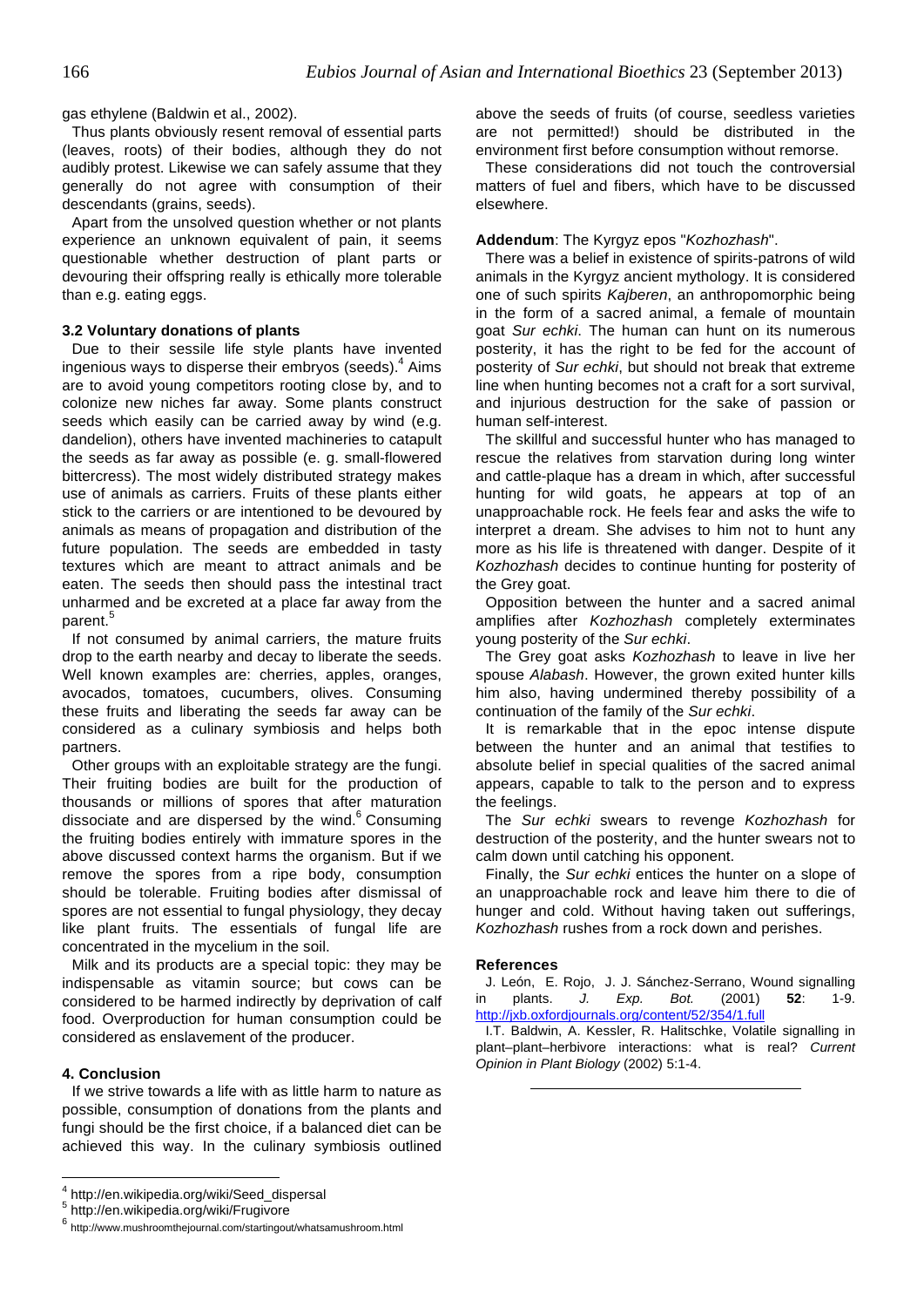gas ethylene (Baldwin et al., 2002).

Thus plants obviously resent removal of essential parts (leaves, roots) of their bodies, although they do not audibly protest. Likewise we can safely assume that they generally do not agree with consumption of their descendants (grains, seeds).

Apart from the unsolved question whether or not plants experience an unknown equivalent of pain, it seems questionable whether destruction of plant parts or devouring their offspring really is ethically more tolerable than e.g. eating eggs.

### 3.2 Voluntary donations of plants

Due to their sessile life style plants have invented ingenious ways to disperse their embryos (seeds).[4] Aims are to avoid young competitors rooting close by, and to colonize new niches far away. Some plants construct seeds which easily can be carried away by wind (e.g. dandelion), others have invented machineries to catapult the seeds as far away as possible (e. g. small-flowered bittercress). The most widely distributed strategy makes use of animals as carriers. Fruits of these plants either stick to the carriers or are intentioned to be devoured by animals as means of propagation and distribution of the future population. The seeds are embedded in tasty textures which are meant to attract animals and be eaten. The seeds then should pass the intestinal tract unharmed and be excreted at a place far away from the parent.[5]

If not consumed by animal carriers, the mature fruits drop to the earth nearby and decay to liberate the seeds. Well known examples are: cherries, apples, oranges, avocados, tomatoes, cucumbers, olives. Consuming these fruits and liberating the seeds far away can be considered as a culinary symbiosis and helps both partners.

Other groups with an exploitable strategy are the fungi. Their fruiting bodies are built for the production of thousands or millions of spores that after maturation dissociate and are dispersed by the wind.[6] Consuming the fruiting bodies entirely with immature spores in the above discussed context harms the organism. But if we remove the spores from a ripe body, consumption should be tolerable. Fruiting bodies after dismissal of spores are not essential to fungal physiology, they decay like plant fruits. The essentials of fungal life are concentrated in the mycelium in the soil.

Milk and its products are a special topic: they may be indispensable as vitamin source; but cows can be considered to be harmed indirectly by deprivation of calf food. Overproduction for human consumption could be considered as enslavement of the producer.

### 4. Conclusion

If we strive towards a life with as little harm to nature as possible, consumption of donations from the plants and fungi should be the first choice, if a balanced diet can be achieved this way. In the culinary symbiosis outlined above the seeds of fruits (of course, seedless varieties are not permitted!) should be distributed in the environment first before consumption without remorse.

These considerations did not touch the controversial matters of fuel and fibers, which have to be discussed elsewhere.

**Addendum**: The Kyrgyz epos "*Kozhozhash*".

There was a belief in existence of spirits-patrons of wild animals in the Kyrgyz ancient mythology. It is considered one of such spirits *Kajberen*, an anthropomorphic being in the form of a sacred animal, a female of mountain goat *Sur echki*. The human can hunt on its numerous posterity, it has the right to be fed for the account of posterity of *Sur echki*, but should not break that extreme line when hunting becomes not a craft for a sort survival, and injurious destruction for the sake of passion or human self-interest.

The skillful and successful hunter who has managed to rescue the relatives from starvation during long winter and cattle-plaque has a dream in which, after successful hunting for wild goats, he appears at top of an unapproachable rock. He feels fear and asks the wife to interpret a dream. She advises to him not to hunt any more as his life is threatened with danger. Despite of it *Kozhozhash* decides to continue hunting for posterity of the Grey goat.

Opposition between the hunter and a sacred animal amplifies after *Kozhozhash* completely exterminates young posterity of the *Sur echki*.

The Grey goat asks *Kozhozhash* to leave in live her spouse *Alabash*. However, the grown exited hunter kills him also, having undermined thereby possibility of a continuation of the family of the *Sur echki*.

It is remarkable that in the epoc intense dispute between the hunter and an animal that testifies to absolute belief in special qualities of the sacred animal appears, capable to talk to the person and to express the feelings.

The *Sur echki* swears to revenge *Kozhozhash* for destruction of the posterity, and the hunter swears not to calm down until catching his opponent.

Finally, the *Sur echki* entices the hunter on a slope of an unapproachable rock and leave him there to die of hunger and cold. Without having taken out sufferings, *Kozhozhash* rushes from a rock down and perishes.

### References

J. León, E. Rojo, J. J. Sánchez-Serrano, Wound signalling in plants. *J. Exp. Bot.* (2001) **52**: 1-9. http://jxb.oxfordjournals.org/content/52/354/1.full

I.T. Baldwin, A. Kessler, R. Halitschke, Volatile signalling in plant–plant–herbivore interactions: what is real? *Current Opinion in Plant Biology* (2002) 5:1-4.

---

[4] http://en.wikipedia.org/wiki/Seed_dispersal

[5] http://en.wikipedia.org/wiki/Frugivore

[6] http://www.mushroomthejournal.com/startingout/whatsamushroom.html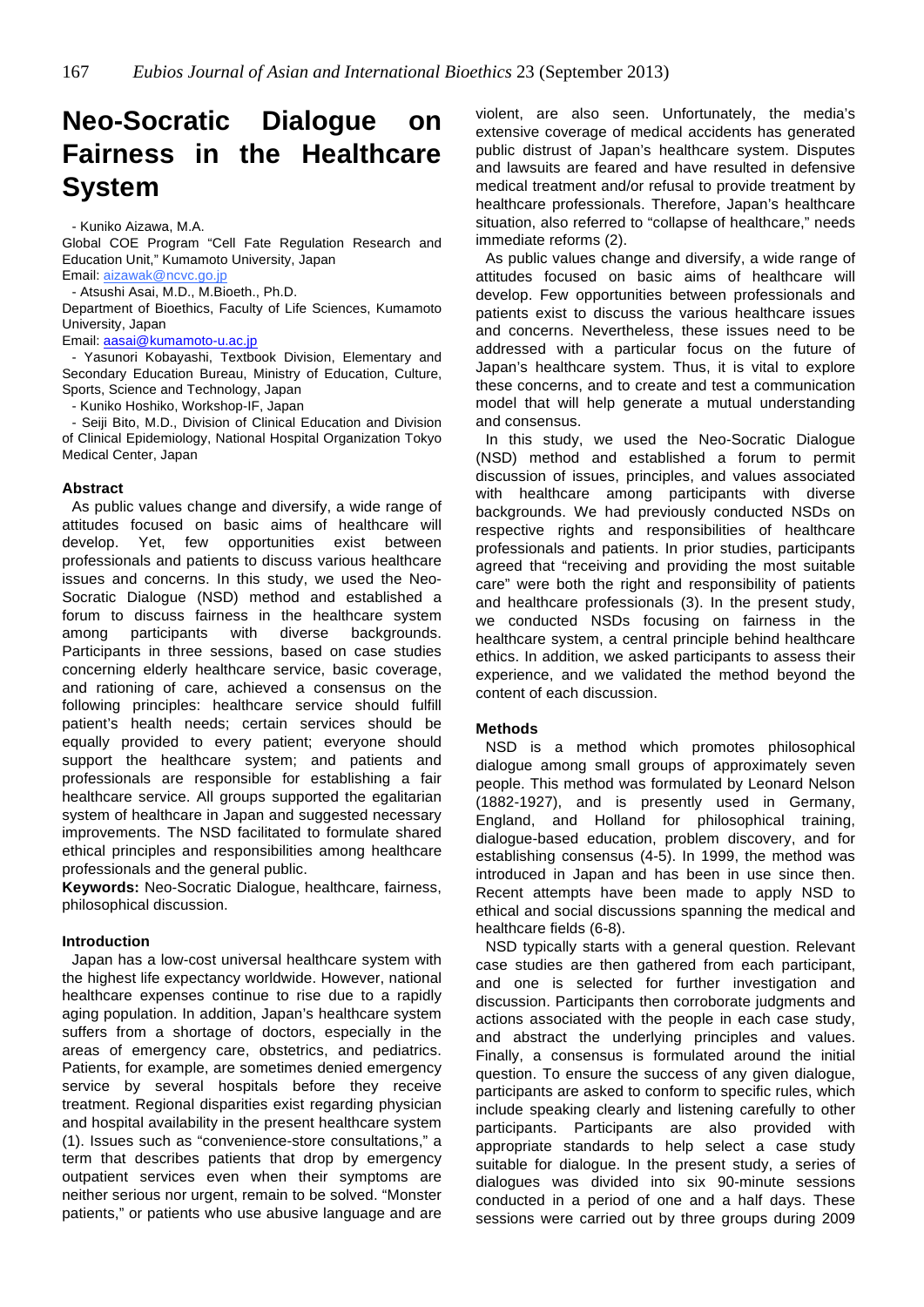# Neo-Socratic Dialogue on Fairness in the Healthcare System

- Kuniko Aizawa, M.A.

Global COE Program "Cell Fate Regulation Research and Education Unit," Kumamoto University, Japan

Email: aizawak@ncvc.go.jp

- Atsushi Asai, M.D., M.Bioeth., Ph.D.

Department of Bioethics, Faculty of Life Sciences, Kumamoto University, Japan

Email: aasai@kumamoto-u.ac.jp

- Yasunori Kobayashi, Textbook Division, Elementary and Secondary Education Bureau, Ministry of Education, Culture, Sports, Science and Technology, Japan

- Kuniko Hoshiko, Workshop-IF, Japan

- Seiji Bito, M.D., Division of Clinical Education and Division of Clinical Epidemiology, National Hospital Organization Tokyo Medical Center, Japan

### Abstract

As public values change and diversify, a wide range of attitudes focused on basic aims of healthcare will develop. Yet, few opportunities exist between professionals and patients to discuss various healthcare issues and concerns. In this study, we used the Neo-Socratic Dialogue (NSD) method and established a forum to discuss fairness in the healthcare system among participants with diverse backgrounds. Participants in three sessions, based on case studies concerning elderly healthcare service, basic coverage, and rationing of care, achieved a consensus on the following principles: healthcare service should fulfill patient's health needs; certain services should be equally provided to every patient; everyone should support the healthcare system; and patients and professionals are responsible for establishing a fair healthcare service. All groups supported the egalitarian system of healthcare in Japan and suggested necessary improvements. The NSD facilitated to formulate shared ethical principles and responsibilities among healthcare professionals and the general public.

**Keywords:** Neo-Socratic Dialogue, healthcare, fairness, philosophical discussion.

### Introduction

Japan has a low-cost universal healthcare system with the highest life expectancy worldwide. However, national healthcare expenses continue to rise due to a rapidly aging population. In addition, Japan's healthcare system suffers from a shortage of doctors, especially in the areas of emergency care, obstetrics, and pediatrics. Patients, for example, are sometimes denied emergency service by several hospitals before they receive treatment. Regional disparities exist regarding physician and hospital availability in the present healthcare system (1). Issues such as "convenience-store consultations," a term that describes patients that drop by emergency outpatient services even when their symptoms are neither serious nor urgent, remain to be solved. "Monster patients," or patients who use abusive language and are violent, are also seen. Unfortunately, the media's extensive coverage of medical accidents has generated public distrust of Japan's healthcare system. Disputes and lawsuits are feared and have resulted in defensive medical treatment and/or refusal to provide treatment by healthcare professionals. Therefore, Japan's healthcare situation, also referred to "collapse of healthcare," needs immediate reforms (2).

As public values change and diversify, a wide range of attitudes focused on basic aims of healthcare will develop. Few opportunities between professionals and patients exist to discuss the various healthcare issues and concerns. Nevertheless, these issues need to be addressed with a particular focus on the future of Japan's healthcare system. Thus, it is vital to explore these concerns, and to create and test a communication model that will help generate a mutual understanding and consensus.

In this study, we used the Neo-Socratic Dialogue (NSD) method and established a forum to permit discussion of issues, principles, and values associated with healthcare among participants with diverse backgrounds. We had previously conducted NSDs on respective rights and responsibilities of healthcare professionals and patients. In prior studies, participants agreed that "receiving and providing the most suitable care" were both the right and responsibility of patients and healthcare professionals (3). In the present study, we conducted NSDs focusing on fairness in the healthcare system, a central principle behind healthcare ethics. In addition, we asked participants to assess their experience, and we validated the method beyond the content of each discussion.

### Methods

NSD is a method which promotes philosophical dialogue among small groups of approximately seven people. This method was formulated by Leonard Nelson (1882-1927), and is presently used in Germany, England, and Holland for philosophical training, dialogue-based education, problem discovery, and for establishing consensus (4-5). In 1999, the method was introduced in Japan and has been in use since then. Recent attempts have been made to apply NSD to ethical and social discussions spanning the medical and healthcare fields (6-8).

NSD typically starts with a general question. Relevant case studies are then gathered from each participant, and one is selected for further investigation and discussion. Participants then corroborate judgments and actions associated with the people in each case study, and abstract the underlying principles and values. Finally, a consensus is formulated around the initial question. To ensure the success of any given dialogue, participants are asked to conform to specific rules, which include speaking clearly and listening carefully to other participants. Participants are also provided with appropriate standards to help select a case study suitable for dialogue. In the present study, a series of dialogues was divided into six 90-minute sessions conducted in a period of one and a half days. These sessions were carried out by three groups during 2009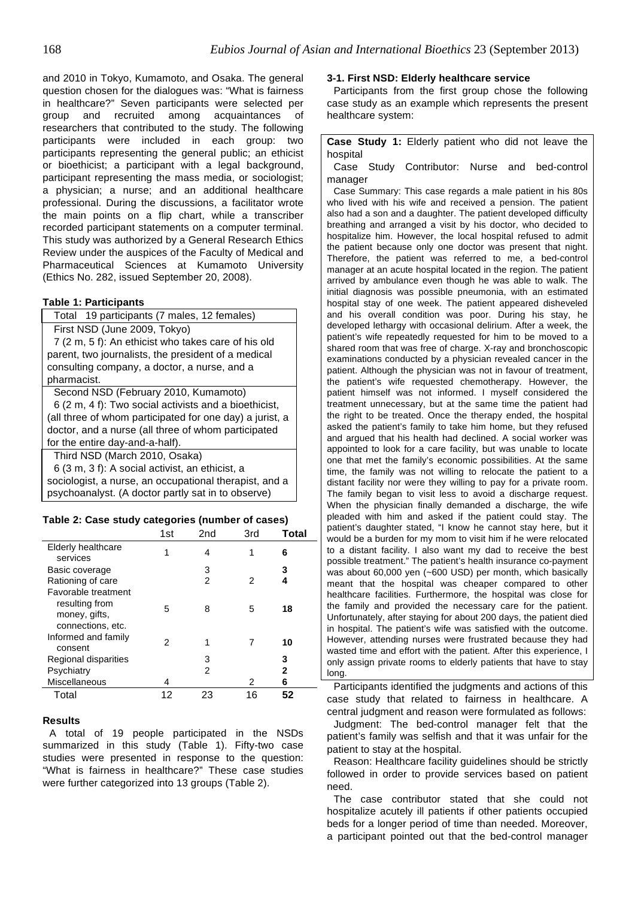and 2010 in Tokyo, Kumamoto, and Osaka. The general question chosen for the dialogues was: "What is fairness in healthcare?" Seven participants were selected per group and recruited among acquaintances of researchers that contributed to the study. The following participants were included in each group: two participants representing the general public; an ethicist or bioethicist; a participant with a legal background, participant representing the mass media, or sociologist; a physician; a nurse; and an additional healthcare professional. During the discussions, a facilitator wrote the main points on a flip chart, while a transcriber recorded participant statements on a computer terminal. This study was authorized by a General Research Ethics Review under the auspices of the Faculty of Medical and Pharmaceutical Sciences at Kumamoto University (Ethics No. 282, issued September 20, 2008).

**Table 1: Participants**

| Total 19 participants (7 males, 12 females) |
|---|
| First NSD (June 2009, Tokyo)<br>7 (2 m, 5 f): An ethicist who takes care of his old parent, two journalists, the president of a medical consulting company, a doctor, a nurse, and a pharmacist. |
| Second NSD (February 2010, Kumamoto)<br>6 (2 m, 4 f): Two social activists and a bioethicist, (all three of whom participated for one day) a jurist, a doctor, and a nurse (all three of whom participated for the entire day-and-a-half). |
| Third NSD (March 2010, Osaka)<br>6 (3 m, 3 f): A social activist, an ethicist, a sociologist, a nurse, an occupational therapist, and a psychoanalyst. (A doctor partly sat in to observe) |

**Table 2: Case study categories (number of cases)**

| | 1st | 2nd | 3rd | Total |
|---|---|---|---|---|
| Elderly healthcare services | 1 | 4 | 1 | **6** |
| Basic coverage | | 3 | | **3** |
| Rationing of care | | 2 | 2 | **4** |
| Favorable treatment resulting from money, gifts, connections, etc. | 5 | 8 | 5 | **18** |
| Informed and family consent | 2 | 1 | 7 | **10** |
| Regional disparities | | 3 | | **3** |
| Psychiatry | | 2 | | **2** |
| Miscellaneous | 4 | | 2 | **6** |
| Total | 12 | 23 | 16 | **52** |

## Results

A total of 19 people participated in the NSDs summarized in this study (Table 1). Fifty-two case studies were presented in response to the question: "What is fairness in healthcare?" These case studies were further categorized into 13 groups (Table 2).

### 3-1. First NSD: Elderly healthcare service

Participants from the first group chose the following case study as an example which represents the present healthcare system:

> **Case Study 1:** Elderly patient who did not leave the hospital
>
> Case Study Contributor: Nurse and bed-control manager
>
> Case Summary: This case regards a male patient in his 80s who lived with his wife and received a pension. The patient also had a son and a daughter. The patient developed difficulty breathing and arranged a visit by his doctor, who decided to hospitalize him. However, the local hospital refused to admit the patient because only one doctor was present that night. Therefore, the patient was referred to me, a bed-control manager at an acute hospital located in the region. The patient arrived by ambulance even though he was able to walk. The initial diagnosis was possible pneumonia, with an estimated hospital stay of one week. The patient appeared disheveled and his overall condition was poor. During his stay, he developed lethargy with occasional delirium. After a week, the patient's wife repeatedly requested for him to be moved to a shared room that was free of charge. X-ray and bronchoscopic examinations conducted by a physician revealed cancer in the patient. Although the physician was not in favour of treatment, the patient's wife requested chemotherapy. However, the patient himself was not informed. I myself considered the treatment unnecessary, but at the same time the patient had the right to be treated. Once the therapy ended, the hospital asked the patient's family to take him home, but they refused and argued that his health had declined. A social worker was appointed to look for a care facility, but was unable to locate one that met the family's economic possibilities. At the same time, the family was not willing to relocate the patient to a distant facility nor were they willing to pay for a private room. The family began to visit less to avoid a discharge request. When the physician finally demanded a discharge, the wife pleaded with him and asked if the patient could stay. The patient's daughter stated, "I know he cannot stay here, but it would be a burden for my mom to visit him if he were relocated to a distant facility. I also want my dad to receive the best possible treatment." The patient's health insurance co-payment was about 60,000 yen (~600 USD) per month, which basically meant that the hospital was cheaper compared to other healthcare facilities. Furthermore, the hospital was close for the family and provided the necessary care for the patient. Unfortunately, after staying for about 200 days, the patient died in hospital. The patient's wife was satisfied with the outcome. However, attending nurses were frustrated because they had wasted time and effort with the patient. After this experience, I only assign private rooms to elderly patients that have to stay long.

Participants identified the judgments and actions of this case study that related to fairness in healthcare. A central judgment and reason were formulated as follows:

Judgment: The bed-control manager felt that the patient's family was selfish and that it was unfair for the patient to stay at the hospital.

Reason: Healthcare facility guidelines should be strictly followed in order to provide services based on patient need.

The case contributor stated that she could not hospitalize acutely ill patients if other patients occupied beds for a longer period of time than needed. Moreover, a participant pointed out that the bed-control manager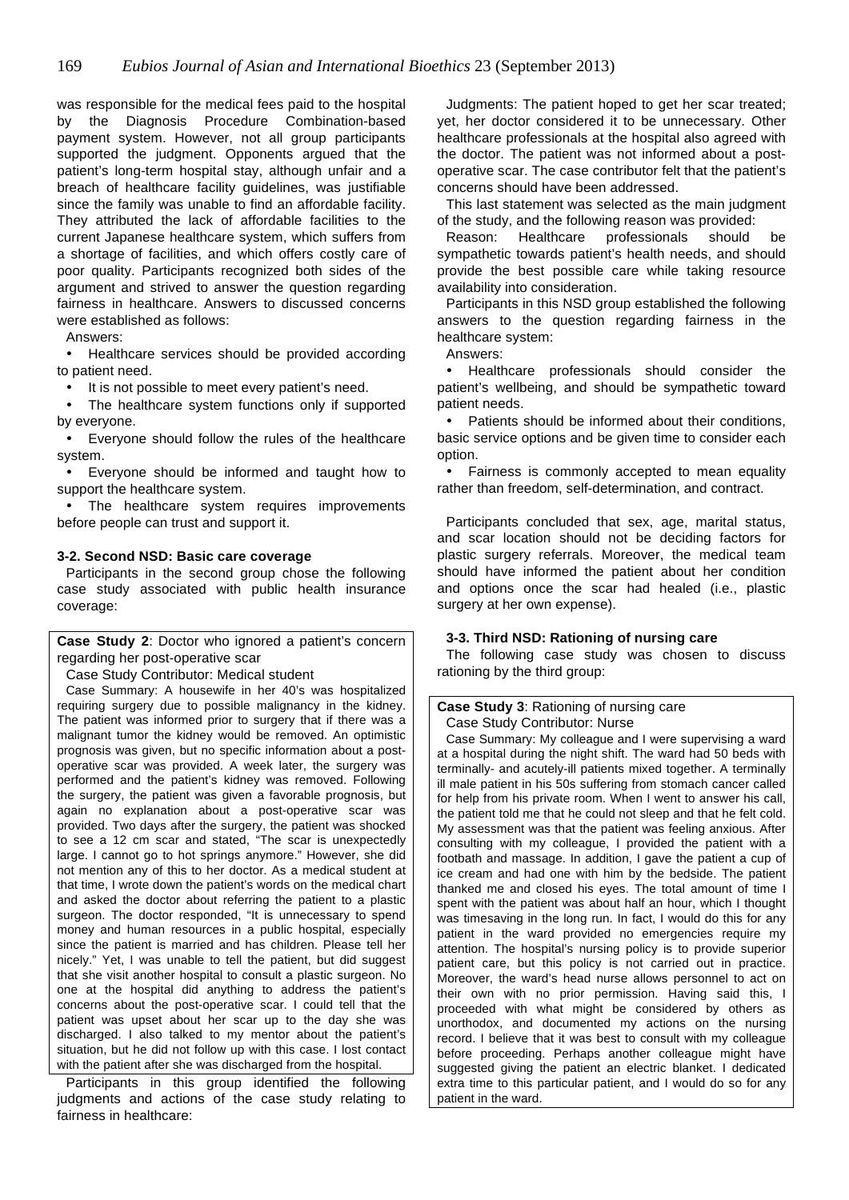was responsible for the medical fees paid to the hospital by the Diagnosis Procedure Combination-based payment system. However, not all group participants supported the judgment. Opponents argued that the patient's long-term hospital stay, although unfair and a breach of healthcare facility guidelines, was justifiable since the family was unable to find an affordable facility. They attributed the lack of affordable facilities to the current Japanese healthcare system, which suffers from a shortage of facilities, and which offers costly care of poor quality. Participants recognized both sides of the argument and strived to answer the question regarding fairness in healthcare. Answers to discussed concerns were established as follows:

Answers:

- Healthcare services should be provided according to patient need.
- It is not possible to meet every patient's need.
- The healthcare system functions only if supported by everyone.
- Everyone should follow the rules of the healthcare system.
- Everyone should be informed and taught how to support the healthcare system.
- The healthcare system requires improvements before people can trust and support it.

### 3-2. Second NSD: Basic care coverage

Participants in the second group chose the following case study associated with public health insurance coverage:

> **Case Study 2**: Doctor who ignored a patient's concern regarding her post-operative scar
>
> Case Study Contributor: Medical student
>
> Case Summary: A housewife in her 40's was hospitalized requiring surgery due to possible malignancy in the kidney. The patient was informed prior to surgery that if there was a malignant tumor the kidney would be removed. An optimistic prognosis was given, but no specific information about a post-operative scar was provided. A week later, the surgery was performed and the patient's kidney was removed. Following the surgery, the patient was given a favorable prognosis, but again no explanation about a post-operative scar was provided. Two days after the surgery, the patient was shocked to see a 12 cm scar and stated, "The scar is unexpectedly large. I cannot go to hot springs anymore." However, she did not mention any of this to her doctor. As a medical student at that time, I wrote down the patient's words on the medical chart and asked the doctor about referring the patient to a plastic surgeon. The doctor responded, "It is unnecessary to spend money and human resources in a public hospital, especially since the patient is married and has children. Please tell her nicely." Yet, I was unable to tell the patient, but did suggest that she visit another hospital to consult a plastic surgeon. No one at the hospital did anything to address the patient's concerns about the post-operative scar. I could tell that the patient was upset about her scar up to the day she was discharged. I also talked to my mentor about the patient's situation, but he did not follow up with this case. I lost contact with the patient after she was discharged from the hospital.

Participants in this group identified the following judgments and actions of the case study relating to fairness in healthcare:

Judgments: The patient hoped to get her scar treated; yet, her doctor considered it to be unnecessary. Other healthcare professionals at the hospital also agreed with the doctor. The patient was not informed about a post-operative scar. The case contributor felt that the patient's concerns should have been addressed.

This last statement was selected as the main judgment of the study, and the following reason was provided:

Reason: Healthcare professionals should be sympathetic towards patient's health needs, and should provide the best possible care while taking resource availability into consideration.

Participants in this NSD group established the following answers to the question regarding fairness in the healthcare system:

Answers:

- Healthcare professionals should consider the patient's wellbeing, and should be sympathetic toward patient needs.
- Patients should be informed about their conditions, basic service options and be given time to consider each option.
- Fairness is commonly accepted to mean equality rather than freedom, self-determination, and contract.

Participants concluded that sex, age, marital status, and scar location should not be deciding factors for plastic surgery referrals. Moreover, the medical team should have informed the patient about her condition and options once the scar had healed (i.e., plastic surgery at her own expense).

### 3-3. Third NSD: Rationing of nursing care

The following case study was chosen to discuss rationing by the third group:

> **Case Study 3**: Rationing of nursing care
>
> Case Study Contributor: Nurse
>
> Case Summary: My colleague and I were supervising a ward at a hospital during the night shift. The ward had 50 beds with terminally- and acutely-ill patients mixed together. A terminally ill male patient in his 50s suffering from stomach cancer called for help from his private room. When I went to answer his call, the patient told me that he could not sleep and that he felt cold. My assessment was that the patient was feeling anxious. After consulting with my colleague, I provided the patient with a footbath and massage. In addition, I gave the patient a cup of ice cream and had one with him by the bedside. The patient thanked me and closed his eyes. The total amount of time I spent with the patient was about half an hour, which I thought was timesaving in the long run. In fact, I would do this for any patient in the ward provided no emergencies require my attention. The hospital's nursing policy is to provide superior patient care, but this policy is not carried out in practice. Moreover, the ward's head nurse allows personnel to act on their own with no prior permission. Having said this, I proceeded with what might be considered by others as unorthodox, and documented my actions on the nursing record. I believe that it was best to consult with my colleague before proceeding. Perhaps another colleague might have suggested giving the patient an electric blanket. I dedicated extra time to this particular patient, and I would do so for any patient in the ward.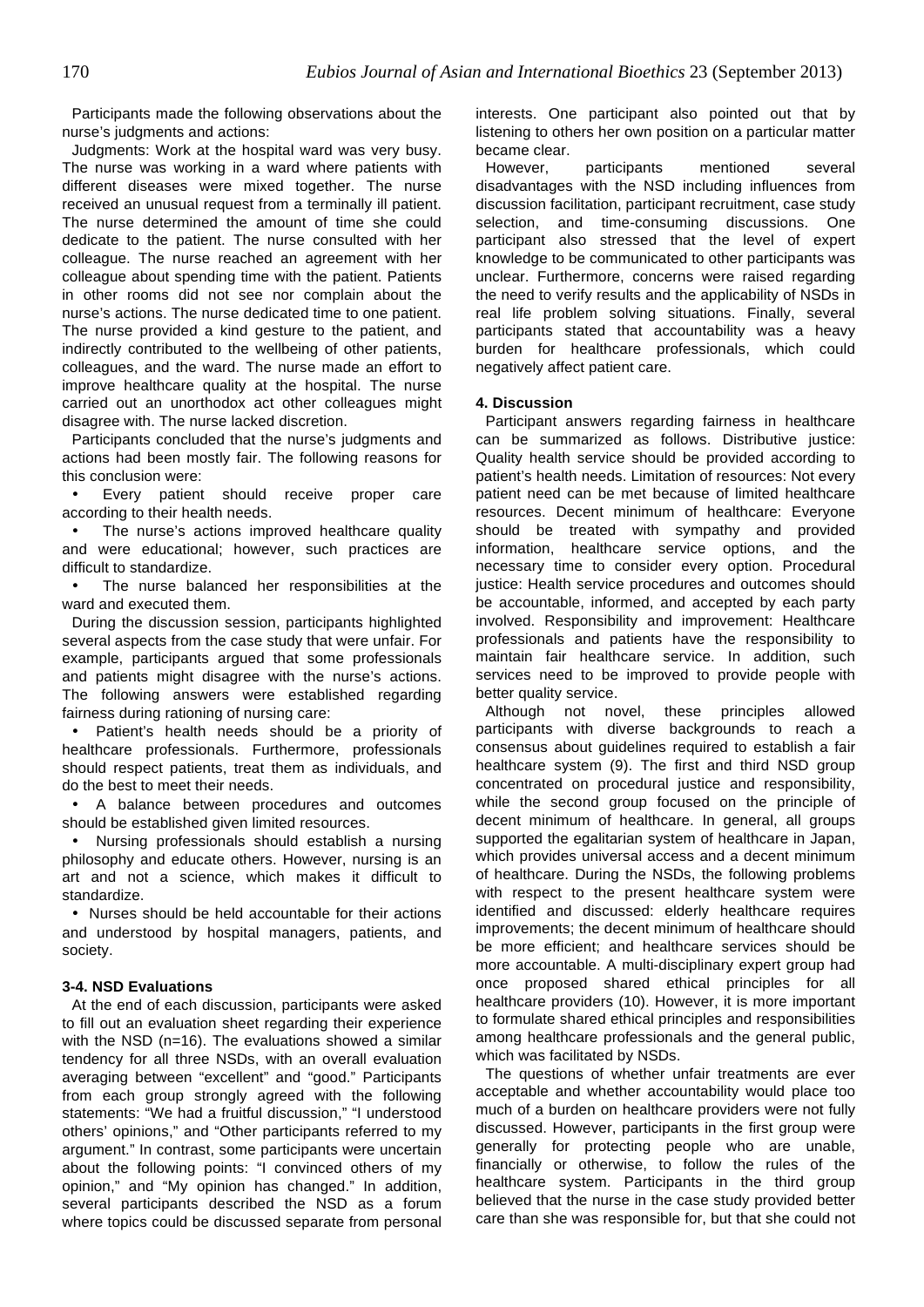Participants made the following observations about the nurse's judgments and actions:

Judgments: Work at the hospital ward was very busy. The nurse was working in a ward where patients with different diseases were mixed together. The nurse received an unusual request from a terminally ill patient. The nurse determined the amount of time she could dedicate to the patient. The nurse consulted with her colleague. The nurse reached an agreement with her colleague about spending time with the patient. Patients in other rooms did not see nor complain about the nurse's actions. The nurse dedicated time to one patient. The nurse provided a kind gesture to the patient, and indirectly contributed to the wellbeing of other patients, colleagues, and the ward. The nurse made an effort to improve healthcare quality at the hospital. The nurse carried out an unorthodox act other colleagues might disagree with. The nurse lacked discretion.

Participants concluded that the nurse's judgments and actions had been mostly fair. The following reasons for this conclusion were:

- Every patient should receive proper care according to their health needs.
- The nurse's actions improved healthcare quality and were educational; however, such practices are difficult to standardize.
- The nurse balanced her responsibilities at the ward and executed them.

During the discussion session, participants highlighted several aspects from the case study that were unfair. For example, participants argued that some professionals and patients might disagree with the nurse's actions. The following answers were established regarding fairness during rationing of nursing care:

- Patient's health needs should be a priority of healthcare professionals. Furthermore, professionals should respect patients, treat them as individuals, and do the best to meet their needs.
- A balance between procedures and outcomes should be established given limited resources.
- Nursing professionals should establish a nursing philosophy and educate others. However, nursing is an art and not a science, which makes it difficult to standardize.
- Nurses should be held accountable for their actions and understood by hospital managers, patients, and society.

### 3-4. NSD Evaluations

At the end of each discussion, participants were asked to fill out an evaluation sheet regarding their experience with the NSD (n=16). The evaluations showed a similar tendency for all three NSDs, with an overall evaluation averaging between "excellent" and "good." Participants from each group strongly agreed with the following statements: "We had a fruitful discussion," "I understood others' opinions," and "Other participants referred to my argument." In contrast, some participants were uncertain about the following points: "I convinced others of my opinion," and "My opinion has changed." In addition, several participants described the NSD as a forum where topics could be discussed separate from personal interests. One participant also pointed out that by listening to others her own position on a particular matter became clear.

However, participants mentioned several disadvantages with the NSD including influences from discussion facilitation, participant recruitment, case study selection, and time-consuming discussions. One participant also stressed that the level of expert knowledge to be communicated to other participants was unclear. Furthermore, concerns were raised regarding the need to verify results and the applicability of NSDs in real life problem solving situations. Finally, several participants stated that accountability was a heavy burden for healthcare professionals, which could negatively affect patient care.

## 4. Discussion

Participant answers regarding fairness in healthcare can be summarized as follows. Distributive justice: Quality health service should be provided according to patient's health needs. Limitation of resources: Not every patient need can be met because of limited healthcare resources. Decent minimum of healthcare: Everyone should be treated with sympathy and provided information, healthcare service options, and the necessary time to consider every option. Procedural justice: Health service procedures and outcomes should be accountable, informed, and accepted by each party involved. Responsibility and improvement: Healthcare professionals and patients have the responsibility to maintain fair healthcare service. In addition, such services need to be improved to provide people with better quality service.

Although not novel, these principles allowed participants with diverse backgrounds to reach a consensus about guidelines required to establish a fair healthcare system (9). The first and third NSD group concentrated on procedural justice and responsibility, while the second group focused on the principle of decent minimum of healthcare. In general, all groups supported the egalitarian system of healthcare in Japan, which provides universal access and a decent minimum of healthcare. During the NSDs, the following problems with respect to the present healthcare system were identified and discussed: elderly healthcare requires improvements; the decent minimum of healthcare should be more efficient; and healthcare services should be more accountable. A multi-disciplinary expert group had once proposed shared ethical principles for all healthcare providers (10). However, it is more important to formulate shared ethical principles and responsibilities among healthcare professionals and the general public, which was facilitated by NSDs.

The questions of whether unfair treatments are ever acceptable and whether accountability would place too much of a burden on healthcare providers were not fully discussed. However, participants in the first group were generally for protecting people who are unable, financially or otherwise, to follow the rules of the healthcare system. Participants in the third group believed that the nurse in the case study provided better care than she was responsible for, but that she could not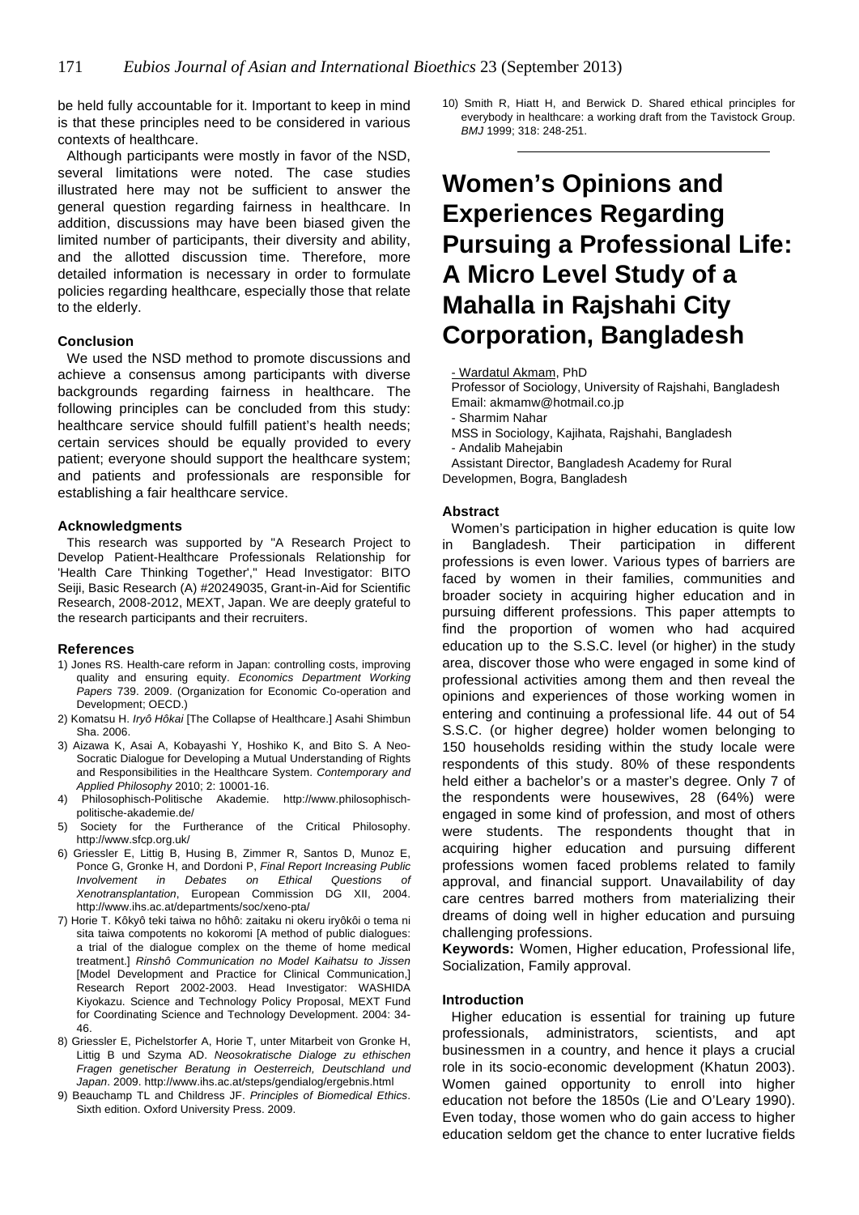be held fully accountable for it. Important to keep in mind is that these principles need to be considered in various contexts of healthcare.

Although participants were mostly in favor of the NSD, several limitations were noted. The case studies illustrated here may not be sufficient to answer the general question regarding fairness in healthcare. In addition, discussions may have been biased given the limited number of participants, their diversity and ability, and the allotted discussion time. Therefore, more detailed information is necessary in order to formulate policies regarding healthcare, especially those that relate to the elderly.

### Conclusion

We used the NSD method to promote discussions and achieve a consensus among participants with diverse backgrounds regarding fairness in healthcare. The following principles can be concluded from this study: healthcare service should fulfill patient's health needs; certain services should be equally provided to every patient; everyone should support the healthcare system; and patients and professionals are responsible for establishing a fair healthcare service.

### Acknowledgments

This research was supported by "A Research Project to Develop Patient-Healthcare Professionals Relationship for 'Health Care Thinking Together'," Head Investigator: BITO Seiji, Basic Research (A) #20249035, Grant-in-Aid for Scientific Research, 2008-2012, MEXT, Japan. We are deeply grateful to the research participants and their recruiters.

### References

1) Jones RS. Health-care reform in Japan: controlling costs, improving quality and ensuring equity. *Economics Department Working Papers* 739. 2009. (Organization for Economic Co-operation and Development; OECD.)
2) Komatsu H. *Iryô Hôkai* [The Collapse of Healthcare.] Asahi Shimbun Sha. 2006.
3) Aizawa K, Asai A, Kobayashi Y, Hoshiko K, and Bito S. A Neo-Socratic Dialogue for Developing a Mutual Understanding of Rights and Responsibilities in the Healthcare System. *Contemporary and Applied Philosophy* 2010; 2: 10001-16.
4) Philosophisch-Politische Akademie. http://www.philosophisch-politische-akademie.de/
5) Society for the Furtherance of the Critical Philosophy. http://www.sfcp.org.uk/
6) Griessler E, Littig B, Husing B, Zimmer R, Santos D, Munoz E, Ponce G, Gronke H, and Dordoni P, *Final Report Increasing Public Involvement in Debates on Ethical Questions of Xenotransplantation*, European Commission DG XII, 2004. http://www.ihs.ac.at/departments/soc/xeno-pta/
7) Horie T. Kôkyô teki taiwa no hôhô: zaitaku ni okeru iryôkôi o tema ni sita taiwa compotents no kokoromi [A method of public dialogues: a trial of the dialogue complex on the theme of home medical treatment.] *Rinshô Communication no Model Kaihatsu to Jissen* [Model Development and Practice for Clinical Communication,] Research Report 2002-2003. Head Investigator: WASHIDA Kiyokazu. Science and Technology Policy Proposal, MEXT Fund for Coordinating Science and Technology Development. 2004: 34-46.
8) Griessler E, Pichelstorfer A, Horie T, unter Mitarbeit von Gronke H, Littig B und Szyma AD. *Neosokratische Dialoge zu ethischen Fragen genetischer Beratung in Oesterreich, Deutschland und Japan*. 2009. http://www.ihs.ac.at/steps/gendialog/ergebnis.html
9) Beauchamp TL and Childress JF. *Principles of Biomedical Ethics*. Sixth edition. Oxford University Press. 2009.
10) Smith R, Hiatt H, and Berwick D. Shared ethical principles for everybody in healthcare: a working draft from the Tavistock Group. *BMJ* 1999; 318: 248-251.

# Women's Opinions and Experiences Regarding Pursuing a Professional Life: A Micro Level Study of a Mahalla in Rajshahi City Corporation, Bangladesh

- Wardatul Akmam, PhD
Professor of Sociology, University of Rajshahi, Bangladesh
Email: akmamw@hotmail.co.jp
- Sharmim Nahar
MSS in Sociology, Kajihata, Rajshahi, Bangladesh
- Andalib Mahejabin
Assistant Director, Bangladesh Academy for Rural Developmen, Bogra, Bangladesh

### Abstract

Women's participation in higher education is quite low in Bangladesh. Their participation in different professions is even lower. Various types of barriers are faced by women in their families, communities and broader society in acquiring higher education and in pursuing different professions. This paper attempts to find the proportion of women who had acquired education up to the S.S.C. level (or higher) in the study area, discover those who were engaged in some kind of professional activities among them and then reveal the opinions and experiences of those working women in entering and continuing a professional life. 44 out of 54 S.S.C. (or higher degree) holder women belonging to 150 households residing within the study locale were respondents of this study. 80% of these respondents held either a bachelor's or a master's degree. Only 7 of the respondents were housewives, 28 (64%) were engaged in some kind of profession, and most of others were students. The respondents thought that in acquiring higher education and pursuing different professions women faced problems related to family approval, and financial support. Unavailability of day care centres barred mothers from materializing their dreams of doing well in higher education and pursuing challenging professions.

**Keywords:** Women, Higher education, Professional life, Socialization, Family approval.

### Introduction

Higher education is essential for training up future professionals, administrators, scientists, and apt businessmen in a country, and hence it plays a crucial role in its socio-economic development (Khatun 2003). Women gained opportunity to enroll into higher education not before the 1850s (Lie and O'Leary 1990). Even today, those women who do gain access to higher education seldom get the chance to enter lucrative fields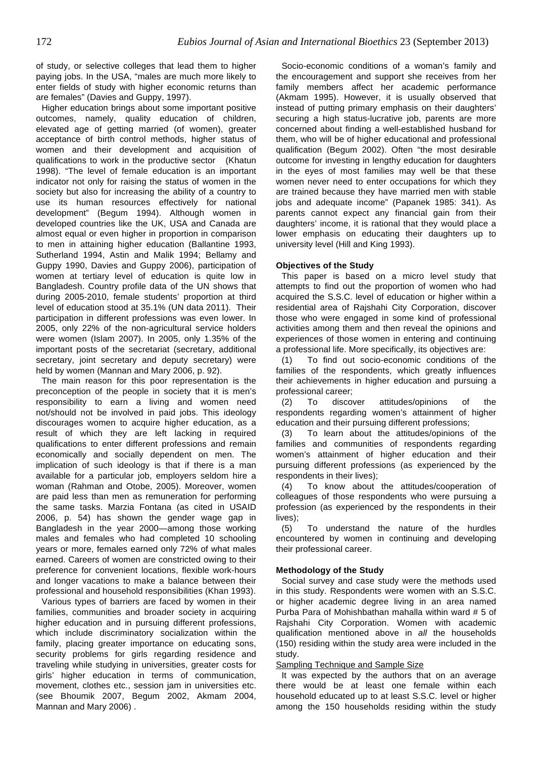of study, or selective colleges that lead them to higher paying jobs. In the USA, "males are much more likely to enter fields of study with higher economic returns than are females" (Davies and Guppy, 1997).

Higher education brings about some important positive outcomes, namely, quality education of children, elevated age of getting married (of women), greater acceptance of birth control methods, higher status of women and their development and acquisition of qualifications to work in the productive sector (Khatun 1998). "The level of female education is an important indicator not only for raising the status of women in the society but also for increasing the ability of a country to use its human resources effectively for national development" (Begum 1994). Although women in developed countries like the UK, USA and Canada are almost equal or even higher in proportion in comparison to men in attaining higher education (Ballantine 1993, Sutherland 1994, Astin and Malik 1994; Bellamy and Guppy 1990, Davies and Guppy 2006), participation of women at tertiary level of education is quite low in Bangladesh. Country profile data of the UN shows that during 2005-2010, female students' proportion at third level of education stood at 35.1% (UN data 2011). Their participation in different professions was even lower. In 2005, only 22% of the non-agricultural service holders were women (Islam 2007). In 2005, only 1.35% of the important posts of the secretariat (secretary, additional secretary, joint secretary and deputy secretary) were held by women (Mannan and Mary 2006, p. 92).

The main reason for this poor representation is the preconception of the people in society that it is men's responsibility to earn a living and women need not/should not be involved in paid jobs. This ideology discourages women to acquire higher education, as a result of which they are left lacking in required qualifications to enter different professions and remain economically and socially dependent on men. The implication of such ideology is that if there is a man available for a particular job, employers seldom hire a woman (Rahman and Otobe, 2005). Moreover, women are paid less than men as remuneration for performing the same tasks. Marzia Fontana (as cited in USAID 2006, p. 54) has shown the gender wage gap in Bangladesh in the year 2000—among those working males and females who had completed 10 schooling years or more, females earned only 72% of what males earned. Careers of women are constricted owing to their preference for convenient locations, flexible work-hours and longer vacations to make a balance between their professional and household responsibilities (Khan 1993).

Various types of barriers are faced by women in their families, communities and broader society in acquiring higher education and in pursuing different professions, which include discriminatory socialization within the family, placing greater importance on educating sons, security problems for girls regarding residence and traveling while studying in universities, greater costs for girls' higher education in terms of communication, movement, clothes etc., session jam in universities etc. (see Bhoumik 2007, Begum 2002, Akmam 2004, Mannan and Mary 2006) .

Socio-economic conditions of a woman's family and the encouragement and support she receives from her family members affect her academic performance (Akmam 1995). However, it is usually observed that instead of putting primary emphasis on their daughters' securing a high status-lucrative job, parents are more concerned about finding a well-established husband for them, who will be of higher educational and professional qualification (Begum 2002). Often "the most desirable outcome for investing in lengthy education for daughters in the eyes of most families may well be that these women never need to enter occupations for which they are trained because they have married men with stable jobs and adequate income" (Papanek 1985: 341). As parents cannot expect any financial gain from their daughters' income, it is rational that they would place a lower emphasis on educating their daughters up to university level (Hill and King 1993).

### Objectives of the Study

This paper is based on a micro level study that attempts to find out the proportion of women who had acquired the S.S.C. level of education or higher within a residential area of Rajshahi City Corporation, discover those who were engaged in some kind of professional activities among them and then reveal the opinions and experiences of those women in entering and continuing a professional life. More specifically, its objectives are:

(1) To find out socio-economic conditions of the families of the respondents, which greatly influences their achievements in higher education and pursuing a professional career;

(2) To discover attitudes/opinions of the respondents regarding women's attainment of higher education and their pursuing different professions;

(3) To learn about the attitudes/opinions of the families and communities of respondents regarding women's attainment of higher education and their pursuing different professions (as experienced by the respondents in their lives);

(4) To know about the attitudes/cooperation of colleagues of those respondents who were pursuing a profession (as experienced by the respondents in their lives);

(5) To understand the nature of the hurdles encountered by women in continuing and developing their professional career.

### Methodology of the Study

Social survey and case study were the methods used in this study. Respondents were women with an S.S.C. or higher academic degree living in an area named Purba Para of Mohishbathan mahalla within ward # 5 of Rajshahi City Corporation. Women with academic qualification mentioned above in *all* the households (150) residing within the study area were included in the study.

#### Sampling Technique and Sample Size

It was expected by the authors that on an average there would be at least one female within each household educated up to at least S.S.C. level or higher among the 150 households residing within the study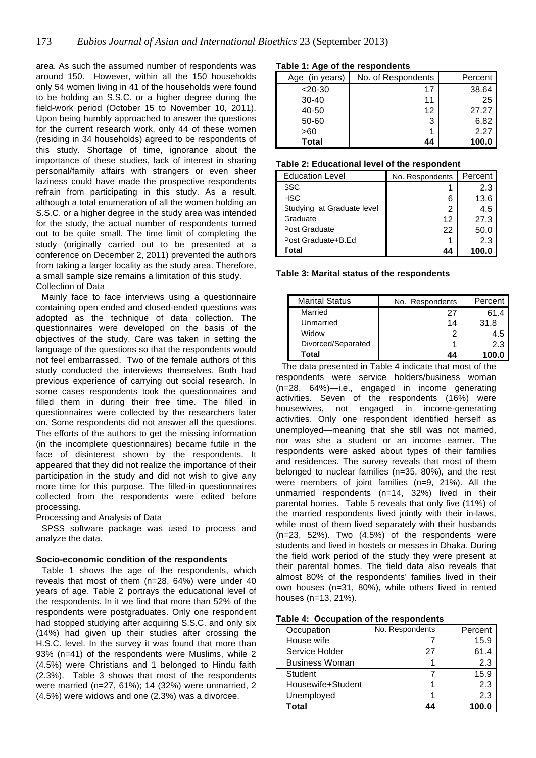area. As such the assumed number of respondents was around 150. However, within all the 150 households only 54 women living in 41 of the households were found to be holding an S.S.C. or a higher degree during the field-work period (October 15 to November 10, 2011). Upon being humbly approached to answer the questions for the current research work, only 44 of these women (residing in 34 households) agreed to be respondents of this study. Shortage of time, ignorance about the importance of these studies, lack of interest in sharing personal/family affairs with strangers or even sheer laziness could have made the prospective respondents refrain from participating in this study. As a result, although a total enumeration of all the women holding an S.S.C. or a higher degree in the study area was intended for the study, the actual number of respondents turned out to be quite small. The time limit of completing the study (originally carried out to be presented at a conference on December 2, 2011) prevented the authors from taking a larger locality as the study area. Therefore, a small sample size remains a limitation of this study.

Collection of Data

Mainly face to face interviews using a questionnaire containing open ended and closed-ended questions was adopted as the technique of data collection. The questionnaires were developed on the basis of the objectives of the study. Care was taken in setting the language of the questions so that the respondents would not feel embarrassed. Two of the female authors of this study conducted the interviews themselves. Both had previous experience of carrying out social research. In some cases respondents took the questionnaires and filled them in during their free time. The filled in questionnaires were collected by the researchers later on. Some respondents did not answer all the questions. The efforts of the authors to get the missing information (in the incomplete questionnaires) became futile in the face of disinterest shown by the respondents. It appeared that they did not realize the importance of their participation in the study and did not wish to give any more time for this purpose. The filled-in questionnaires collected from the respondents were edited before processing.

Processing and Analysis of Data

SPSS software package was used to process and analyze the data.

**Socio-economic condition of the respondents**

Table 1 shows the age of the respondents, which reveals that most of them (n=28, 64%) were under 40 years of age. Table 2 portrays the educational level of the respondents. In it we find that more than 52% of the respondents were postgraduates. Only one respondent had stopped studying after acquiring S.S.C. and only six (14%) had given up their studies after crossing the H.S.C. level. In the survey it was found that more than 93% (n=41) of the respondents were Muslims, while 2 (4.5%) were Christians and 1 belonged to Hindu faith (2.3%). Table 3 shows that most of the respondents were married (n=27, 61%); 14 (32%) were unmarried, 2 (4.5%) were widows and one (2.3%) was a divorcee.

**Table 1: Age of the respondents**

| Age (in years) | No. of Respondents | Percent |
|---|---|---|
| <20-30 | 17 | 38.64 |
| 30-40 | 11 | 25 |
| 40-50 | 12 | 27.27 |
| 50-60 | 3 | 6.82 |
| >60 | 1 | 2.27 |
| **Total** | **44** | **100.0** |

**Table 2: Educational level of the respondent**

| Education Level | No. Respondents | Percent |
|---|---|---|
| SSC | 1 | 2.3 |
| HSC | 6 | 13.6 |
| Studying at Graduate level | 2 | 4.5 |
| Graduate | 12 | 27.3 |
| Post Graduate | 22 | 50.0 |
| Post Graduate+B.Ed | 1 | 2.3 |
| **Total** | **44** | **100.0** |

**Table 3: Marital status of the respondents**

| Marital Status | No. Respondents | Percent |
|---|---|---|
| Married | 27 | 61.4 |
| Unmarried | 14 | 31.8 |
| Widow | 2 | 4.5 |
| Divorced/Separated | 1 | 2.3 |
| **Total** | **44** | **100.0** |

The data presented in Table 4 indicate that most of the respondents were service holders/business woman (n=28, 64%)—i.e., engaged in income generating activities. Seven of the respondents (16%) were housewives, not engaged in income-generating activities. Only one respondent identified herself as unemployed—meaning that she still was not married, nor was she a student or an income earner. The respondents were asked about types of their families and residences. The survey reveals that most of them belonged to nuclear families (n=35, 80%), and the rest were members of joint families (n=9, 21%). All the unmarried respondents (n=14, 32%) lived in their parental homes. Table 5 reveals that only five (11%) of the married respondents lived jointly with their in-laws, while most of them lived separately with their husbands (n=23, 52%). Two (4.5%) of the respondents were students and lived in hostels or messes in Dhaka. During the field work period of the study they were present at their parental homes. The field data also reveals that almost 80% of the respondents' families lived in their own houses (n=31, 80%), while others lived in rented houses (n=13, 21%).

**Table 4: Occupation of the respondents**

| Occupation | No. Respondents | Percent |
|---|---|---|
| House wife | 7 | 15.9 |
| Service Holder | 27 | 61.4 |
| Business Woman | 1 | 2.3 |
| Student | 7 | 15.9 |
| Housewife+Student | 1 | 2.3 |
| Unemployed | 1 | 2.3 |
| **Total** | **44** | **100.0** |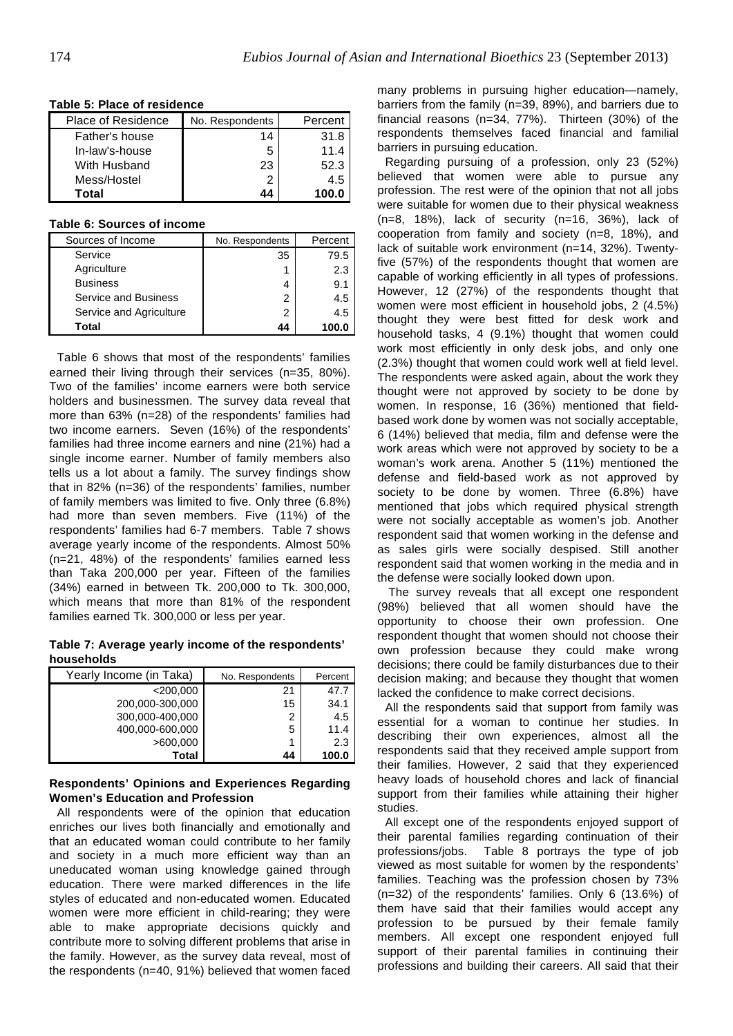**Table 5: Place of residence**

| Place of Residence | No. Respondents | Percent |
|---|---|---|
| Father's house | 14 | 31.8 |
| In-law's-house | 5 | 11.4 |
| With Husband | 23 | 52.3 |
| Mess/Hostel | 2 | 4.5 |
| **Total** | **44** | **100.0** |

**Table 6: Sources of income**

| Sources of Income | No. Respondents | Percent |
|---|---|---|
| Service | 35 | 79.5 |
| Agriculture | 1 | 2.3 |
| Business | 4 | 9.1 |
| Service and Business | 2 | 4.5 |
| Service and Agriculture | 2 | 4.5 |
| **Total** | **44** | **100.0** |

Table 6 shows that most of the respondents' families earned their living through their services (n=35, 80%). Two of the families' income earners were both service holders and businessmen. The survey data reveal that more than 63% (n=28) of the respondents' families had two income earners. Seven (16%) of the respondents' families had three income earners and nine (21%) had a single income earner. Number of family members also tells us a lot about a family. The survey findings show that in 82% (n=36) of the respondents' families, number of family members was limited to five. Only three (6.8%) had more than seven members. Five (11%) of the respondents' families had 6-7 members. Table 7 shows average yearly income of the respondents. Almost 50% (n=21, 48%) of the respondents' families earned less than Taka 200,000 per year. Fifteen of the families (34%) earned in between Tk. 200,000 to Tk. 300,000, which means that more than 81% of the respondent families earned Tk. 300,000 or less per year.

**Table 7: Average yearly income of the respondents' households**

| Yearly Income (in Taka) | No. Respondents | Percent |
|---|---|---|
| <200,000 | 21 | 47.7 |
| 200,000-300,000 | 15 | 34.1 |
| 300,000-400,000 | 2 | 4.5 |
| 400,000-600,000 | 5 | 11.4 |
| >600,000 | 1 | 2.3 |
| **Total** | **44** | **100.0** |

### Respondents' Opinions and Experiences Regarding Women's Education and Profession

All respondents were of the opinion that education enriches our lives both financially and emotionally and that an educated woman could contribute to her family and society in a much more efficient way than an uneducated woman using knowledge gained through education. There were marked differences in the life styles of educated and non-educated women. Educated women were more efficient in child-rearing; they were able to make appropriate decisions quickly and contribute more to solving different problems that arise in the family. However, as the survey data reveal, most of the respondents (n=40, 91%) believed that women faced many problems in pursuing higher education—namely, barriers from the family (n=39, 89%), and barriers due to financial reasons (n=34, 77%). Thirteen (30%) of the respondents themselves faced financial and familial barriers in pursuing education.

Regarding pursuing of a profession, only 23 (52%) believed that women were able to pursue any profession. The rest were of the opinion that not all jobs were suitable for women due to their physical weakness (n=8, 18%), lack of security (n=16, 36%), lack of cooperation from family and society (n=8, 18%), and lack of suitable work environment (n=14, 32%). Twenty-five (57%) of the respondents thought that women are capable of working efficiently in all types of professions. However, 12 (27%) of the respondents thought that women were most efficient in household jobs, 2 (4.5%) thought they were best fitted for desk work and household tasks, 4 (9.1%) thought that women could work most efficiently in only desk jobs, and only one (2.3%) thought that women could work well at field level. The respondents were asked again, about the work they thought were not approved by society to be done by women. In response, 16 (36%) mentioned that field-based work done by women was not socially acceptable, 6 (14%) believed that media, film and defense were the work areas which were not approved by society to be a woman's work arena. Another 5 (11%) mentioned the defense and field-based work as not approved by society to be done by women. Three (6.8%) have mentioned that jobs which required physical strength were not socially acceptable as women's job. Another respondent said that women working in the defense and as sales girls were socially despised. Still another respondent said that women working in the media and in the defense were socially looked down upon.

The survey reveals that all except one respondent (98%) believed that all women should have the opportunity to choose their own profession. One respondent thought that women should not choose their own profession because they could make wrong decisions; there could be family disturbances due to their decision making; and because they thought that women lacked the confidence to make correct decisions.

All the respondents said that support from family was essential for a woman to continue her studies. In describing their own experiences, almost all the respondents said that they received ample support from their families. However, 2 said that they experienced heavy loads of household chores and lack of financial support from their families while attaining their higher studies.

All except one of the respondents enjoyed support of their parental families regarding continuation of their professions/jobs. Table 8 portrays the type of job viewed as most suitable for women by the respondents' families. Teaching was the profession chosen by 73% (n=32) of the respondents' families. Only 6 (13.6%) of them have said that their families would accept any profession to be pursued by their female family members. All except one respondent enjoyed full support of their parental families in continuing their professions and building their careers. All said that their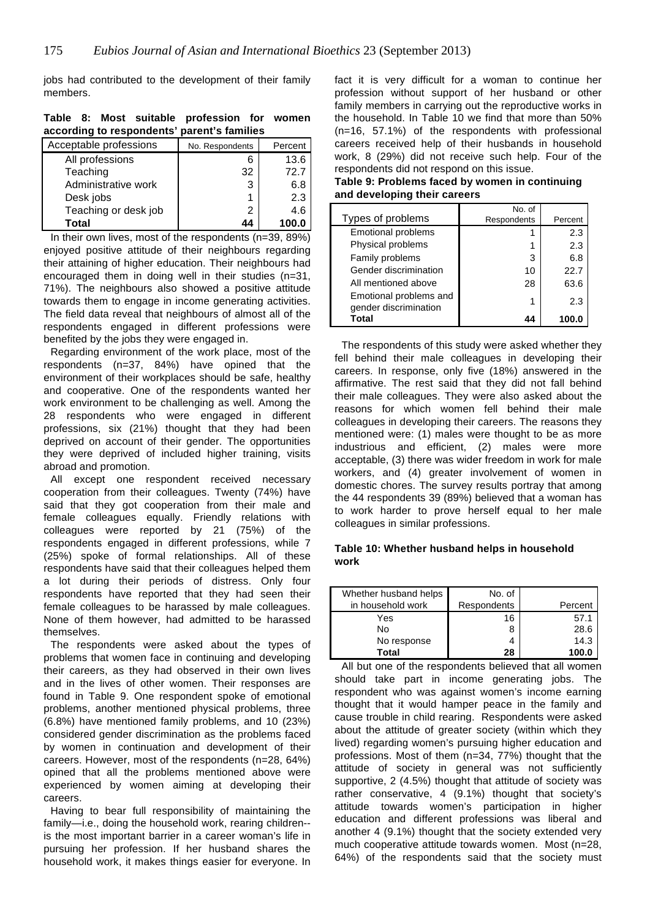jobs had contributed to the development of their family members.

**Table 8: Most suitable profession for women according to respondents' parent's families**

| Acceptable professions | No. Respondents | Percent |
|---|---|---|
| All professions | 6 | 13.6 |
| Teaching | 32 | 72.7 |
| Administrative work | 3 | 6.8 |
| Desk jobs | 1 | 2.3 |
| Teaching or desk job | 2 | 4.6 |
| **Total** | **44** | **100.0** |

In their own lives, most of the respondents (n=39, 89%) enjoyed positive attitude of their neighbours regarding their attaining of higher education. Their neighbours had encouraged them in doing well in their studies (n=31, 71%). The neighbours also showed a positive attitude towards them to engage in income generating activities. The field data reveal that neighbours of almost all of the respondents engaged in different professions were benefited by the jobs they were engaged in.

Regarding environment of the work place, most of the respondents (n=37, 84%) have opined that the environment of their workplaces should be safe, healthy and cooperative. One of the respondents wanted her work environment to be challenging as well. Among the 28 respondents who were engaged in different professions, six (21%) thought that they had been deprived on account of their gender. The opportunities they were deprived of included higher training, visits abroad and promotion.

All except one respondent received necessary cooperation from their colleagues. Twenty (74%) have said that they got cooperation from their male and female colleagues equally. Friendly relations with colleagues were reported by 21 (75%) of the respondents engaged in different professions, while 7 (25%) spoke of formal relationships. All of these respondents have said that their colleagues helped them a lot during their periods of distress. Only four respondents have reported that they had seen their female colleagues to be harassed by male colleagues. None of them however, had admitted to be harassed themselves.

The respondents were asked about the types of problems that women face in continuing and developing their careers, as they had observed in their own lives and in the lives of other women. Their responses are found in Table 9. One respondent spoke of emotional problems, another mentioned physical problems, three (6.8%) have mentioned family problems, and 10 (23%) considered gender discrimination as the problems faced by women in continuation and development of their careers. However, most of the respondents (n=28, 64%) opined that all the problems mentioned above were experienced by women aiming at developing their careers.

Having to bear full responsibility of maintaining the family—i.e., doing the household work, rearing children--is the most important barrier in a career woman's life in pursuing her profession. If her husband shares the household work, it makes things easier for everyone. In fact it is very difficult for a woman to continue her profession without support of her husband or other family members in carrying out the reproductive works in the household. In Table 10 we find that more than 50% (n=16, 57.1%) of the respondents with professional careers received help of their husbands in household work, 8 (29%) did not receive such help. Four of the respondents did not respond on this issue.

**Table 9: Problems faced by women in continuing and developing their careers**

| Types of problems | No. of Respondents | Percent |
|---|---|---|
| Emotional problems | 1 | 2.3 |
| Physical problems | 1 | 2.3 |
| Family problems | 3 | 6.8 |
| Gender discrimination | 10 | 22.7 |
| All mentioned above | 28 | 63.6 |
| Emotional problems and gender discrimination | 1 | 2.3 |
| **Total** | **44** | **100.0** |

The respondents of this study were asked whether they fell behind their male colleagues in developing their careers. In response, only five (18%) answered in the affirmative. The rest said that they did not fall behind their male colleagues. They were also asked about the reasons for which women fell behind their male colleagues in developing their careers. The reasons they mentioned were: (1) males were thought to be as more industrious and efficient, (2) males were more acceptable, (3) there was wider freedom in work for male workers, and (4) greater involvement of women in domestic chores. The survey results portray that among the 44 respondents 39 (89%) believed that a woman has to work harder to prove herself equal to her male colleagues in similar professions.

**Table 10: Whether husband helps in household work**

| Whether husband helps in household work | No. of Respondents | Percent |
|---|---|---|
| Yes | 16 | 57.1 |
| No | 8 | 28.6 |
| No response | 4 | 14.3 |
| **Total** | **28** | **100.0** |

All but one of the respondents believed that all women should take part in income generating jobs. The respondent who was against women's income earning thought that it would hamper peace in the family and cause trouble in child rearing. Respondents were asked about the attitude of greater society (within which they lived) regarding women's pursuing higher education and professions. Most of them (n=34, 77%) thought that the attitude of society in general was not sufficiently supportive, 2 (4.5%) thought that attitude of society was rather conservative, 4 (9.1%) thought that society's attitude towards women's participation in higher education and different professions was liberal and another 4 (9.1%) thought that the society extended very much cooperative attitude towards women. Most (n=28, 64%) of the respondents said that the society must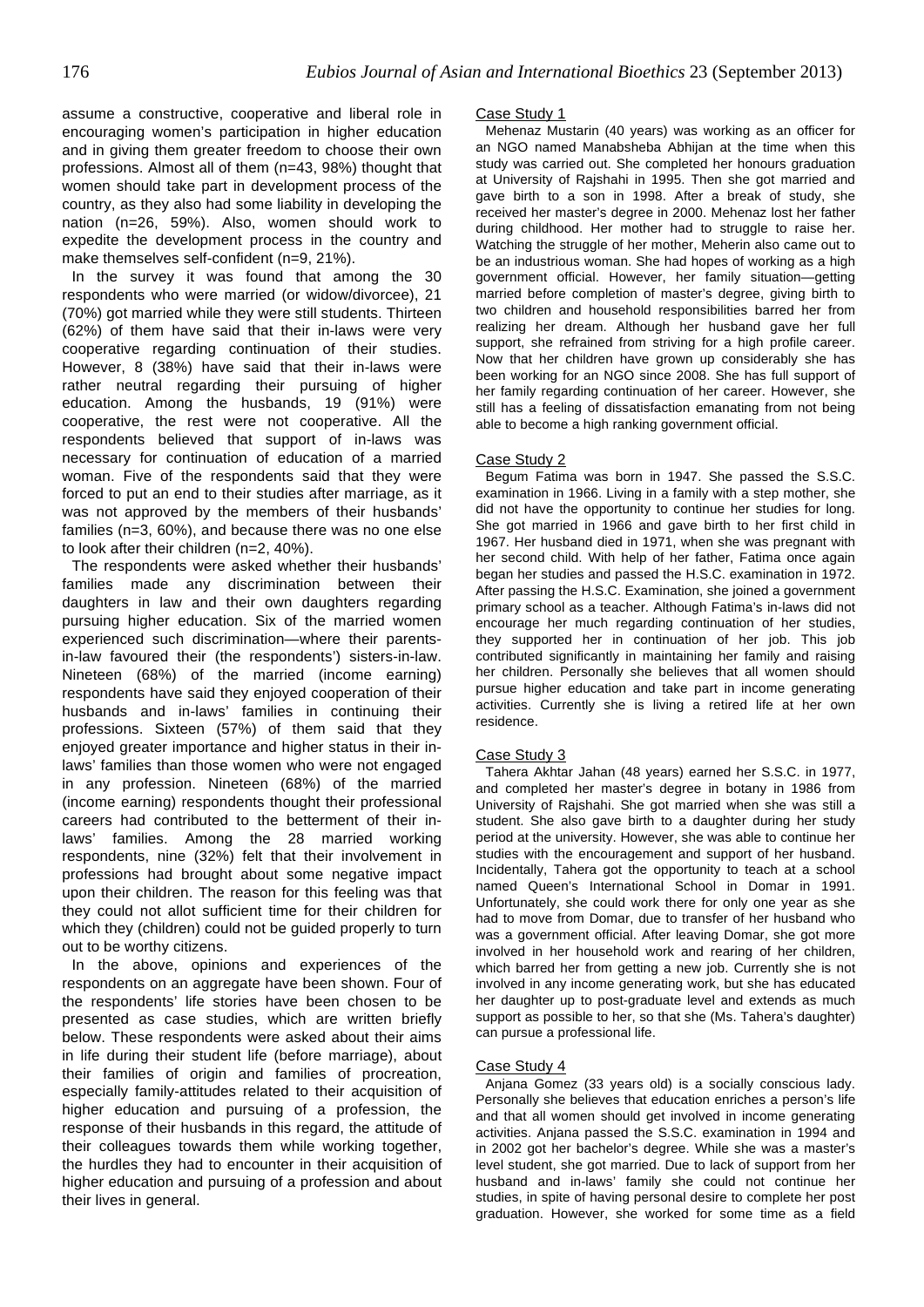assume a constructive, cooperative and liberal role in encouraging women's participation in higher education and in giving them greater freedom to choose their own professions. Almost all of them (n=43, 98%) thought that women should take part in development process of the country, as they also had some liability in developing the nation (n=26, 59%). Also, women should work to expedite the development process in the country and make themselves self-confident (n=9, 21%).

In the survey it was found that among the 30 respondents who were married (or widow/divorcee), 21 (70%) got married while they were still students. Thirteen (62%) of them have said that their in-laws were very cooperative regarding continuation of their studies. However, 8 (38%) have said that their in-laws were rather neutral regarding their pursuing of higher education. Among the husbands, 19 (91%) were cooperative, the rest were not cooperative. All the respondents believed that support of in-laws was necessary for continuation of education of a married woman. Five of the respondents said that they were forced to put an end to their studies after marriage, as it was not approved by the members of their husbands' families (n=3, 60%), and because there was no one else to look after their children (n=2, 40%).

The respondents were asked whether their husbands' families made any discrimination between their daughters in law and their own daughters regarding pursuing higher education. Six of the married women experienced such discrimination—where their parents-in-law favoured their (the respondents') sisters-in-law. Nineteen (68%) of the married (income earning) respondents have said they enjoyed cooperation of their husbands and in-laws' families in continuing their professions. Sixteen (57%) of them said that they enjoyed greater importance and higher status in their in-laws' families than those women who were not engaged in any profession. Nineteen (68%) of the married (income earning) respondents thought their professional careers had contributed to the betterment of their in-laws' families. Among the 28 married working respondents, nine (32%) felt that their involvement in professions had brought about some negative impact upon their children. The reason for this feeling was that they could not allot sufficient time for their children for which they (children) could not be guided properly to turn out to be worthy citizens.

In the above, opinions and experiences of the respondents on an aggregate have been shown. Four of the respondents' life stories have been chosen to be presented as case studies, which are written briefly below. These respondents were asked about their aims in life during their student life (before marriage), about their families of origin and families of procreation, especially family-attitudes related to their acquisition of higher education and pursuing of a profession, the response of their husbands in this regard, the attitude of their colleagues towards them while working together, the hurdles they had to encounter in their acquisition of higher education and pursuing of a profession and about their lives in general.

### Case Study 1

Mehenaz Mustarin (40 years) was working as an officer for an NGO named Manabsheba Abhijan at the time when this study was carried out. She completed her honours graduation at University of Rajshahi in 1995. Then she got married and gave birth to a son in 1998. After a break of study, she received her master's degree in 2000. Mehenaz lost her father during childhood. Her mother had to struggle to raise her. Watching the struggle of her mother, Meherin also came out to be an industrious woman. She had hopes of working as a high government official. However, her family situation—getting married before completion of master's degree, giving birth to two children and household responsibilities barred her from realizing her dream. Although her husband gave her full support, she refrained from striving for a high profile career. Now that her children have grown up considerably she has been working for an NGO since 2008. She has full support of her family regarding continuation of her career. However, she still has a feeling of dissatisfaction emanating from not being able to become a high ranking government official.

### Case Study 2

Begum Fatima was born in 1947. She passed the S.S.C. examination in 1966. Living in a family with a step mother, she did not have the opportunity to continue her studies for long. She got married in 1966 and gave birth to her first child in 1967. Her husband died in 1971, when she was pregnant with her second child. With help of her father, Fatima once again began her studies and passed the H.S.C. examination in 1972. After passing the H.S.C. Examination, she joined a government primary school as a teacher. Although Fatima's in-laws did not encourage her much regarding continuation of her studies, they supported her in continuation of her job. This job contributed significantly in maintaining her family and raising her children. Personally she believes that all women should pursue higher education and take part in income generating activities. Currently she is living a retired life at her own residence.

### Case Study 3

Tahera Akhtar Jahan (48 years) earned her S.S.C. in 1977, and completed her master's degree in botany in 1986 from University of Rajshahi. She got married when she was still a student. She also gave birth to a daughter during her study period at the university. However, she was able to continue her studies with the encouragement and support of her husband. Incidentally, Tahera got the opportunity to teach at a school named Queen's International School in Domar in 1991. Unfortunately, she could work there for only one year as she had to move from Domar, due to transfer of her husband who was a government official. After leaving Domar, she got more involved in her household work and rearing of her children, which barred her from getting a new job. Currently she is not involved in any income generating work, but she has educated her daughter up to post-graduate level and extends as much support as possible to her, so that she (Ms. Tahera's daughter) can pursue a professional life.

### Case Study 4

Anjana Gomez (33 years old) is a socially conscious lady. Personally she believes that education enriches a person's life and that all women should get involved in income generating activities. Anjana passed the S.S.C. examination in 1994 and in 2002 got her bachelor's degree. While she was a master's level student, she got married. Due to lack of support from her husband and in-laws' family she could not continue her studies, in spite of having personal desire to complete her post graduation. However, she worked for some time as a field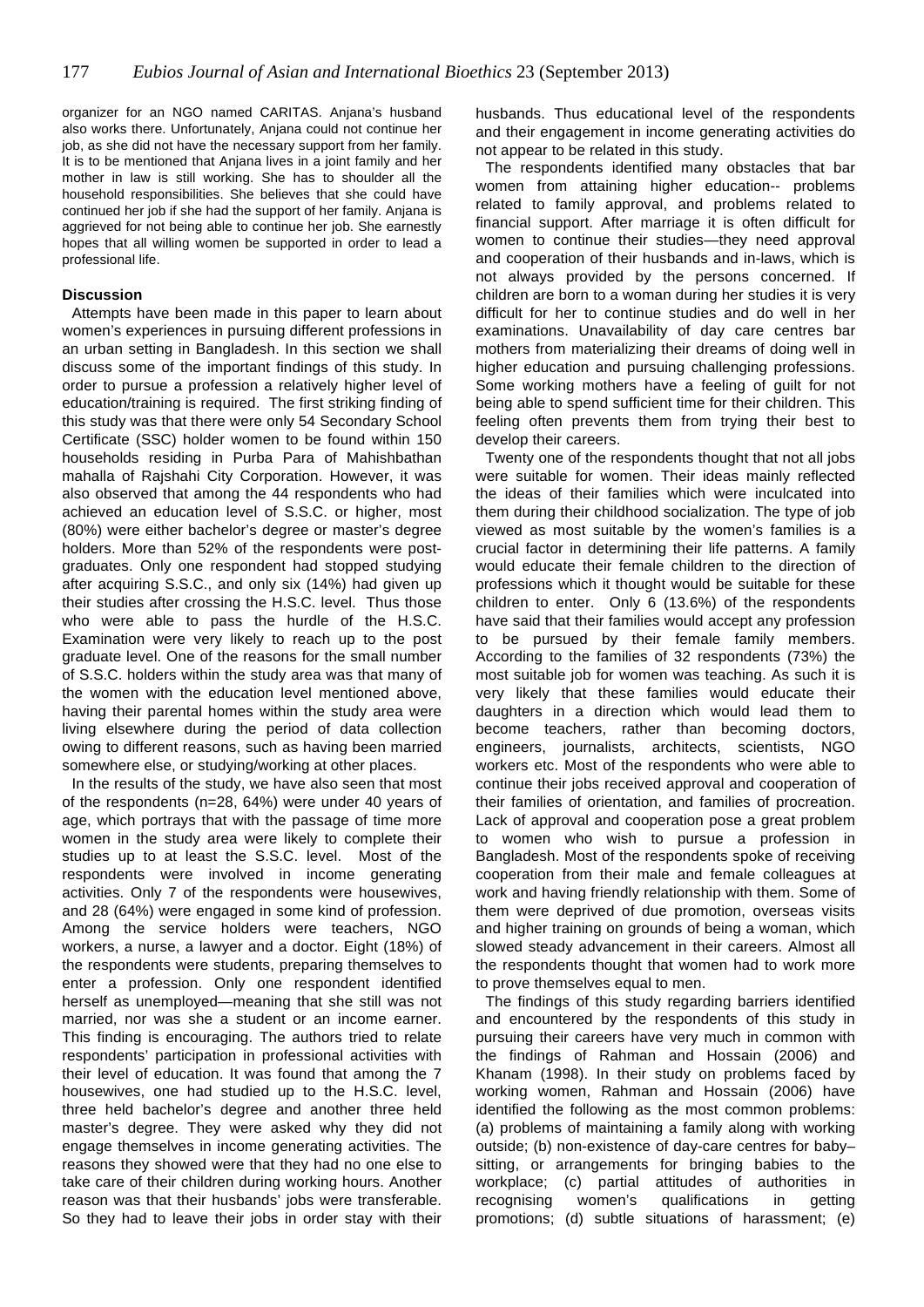organizer for an NGO named CARITAS. Anjana's husband also works there. Unfortunately, Anjana could not continue her job, as she did not have the necessary support from her family. It is to be mentioned that Anjana lives in a joint family and her mother in law is still working. She has to shoulder all the household responsibilities. She believes that she could have continued her job if she had the support of her family. Anjana is aggrieved for not being able to continue her job. She earnestly hopes that all willing women be supported in order to lead a professional life.

**Discussion**

Attempts have been made in this paper to learn about women's experiences in pursuing different professions in an urban setting in Bangladesh. In this section we shall discuss some of the important findings of this study. In order to pursue a profession a relatively higher level of education/training is required. The first striking finding of this study was that there were only 54 Secondary School Certificate (SSC) holder women to be found within 150 households residing in Purba Para of Mahishbathan mahalla of Rajshahi City Corporation. However, it was also observed that among the 44 respondents who had achieved an education level of S.S.C. or higher, most (80%) were either bachelor's degree or master's degree holders. More than 52% of the respondents were post-graduates. Only one respondent had stopped studying after acquiring S.S.C., and only six (14%) had given up their studies after crossing the H.S.C. level. Thus those who were able to pass the hurdle of the H.S.C. Examination were very likely to reach up to the post graduate level. One of the reasons for the small number of S.S.C. holders within the study area was that many of the women with the education level mentioned above, having their parental homes within the study area were living elsewhere during the period of data collection owing to different reasons, such as having been married somewhere else, or studying/working at other places.

In the results of the study, we have also seen that most of the respondents (n=28, 64%) were under 40 years of age, which portrays that with the passage of time more women in the study area were likely to complete their studies up to at least the S.S.C. level. Most of the respondents were involved in income generating activities. Only 7 of the respondents were housewives, and 28 (64%) were engaged in some kind of profession. Among the service holders were teachers, NGO workers, a nurse, a lawyer and a doctor. Eight (18%) of the respondents were students, preparing themselves to enter a profession. Only one respondent identified herself as unemployed—meaning that she still was not married, nor was she a student or an income earner. This finding is encouraging. The authors tried to relate respondents' participation in professional activities with their level of education. It was found that among the 7 housewives, one had studied up to the H.S.C. level, three held bachelor's degree and another three held master's degree. They were asked why they did not engage themselves in income generating activities. The reasons they showed were that they had no one else to take care of their children during working hours. Another reason was that their husbands' jobs were transferable. So they had to leave their jobs in order stay with their husbands. Thus educational level of the respondents and their engagement in income generating activities do not appear to be related in this study.

The respondents identified many obstacles that bar women from attaining higher education-- problems related to family approval, and problems related to financial support. After marriage it is often difficult for women to continue their studies—they need approval and cooperation of their husbands and in-laws, which is not always provided by the persons concerned. If children are born to a woman during her studies it is very difficult for her to continue studies and do well in her examinations. Unavailability of day care centres bar mothers from materializing their dreams of doing well in higher education and pursuing challenging professions. Some working mothers have a feeling of guilt for not being able to spend sufficient time for their children. This feeling often prevents them from trying their best to develop their careers.

Twenty one of the respondents thought that not all jobs were suitable for women. Their ideas mainly reflected the ideas of their families which were inculcated into them during their childhood socialization. The type of job viewed as most suitable by the women's families is a crucial factor in determining their life patterns. A family would educate their female children to the direction of professions which it thought would be suitable for these children to enter. Only 6 (13.6%) of the respondents have said that their families would accept any profession to be pursued by their female family members. According to the families of 32 respondents (73%) the most suitable job for women was teaching. As such it is very likely that these families would educate their daughters in a direction which would lead them to become teachers, rather than becoming doctors, engineers, journalists, architects, scientists, NGO workers etc. Most of the respondents who were able to continue their jobs received approval and cooperation of their families of orientation, and families of procreation. Lack of approval and cooperation pose a great problem to women who wish to pursue a profession in Bangladesh. Most of the respondents spoke of receiving cooperation from their male and female colleagues at work and having friendly relationship with them. Some of them were deprived of due promotion, overseas visits and higher training on grounds of being a woman, which slowed steady advancement in their careers. Almost all the respondents thought that women had to work more to prove themselves equal to men.

The findings of this study regarding barriers identified and encountered by the respondents of this study in pursuing their careers have very much in common with the findings of Rahman and Hossain (2006) and Khanam (1998). In their study on problems faced by working women, Rahman and Hossain (2006) have identified the following as the most common problems: (a) problems of maintaining a family along with working outside; (b) non-existence of day-care centres for baby–sitting, or arrangements for bringing babies to the workplace; (c) partial attitudes of authorities in recognising women's qualifications in getting promotions; (d) subtle situations of harassment; (e)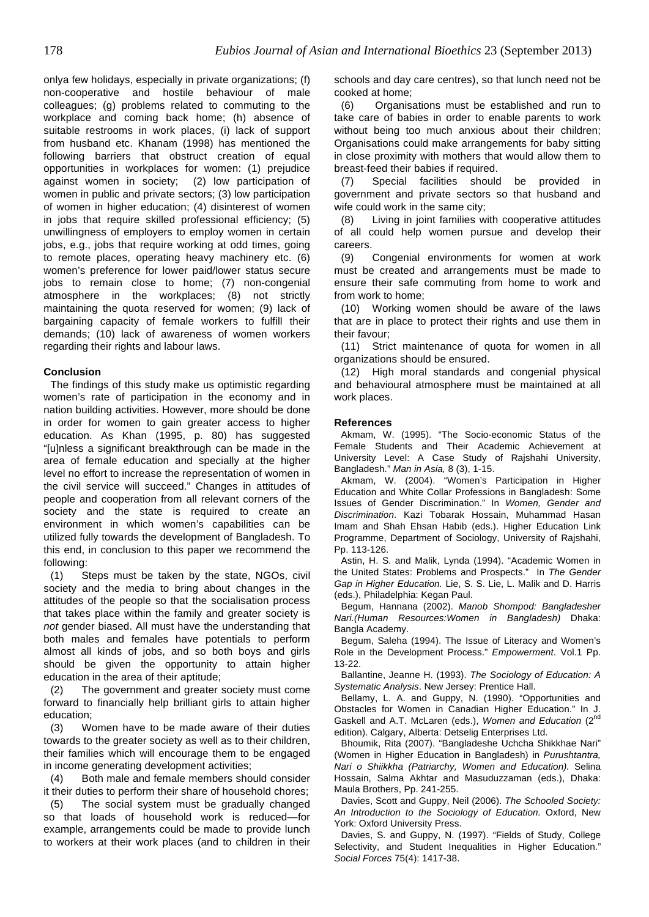onlya few holidays, especially in private organizations; (f) non-cooperative and hostile behaviour of male colleagues; (g) problems related to commuting to the workplace and coming back home; (h) absence of suitable restrooms in work places, (i) lack of support from husband etc. Khanam (1998) has mentioned the following barriers that obstruct creation of equal opportunities in workplaces for women: (1) prejudice against women in society; (2) low participation of women in public and private sectors; (3) low participation of women in higher education; (4) disinterest of women in jobs that require skilled professional efficiency; (5) unwillingness of employers to employ women in certain jobs, e.g., jobs that require working at odd times, going to remote places, operating heavy machinery etc. (6) women's preference for lower paid/lower status secure jobs to remain close to home; (7) non-congenial atmosphere in the workplaces; (8) not strictly maintaining the quota reserved for women; (9) lack of bargaining capacity of female workers to fulfill their demands; (10) lack of awareness of women workers regarding their rights and labour laws.

## Conclusion

The findings of this study make us optimistic regarding women's rate of participation in the economy and in nation building activities. However, more should be done in order for women to gain greater access to higher education. As Khan (1995, p. 80) has suggested "[u]nless a significant breakthrough can be made in the area of female education and specially at the higher level no effort to increase the representation of women in the civil service will succeed." Changes in attitudes of people and cooperation from all relevant corners of the society and the state is required to create an environment in which women's capabilities can be utilized fully towards the development of Bangladesh. To this end, in conclusion to this paper we recommend the following:

(1) Steps must be taken by the state, NGOs, civil society and the media to bring about changes in the attitudes of the people so that the socialisation process that takes place within the family and greater society is *not* gender biased. All must have the understanding that both males and females have potentials to perform almost all kinds of jobs, and so both boys and girls should be given the opportunity to attain higher education in the area of their aptitude;

(2) The government and greater society must come forward to financially help brilliant girls to attain higher education;

(3) Women have to be made aware of their duties towards to the greater society as well as to their children, their families which will encourage them to be engaged in income generating development activities;

(4) Both male and female members should consider it their duties to perform their share of household chores;

(5) The social system must be gradually changed so that loads of household work is reduced—for example, arrangements could be made to provide lunch to workers at their work places (and to children in their schools and day care centres), so that lunch need not be cooked at home;

(6) Organisations must be established and run to take care of babies in order to enable parents to work without being too much anxious about their children; Organisations could make arrangements for baby sitting in close proximity with mothers that would allow them to breast-feed their babies if required.

(7) Special facilities should be provided in government and private sectors so that husband and wife could work in the same city;

(8) Living in joint families with cooperative attitudes of all could help women pursue and develop their careers.

(9) Congenial environments for women at work must be created and arrangements must be made to ensure their safe commuting from home to work and from work to home;

(10) Working women should be aware of the laws that are in place to protect their rights and use them in their favour;

(11) Strict maintenance of quota for women in all organizations should be ensured.

(12) High moral standards and congenial physical and behavioural atmosphere must be maintained at all work places.

## References

Akmam, W. (1995). "The Socio-economic Status of the Female Students and Their Academic Achievement at University Level: A Case Study of Rajshahi University, Bangladesh." *Man in Asia,* 8 (3), 1-15.

Akmam, W. (2004). "Women's Participation in Higher Education and White Collar Professions in Bangladesh: Some Issues of Gender Discrimination." In *Women, Gender and Discrimination*. Kazi Tobarak Hossain, Muhammad Hasan Imam and Shah Ehsan Habib (eds.). Higher Education Link Programme, Department of Sociology, University of Rajshahi, Pp. 113-126.

Astin, H. S. and Malik, Lynda (1994). "Academic Women in the United States: Problems and Prospects." In *The Gender Gap in Higher Education.* Lie, S. S. Lie, L. Malik and D. Harris (eds.), Philadelphia: Kegan Paul.

Begum, Hannana (2002). *Manob Shompod: Bangladesher Nari.(Human Resources:Women in Bangladesh)* Dhaka: Bangla Academy.

Begum, Saleha (1994). The Issue of Literacy and Women's Role in the Development Process." *Empowerment*. Vol.1 Pp. 13-22.

Ballantine, Jeanne H. (1993). *The Sociology of Education: A Systematic Analysis*. New Jersey: Prentice Hall.

Bellamy, L. A. and Guppy, N. (1990). "Opportunities and Obstacles for Women in Canadian Higher Education." In J. Gaskell and A.T. McLaren (eds.), *Women and Education* (2nd edition). Calgary, Alberta: Detselig Enterprises Ltd.

Bhoumik, Rita (2007). "Bangladeshe Uchcha Shikkhae Nari" (Women in Higher Education in Bangladesh) in *Purushtantra, Nari o Shiikkha (Patriarchy, Women and Education).* Selina Hossain, Salma Akhtar and Masuduzzaman (eds.), Dhaka: Maula Brothers, Pp. 241-255.

Davies, Scott and Guppy, Neil (2006). *The Schooled Society: An Introduction to the Sociology of Education.* Oxford, New York: Oxford University Press.

Davies, S. and Guppy, N. (1997). "Fields of Study, College Selectivity, and Student Inequalities in Higher Education." *Social Forces* 75(4): 1417-38.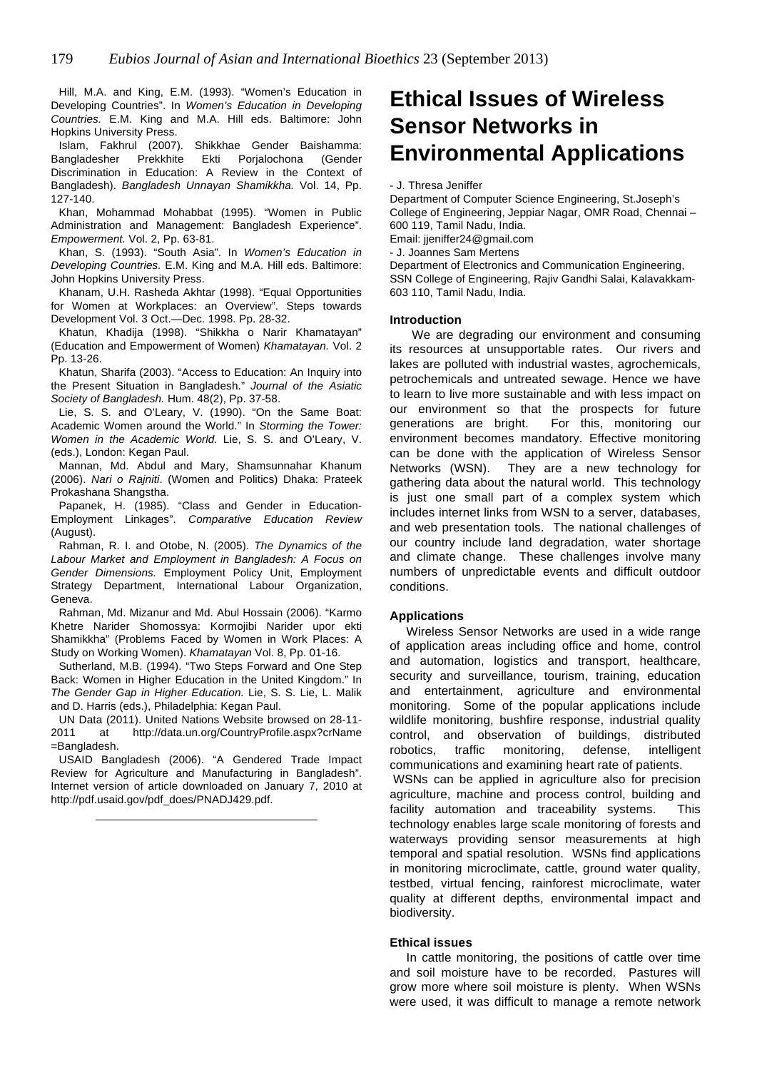Hill, M.A. and King, E.M. (1993). "Women's Education in Developing Countries". In *Women's Education in Developing Countries.* E.M. King and M.A. Hill eds. Baltimore: John Hopkins University Press.

Islam, Fakhrul (2007). Shikkhae Gender Baishamma: Bangladesher Prekkhite Ekti Porjalochona (Gender Discrimination in Education: A Review in the Context of Bangladesh). *Bangladesh Unnayan Shamikkha.* Vol. 14, Pp. 127-140.

Khan, Mohammad Mohabbat (1995). "Women in Public Administration and Management: Bangladesh Experience". *Empowerment.* Vol. 2, Pp. 63-81.

Khan, S. (1993). "South Asia". In *Women's Education in Developing Countries.* E.M. King and M.A. Hill eds. Baltimore: John Hopkins University Press.

Khanam, U.H. Rasheda Akhtar (1998). "Equal Opportunities for Women at Workplaces: an Overview". Steps towards Development Vol. 3 Oct.—Dec. 1998. Pp. 28-32.

Khatun, Khadija (1998). "Shikkha o Narir Khamatayan" (Education and Empowerment of Women) *Khamatayan.* Vol. 2 Pp. 13-26.

Khatun, Sharifa (2003). "Access to Education: An Inquiry into the Present Situation in Bangladesh." *Journal of the Asiatic Society of Bangladesh.* Hum. 48(2), Pp. 37-58.

Lie, S. S. and O'Leary, V. (1990). "On the Same Boat: Academic Women around the World." In *Storming the Tower: Women in the Academic World.* Lie, S. S. and O'Leary, V. (eds.), London: Kegan Paul.

Mannan, Md. Abdul and Mary, Shamsunnahar Khanum (2006). *Nari o Rajniti*. (Women and Politics) Dhaka: Prateek Prokashana Shangstha.

Papanek, H. (1985). "Class and Gender in Education-Employment Linkages". *Comparative Education Review* (August).

Rahman, R. I. and Otobe, N. (2005). *The Dynamics of the Labour Market and Employment in Bangladesh: A Focus on Gender Dimensions.* Employment Policy Unit, Employment Strategy Department, International Labour Organization, Geneva.

Rahman, Md. Mizanur and Md. Abul Hossain (2006). "Karmo Khetre Narider Shomossya: Kormojibi Narider upor ekti Shamikkha" (Problems Faced by Women in Work Places: A Study on Working Women). *Khamatayan* Vol. 8, Pp. 01-16.

Sutherland, M.B. (1994). "Two Steps Forward and One Step Back: Women in Higher Education in the United Kingdom." In *The Gender Gap in Higher Education.* Lie, S. S. Lie, L. Malik and D. Harris (eds.), Philadelphia: Kegan Paul.

UN Data (2011). United Nations Website browsed on 28-11-2011 at http://data.un.org/CountryProfile.aspx?crName =Bangladesh.

USAID Bangladesh (2006). "A Gendered Trade Impact Review for Agriculture and Manufacturing in Bangladesh". Internet version of article downloaded on January 7, 2010 at http://pdf.usaid.gov/pdf_does/PNADJ429.pdf.

---

# Ethical Issues of Wireless Sensor Networks in Environmental Applications

- J. Thresa Jeniffer

Department of Computer Science Engineering, St.Joseph's College of Engineering, Jeppiar Nagar, OMR Road, Chennai – 600 119, Tamil Nadu, India.

Email: jjeniffer24@gmail.com

- J. Joannes Sam Mertens

Department of Electronics and Communication Engineering, SSN College of Engineering, Rajiv Gandhi Salai, Kalavakkam-603 110, Tamil Nadu, India.

## Introduction

We are degrading our environment and consuming its resources at unsupportable rates. Our rivers and lakes are polluted with industrial wastes, agrochemicals, petrochemicals and untreated sewage. Hence we have to learn to live more sustainable and with less impact on our environment so that the prospects for future generations are bright. For this, monitoring our environment becomes mandatory. Effective monitoring can be done with the application of Wireless Sensor Networks (WSN). They are a new technology for gathering data about the natural world. This technology is just one small part of a complex system which includes internet links from WSN to a server, databases, and web presentation tools. The national challenges of our country include land degradation, water shortage and climate change. These challenges involve many numbers of unpredictable events and difficult outdoor conditions.

## Applications

Wireless Sensor Networks are used in a wide range of application areas including office and home, control and automation, logistics and transport, healthcare, security and surveillance, tourism, training, education and entertainment, agriculture and environmental monitoring. Some of the popular applications include wildlife monitoring, bushfire response, industrial quality control, and observation of buildings, distributed robotics, traffic monitoring, defense, intelligent communications and examining heart rate of patients.

WSNs can be applied in agriculture also for precision agriculture, machine and process control, building and facility automation and traceability systems. This technology enables large scale monitoring of forests and waterways providing sensor measurements at high temporal and spatial resolution. WSNs find applications in monitoring microclimate, cattle, ground water quality, testbed, virtual fencing, rainforest microclimate, water quality at different depths, environmental impact and biodiversity.

## Ethical issues

In cattle monitoring, the positions of cattle over time and soil moisture have to be recorded. Pastures will grow more where soil moisture is plenty. When WSNs were used, it was difficult to manage a remote network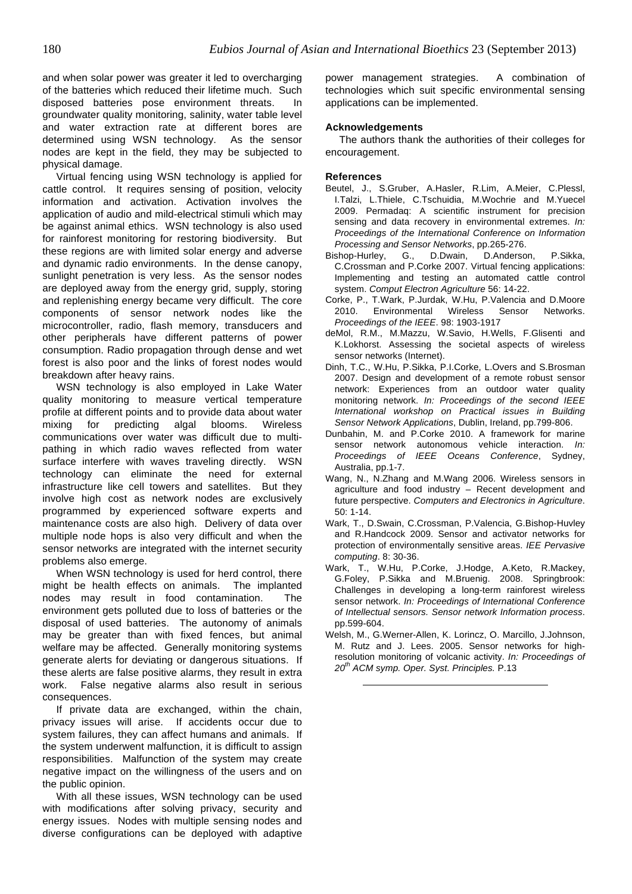and when solar power was greater it led to overcharging of the batteries which reduced their lifetime much. Such disposed batteries pose environment threats. In groundwater quality monitoring, salinity, water table level and water extraction rate at different bores are determined using WSN technology. As the sensor nodes are kept in the field, they may be subjected to physical damage.

Virtual fencing using WSN technology is applied for cattle control. It requires sensing of position, velocity information and activation. Activation involves the application of audio and mild-electrical stimuli which may be against animal ethics. WSN technology is also used for rainforest monitoring for restoring biodiversity. But these regions are with limited solar energy and adverse and dynamic radio environments. In the dense canopy, sunlight penetration is very less. As the sensor nodes are deployed away from the energy grid, supply, storing and replenishing energy became very difficult. The core components of sensor network nodes like the microcontroller, radio, flash memory, transducers and other peripherals have different patterns of power consumption. Radio propagation through dense and wet forest is also poor and the links of forest nodes would breakdown after heavy rains.

WSN technology is also employed in Lake Water quality monitoring to measure vertical temperature profile at different points and to provide data about water mixing for predicting algal blooms. Wireless communications over water was difficult due to multi-pathing in which radio waves reflected from water surface interfere with waves traveling directly. WSN technology can eliminate the need for external infrastructure like cell towers and satellites. But they involve high cost as network nodes are exclusively programmed by experienced software experts and maintenance costs are also high. Delivery of data over multiple node hops is also very difficult and when the sensor networks are integrated with the internet security problems also emerge.

When WSN technology is used for herd control, there might be health effects on animals. The implanted nodes may result in food contamination. The environment gets polluted due to loss of batteries or the disposal of used batteries. The autonomy of animals may be greater than with fixed fences, but animal welfare may be affected. Generally monitoring systems generate alerts for deviating or dangerous situations. If these alerts are false positive alarms, they result in extra work. False negative alarms also result in serious consequences.

If private data are exchanged, within the chain, privacy issues will arise. If accidents occur due to system failures, they can affect humans and animals. If the system underwent malfunction, it is difficult to assign responsibilities. Malfunction of the system may create negative impact on the willingness of the users and on the public opinion.

With all these issues, WSN technology can be used with modifications after solving privacy, security and energy issues. Nodes with multiple sensing nodes and diverse configurations can be deployed with adaptive power management strategies. A combination of technologies which suit specific environmental sensing applications can be implemented.

### Acknowledgements

The authors thank the authorities of their colleges for encouragement.

### References

Beutel, J., S.Gruber, A.Hasler, R.Lim, A.Meier, C.Plessl, I.Talzi, L.Thiele, C.Tschuidia, M.Wochrie and M.Yuecel 2009. Permadaq: A scientific instrument for precision sensing and data recovery in environmental extremes. *In: Proceedings of the International Conference on Information Processing and Sensor Networks*, pp.265-276.

Bishop-Hurley, G., D.Dwain, D.Anderson, P.Sikka, C.Crossman and P.Corke 2007. Virtual fencing applications: Implementing and testing an automated cattle control system. *Comput Electron Agriculture* 56: 14-22.

Corke, P., T.Wark, P.Jurdak, W.Hu, P.Valencia and D.Moore 2010. Environmental Wireless Sensor Networks. *Proceedings of the IEEE*. 98: 1903-1917

deMol, R.M., M.Mazzu, W.Savio, H.Wells, F.Glisenti and K.Lokhorst. Assessing the societal aspects of wireless sensor networks (Internet).

Dinh, T.C., W.Hu, P.Sikka, P.I.Corke, L.Overs and S.Brosman 2007. Design and development of a remote robust sensor network: Experiences from an outdoor water quality monitoring network. *In: Proceedings of the second IEEE International workshop on Practical issues in Building Sensor Network Applications*, Dublin, Ireland, pp.799-806.

Dunbahin, M. and P.Corke 2010. A framework for marine sensor network autonomous vehicle interaction. *In: Proceedings of IEEE Oceans Conference*, Sydney, Australia, pp.1-7.

Wang, N., N.Zhang and M.Wang 2006. Wireless sensors in agriculture and food industry – Recent development and future perspective. *Computers and Electronics in Agriculture*. 50: 1-14.

Wark, T., D.Swain, C.Crossman, P.Valencia, G.Bishop-Huvley and R.Handcock 2009. Sensor and activator networks for protection of environmentally sensitive areas. *IEE Pervasive computing*. 8: 30-36.

Wark, T., W.Hu, P.Corke, J.Hodge, A.Keto, R.Mackey, G.Foley, P.Sikka and M.Bruenig. 2008. Springbrook: Challenges in developing a long-term rainforest wireless sensor network. *In: Proceedings of International Conference of Intellectual sensors. Sensor network Information process*. pp.599-604.

Welsh, M., G.Werner-Allen, K. Lorincz, O. Marcillo, J.Johnson, M. Rutz and J. Lees. 2005. Sensor networks for high-resolution monitoring of volcanic activity. *In: Proceedings of 20th ACM symp. Oper. Syst. Principles.* P.13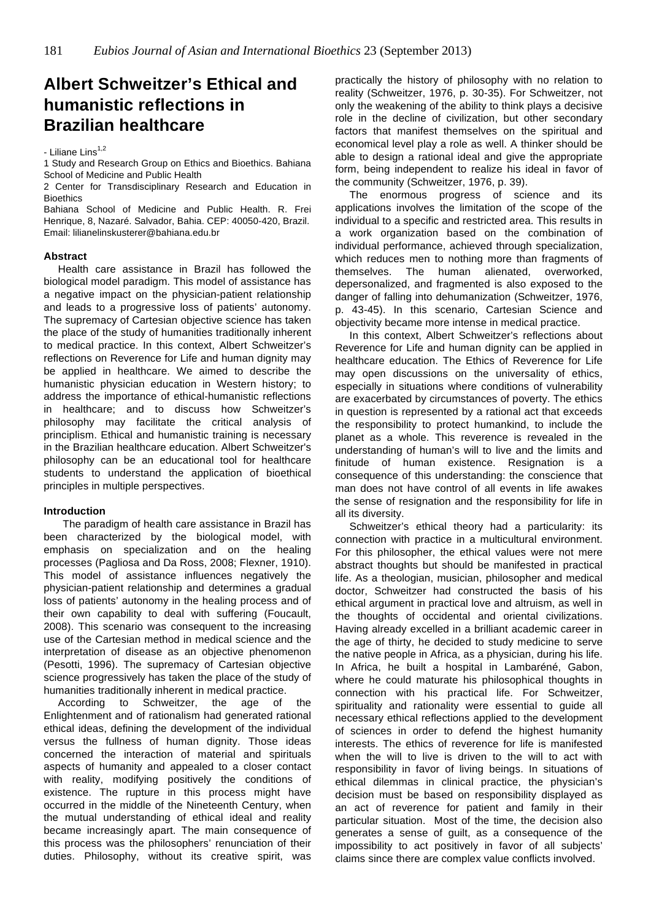# Albert Schweitzer's Ethical and humanistic reflections in Brazilian healthcare

- Liliane Lins[1,2]

1 Study and Research Group on Ethics and Bioethics. Bahiana School of Medicine and Public Health

2 Center for Transdisciplinary Research and Education in Bioethics

Bahiana School of Medicine and Public Health. R. Frei Henrique, 8, Nazaré. Salvador, Bahia. CEP: 40050-420, Brazil. Email: lilianelinskusterer@bahiana.edu.br

### Abstract

Health care assistance in Brazil has followed the biological model paradigm. This model of assistance has a negative impact on the physician-patient relationship and leads to a progressive loss of patients' autonomy. The supremacy of Cartesian objective science has taken the place of the study of humanities traditionally inherent to medical practice. In this context, Albert Schweitzer's reflections on Reverence for Life and human dignity may be applied in healthcare. We aimed to describe the humanistic physician education in Western history; to address the importance of ethical-humanistic reflections in healthcare; and to discuss how Schweitzer's philosophy may facilitate the critical analysis of principlism. Ethical and humanistic training is necessary in the Brazilian healthcare education. Albert Schweitzer's philosophy can be an educational tool for healthcare students to understand the application of bioethical principles in multiple perspectives.

### Introduction

The paradigm of health care assistance in Brazil has been characterized by the biological model, with emphasis on specialization and on the healing processes (Pagliosa and Da Ross, 2008; Flexner, 1910). This model of assistance influences negatively the physician-patient relationship and determines a gradual loss of patients' autonomy in the healing process and of their own capability to deal with suffering (Foucault, 2008). This scenario was consequent to the increasing use of the Cartesian method in medical science and the interpretation of disease as an objective phenomenon (Pesotti, 1996). The supremacy of Cartesian objective science progressively has taken the place of the study of humanities traditionally inherent in medical practice.

According to Schweitzer, the age of the Enlightenment and of rationalism had generated rational ethical ideas, defining the development of the individual versus the fullness of human dignity. Those ideas concerned the interaction of material and spirituals aspects of humanity and appealed to a closer contact with reality, modifying positively the conditions of existence. The rupture in this process might have occurred in the middle of the Nineteenth Century, when the mutual understanding of ethical ideal and reality became increasingly apart. The main consequence of this process was the philosophers' renunciation of their duties. Philosophy, without its creative spirit, was practically the history of philosophy with no relation to reality (Schweitzer, 1976, p. 30-35). For Schweitzer, not only the weakening of the ability to think plays a decisive role in the decline of civilization, but other secondary factors that manifest themselves on the spiritual and economical level play a role as well. A thinker should be able to design a rational ideal and give the appropriate form, being independent to realize his ideal in favor of the community (Schweitzer, 1976, p. 39).

The enormous progress of science and its applications involves the limitation of the scope of the individual to a specific and restricted area. This results in a work organization based on the combination of individual performance, achieved through specialization, which reduces men to nothing more than fragments of themselves. The human alienated, overworked, depersonalized, and fragmented is also exposed to the danger of falling into dehumanization (Schweitzer, 1976, p. 43-45). In this scenario, Cartesian Science and objectivity became more intense in medical practice.

In this context, Albert Schweitzer's reflections about Reverence for Life and human dignity can be applied in healthcare education. The Ethics of Reverence for Life may open discussions on the universality of ethics, especially in situations where conditions of vulnerability are exacerbated by circumstances of poverty. The ethics in question is represented by a rational act that exceeds the responsibility to protect humankind, to include the planet as a whole. This reverence is revealed in the understanding of human's will to live and the limits and finitude of human existence. Resignation is a consequence of this understanding: the conscience that man does not have control of all events in life awakes the sense of resignation and the responsibility for life in all its diversity.

Schweitzer's ethical theory had a particularity: its connection with practice in a multicultural environment. For this philosopher, the ethical values were not mere abstract thoughts but should be manifested in practical life. As a theologian, musician, philosopher and medical doctor, Schweitzer had constructed the basis of his ethical argument in practical love and altruism, as well in the thoughts of occidental and oriental civilizations. Having already excelled in a brilliant academic career in the age of thirty, he decided to study medicine to serve the native people in Africa, as a physician, during his life. In Africa, he built a hospital in Lambaréné, Gabon, where he could maturate his philosophical thoughts in connection with his practical life. For Schweitzer, spirituality and rationality were essential to guide all necessary ethical reflections applied to the development of sciences in order to defend the highest humanity interests. The ethics of reverence for life is manifested when the will to live is driven to the will to act with responsibility in favor of living beings. In situations of ethical dilemmas in clinical practice, the physician's decision must be based on responsibility displayed as an act of reverence for patient and family in their particular situation. Most of the time, the decision also generates a sense of guilt, as a consequence of the impossibility to act positively in favor of all subjects' claims since there are complex value conflicts involved.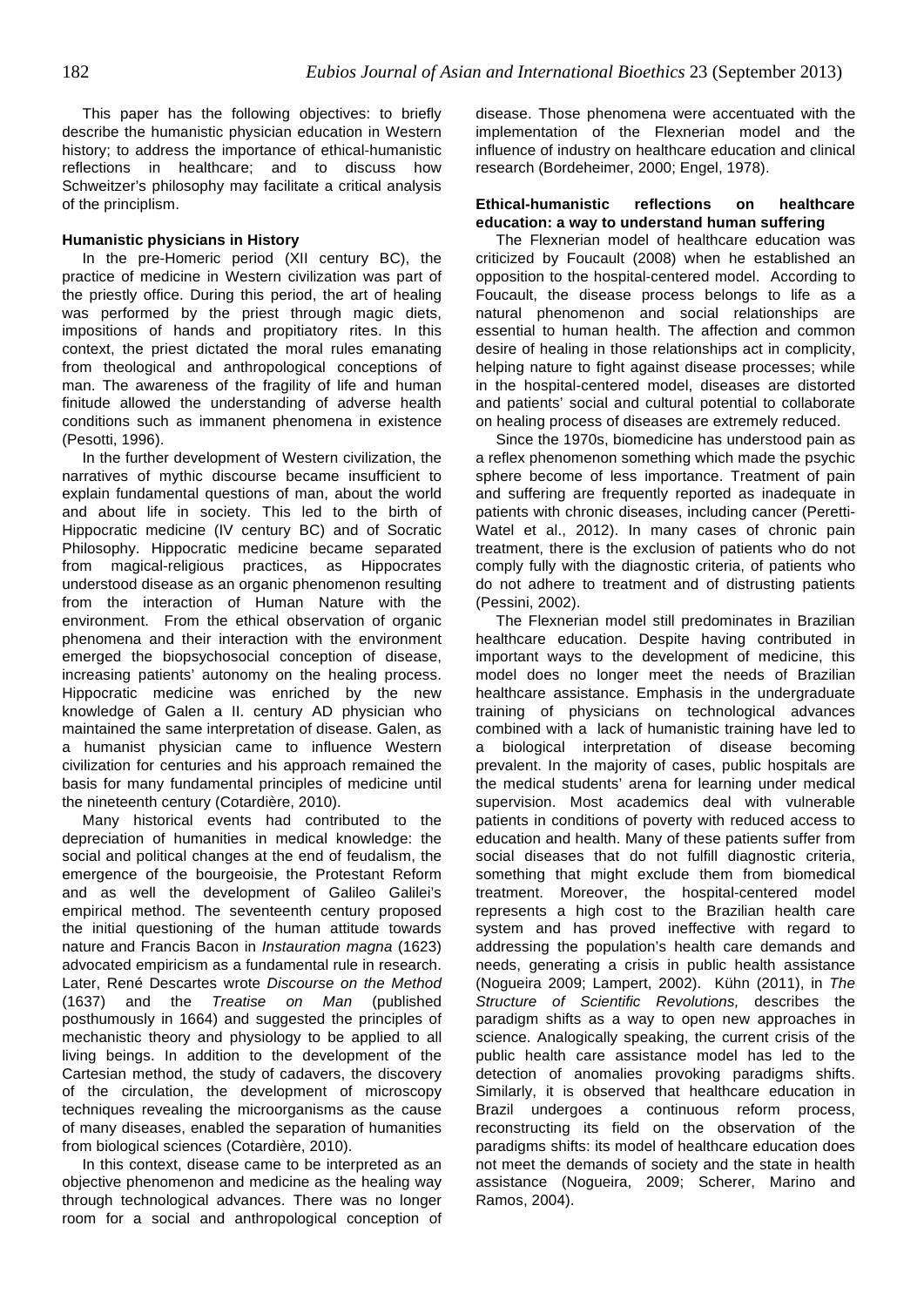This paper has the following objectives: to briefly describe the humanistic physician education in Western history; to address the importance of ethical-humanistic reflections in healthcare; and to discuss how Schweitzer's philosophy may facilitate a critical analysis of the principlism.

**Humanistic physicians in History**

In the pre-Homeric period (XII century BC), the practice of medicine in Western civilization was part of the priestly office. During this period, the art of healing was performed by the priest through magic diets, impositions of hands and propitiatory rites. In this context, the priest dictated the moral rules emanating from theological and anthropological conceptions of man. The awareness of the fragility of life and human finitude allowed the understanding of adverse health conditions such as immanent phenomena in existence (Pesotti, 1996).

In the further development of Western civilization, the narratives of mythic discourse became insufficient to explain fundamental questions of man, about the world and about life in society. This led to the birth of Hippocratic medicine (IV century BC) and of Socratic Philosophy. Hippocratic medicine became separated from magical-religious practices, as Hippocrates understood disease as an organic phenomenon resulting from the interaction of Human Nature with the environment. From the ethical observation of organic phenomena and their interaction with the environment emerged the biopsychosocial conception of disease, increasing patients' autonomy on the healing process. Hippocratic medicine was enriched by the new knowledge of Galen a II. century AD physician who maintained the same interpretation of disease. Galen, as a humanist physician came to influence Western civilization for centuries and his approach remained the basis for many fundamental principles of medicine until the nineteenth century (Cotardière, 2010).

Many historical events had contributed to the depreciation of humanities in medical knowledge: the social and political changes at the end of feudalism, the emergence of the bourgeoisie, the Protestant Reform and as well the development of Galileo Galilei's empirical method. The seventeenth century proposed the initial questioning of the human attitude towards nature and Francis Bacon in *Instauration magna* (1623) advocated empiricism as a fundamental rule in research. Later, René Descartes wrote *Discourse on the Method* (1637) and the *Treatise on Man* (published posthumously in 1664) and suggested the principles of mechanistic theory and physiology to be applied to all living beings. In addition to the development of the Cartesian method, the study of cadavers, the discovery of the circulation, the development of microscopy techniques revealing the microorganisms as the cause of many diseases, enabled the separation of humanities from biological sciences (Cotardière, 2010).

In this context, disease came to be interpreted as an objective phenomenon and medicine as the healing way through technological advances. There was no longer room for a social and anthropological conception of disease. Those phenomena were accentuated with the implementation of the Flexnerian model and the influence of industry on healthcare education and clinical research (Bordeheimer, 2000; Engel, 1978).

**Ethical-humanistic reflections on healthcare education: a way to understand human suffering**

The Flexnerian model of healthcare education was criticized by Foucault (2008) when he established an opposition to the hospital-centered model. According to Foucault, the disease process belongs to life as a natural phenomenon and social relationships are essential to human health. The affection and common desire of healing in those relationships act in complicity, helping nature to fight against disease processes; while in the hospital-centered model, diseases are distorted and patients' social and cultural potential to collaborate on healing process of diseases are extremely reduced.

Since the 1970s, biomedicine has understood pain as a reflex phenomenon something which made the psychic sphere become of less importance. Treatment of pain and suffering are frequently reported as inadequate in patients with chronic diseases, including cancer (Peretti-Watel et al., 2012). In many cases of chronic pain treatment, there is the exclusion of patients who do not comply fully with the diagnostic criteria, of patients who do not adhere to treatment and of distrusting patients (Pessini, 2002).

The Flexnerian model still predominates in Brazilian healthcare education. Despite having contributed in important ways to the development of medicine, this model does no longer meet the needs of Brazilian healthcare assistance. Emphasis in the undergraduate training of physicians on technological advances combined with a lack of humanistic training have led to a biological interpretation of disease becoming prevalent. In the majority of cases, public hospitals are the medical students' arena for learning under medical supervision. Most academics deal with vulnerable patients in conditions of poverty with reduced access to education and health. Many of these patients suffer from social diseases that do not fulfill diagnostic criteria, something that might exclude them from biomedical treatment. Moreover, the hospital-centered model represents a high cost to the Brazilian health care system and has proved ineffective with regard to addressing the population's health care demands and needs, generating a crisis in public health assistance (Nogueira 2009; Lampert, 2002). Kühn (2011), in *The Structure of Scientific Revolutions,* describes the paradigm shifts as a way to open new approaches in science. Analogically speaking, the current crisis of the public health care assistance model has led to the detection of anomalies provoking paradigms shifts. Similarly, it is observed that healthcare education in Brazil undergoes a continuous reform process, reconstructing its field on the observation of the paradigms shifts: its model of healthcare education does not meet the demands of society and the state in health assistance (Nogueira, 2009; Scherer, Marino and Ramos, 2004).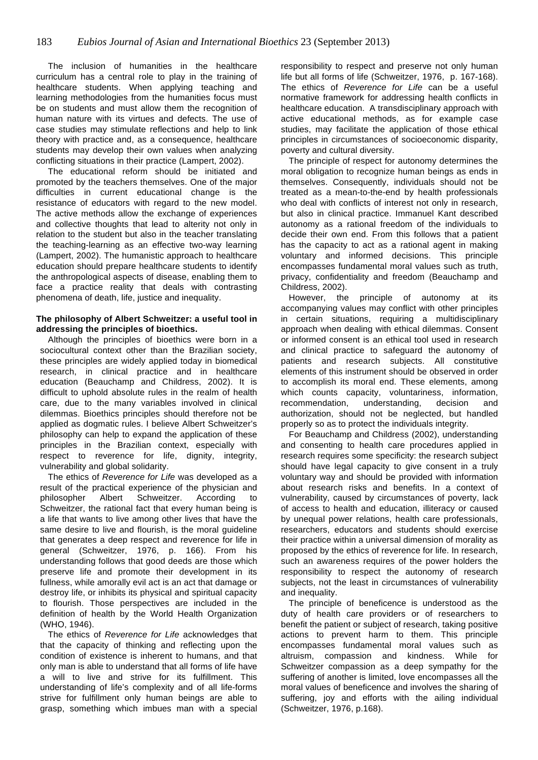The inclusion of humanities in the healthcare curriculum has a central role to play in the training of healthcare students. When applying teaching and learning methodologies from the humanities focus must be on students and must allow them the recognition of human nature with its virtues and defects. The use of case studies may stimulate reflections and help to link theory with practice and, as a consequence, healthcare students may develop their own values when analyzing conflicting situations in their practice (Lampert, 2002).

The educational reform should be initiated and promoted by the teachers themselves. One of the major difficulties in current educational change is the resistance of educators with regard to the new model. The active methods allow the exchange of experiences and collective thoughts that lead to alterity not only in relation to the student but also in the teacher translating the teaching-learning as an effective two-way learning (Lampert, 2002). The humanistic approach to healthcare education should prepare healthcare students to identify the anthropological aspects of disease, enabling them to face a practice reality that deals with contrasting phenomena of death, life, justice and inequality.

**The philosophy of Albert Schweitzer: a useful tool in addressing the principles of bioethics.**

Although the principles of bioethics were born in a sociocultural context other than the Brazilian society, these principles are widely applied today in biomedical research, in clinical practice and in healthcare education (Beauchamp and Childress, 2002). It is difficult to uphold absolute rules in the realm of health care, due to the many variables involved in clinical dilemmas. Bioethics principles should therefore not be applied as dogmatic rules. I believe Albert Schweitzer's philosophy can help to expand the application of these principles in the Brazilian context, especially with respect to reverence for life, dignity, integrity, vulnerability and global solidarity.

The ethics of *Reverence for Life* was developed as a result of the practical experience of the physician and philosopher Albert Schweitzer. According to Schweitzer, the rational fact that every human being is a life that wants to live among other lives that have the same desire to live and flourish, is the moral guideline that generates a deep respect and reverence for life in general (Schweitzer, 1976, p. 166). From his understanding follows that good deeds are those which preserve life and promote their development in its fullness, while amorally evil act is an act that damage or destroy life, or inhibits its physical and spiritual capacity to flourish. Those perspectives are included in the definition of health by the World Health Organization (WHO, 1946).

The ethics of *Reverence for Life* acknowledges that that the capacity of thinking and reflecting upon the condition of existence is inherent to humans, and that only man is able to understand that all forms of life have a will to live and strive for its fulfillment. This understanding of life's complexity and of all life-forms strive for fulfillment only human beings are able to grasp, something which imbues man with a special responsibility to respect and preserve not only human life but all forms of life (Schweitzer, 1976, p. 167-168). The ethics of *Reverence for Life* can be a useful normative framework for addressing health conflicts in healthcare education. A transdisciplinary approach with active educational methods, as for example case studies, may facilitate the application of those ethical principles in circumstances of socioeconomic disparity, poverty and cultural diversity.

The principle of respect for autonomy determines the moral obligation to recognize human beings as ends in themselves. Consequently, individuals should not be treated as a mean-to-the-end by health professionals who deal with conflicts of interest not only in research, but also in clinical practice. Immanuel Kant described autonomy as a rational freedom of the individuals to decide their own end. From this follows that a patient has the capacity to act as a rational agent in making voluntary and informed decisions. This principle encompasses fundamental moral values such as truth, privacy, confidentiality and freedom (Beauchamp and Childress, 2002).

However, the principle of autonomy at its accompanying values may conflict with other principles in certain situations, requiring a multidisciplinary approach when dealing with ethical dilemmas. Consent or informed consent is an ethical tool used in research and clinical practice to safeguard the autonomy of patients and research subjects. All constitutive elements of this instrument should be observed in order to accomplish its moral end. These elements, among which counts capacity, voluntariness, information, recommendation, understanding, decision and authorization, should not be neglected, but handled properly so as to protect the individuals integrity.

For Beauchamp and Childress (2002), understanding and consenting to health care procedures applied in research requires some specificity: the research subject should have legal capacity to give consent in a truly voluntary way and should be provided with information about research risks and benefits. In a context of vulnerability, caused by circumstances of poverty, lack of access to health and education, illiteracy or caused by unequal power relations, health care professionals, researchers, educators and students should exercise their practice within a universal dimension of morality as proposed by the ethics of reverence for life. In research, such an awareness requires of the power holders the responsibility to respect the autonomy of research subjects, not the least in circumstances of vulnerability and inequality.

The principle of beneficence is understood as the duty of health care providers or of researchers to benefit the patient or subject of research, taking positive actions to prevent harm to them. This principle encompasses fundamental moral values such as altruism, compassion and kindness. While for Schweitzer compassion as a deep sympathy for the suffering of another is limited, love encompasses all the moral values of beneficence and involves the sharing of suffering, joy and efforts with the ailing individual (Schweitzer, 1976, p.168).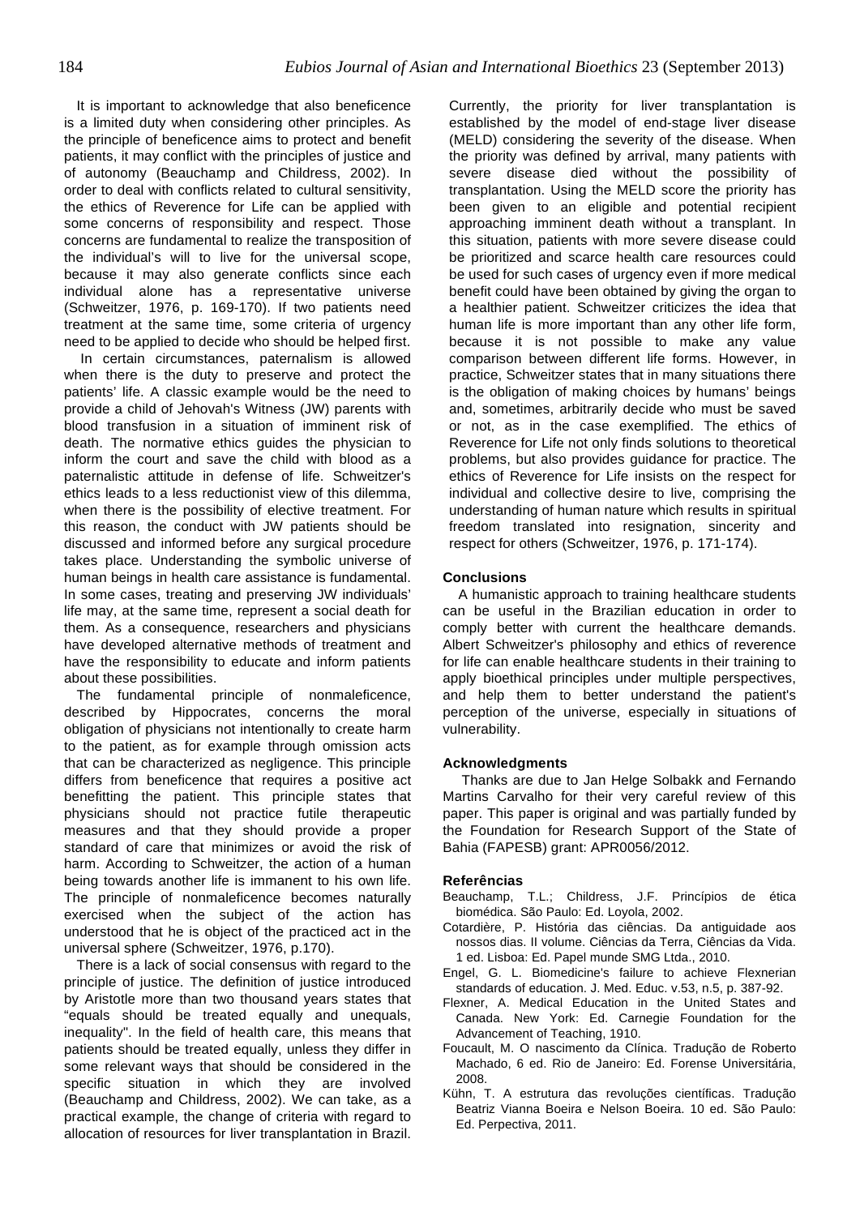It is important to acknowledge that also beneficence is a limited duty when considering other principles. As the principle of beneficence aims to protect and benefit patients, it may conflict with the principles of justice and of autonomy (Beauchamp and Childress, 2002). In order to deal with conflicts related to cultural sensitivity, the ethics of Reverence for Life can be applied with some concerns of responsibility and respect. Those concerns are fundamental to realize the transposition of the individual's will to live for the universal scope, because it may also generate conflicts since each individual alone has a representative universe (Schweitzer, 1976, p. 169-170). If two patients need treatment at the same time, some criteria of urgency need to be applied to decide who should be helped first.

In certain circumstances, paternalism is allowed when there is the duty to preserve and protect the patients' life. A classic example would be the need to provide a child of Jehovah's Witness (JW) parents with blood transfusion in a situation of imminent risk of death. The normative ethics guides the physician to inform the court and save the child with blood as a paternalistic attitude in defense of life. Schweitzer's ethics leads to a less reductionist view of this dilemma, when there is the possibility of elective treatment. For this reason, the conduct with JW patients should be discussed and informed before any surgical procedure takes place. Understanding the symbolic universe of human beings in health care assistance is fundamental. In some cases, treating and preserving JW individuals' life may, at the same time, represent a social death for them. As a consequence, researchers and physicians have developed alternative methods of treatment and have the responsibility to educate and inform patients about these possibilities.

The fundamental principle of nonmaleficence, described by Hippocrates, concerns the moral obligation of physicians not intentionally to create harm to the patient, as for example through omission acts that can be characterized as negligence. This principle differs from beneficence that requires a positive act benefitting the patient. This principle states that physicians should not practice futile therapeutic measures and that they should provide a proper standard of care that minimizes or avoid the risk of harm. According to Schweitzer, the action of a human being towards another life is immanent to his own life. The principle of nonmaleficence becomes naturally exercised when the subject of the action has understood that he is object of the practiced act in the universal sphere (Schweitzer, 1976, p.170).

There is a lack of social consensus with regard to the principle of justice. The definition of justice introduced by Aristotle more than two thousand years states that "equals should be treated equally and unequals, inequality". In the field of health care, this means that patients should be treated equally, unless they differ in some relevant ways that should be considered in the specific situation in which they are involved (Beauchamp and Childress, 2002). We can take, as a practical example, the change of criteria with regard to allocation of resources for liver transplantation in Brazil. Currently, the priority for liver transplantation is established by the model of end-stage liver disease (MELD) considering the severity of the disease. When the priority was defined by arrival, many patients with severe disease died without the possibility of transplantation. Using the MELD score the priority has been given to an eligible and potential recipient approaching imminent death without a transplant. In this situation, patients with more severe disease could be prioritized and scarce health care resources could be used for such cases of urgency even if more medical benefit could have been obtained by giving the organ to a healthier patient. Schweitzer criticizes the idea that human life is more important than any other life form, because it is not possible to make any value comparison between different life forms. However, in practice, Schweitzer states that in many situations there is the obligation of making choices by humans' beings and, sometimes, arbitrarily decide who must be saved or not, as in the case exemplified. The ethics of Reverence for Life not only finds solutions to theoretical problems, but also provides guidance for practice. The ethics of Reverence for Life insists on the respect for individual and collective desire to live, comprising the understanding of human nature which results in spiritual freedom translated into resignation, sincerity and respect for others (Schweitzer, 1976, p. 171-174).

## Conclusions

A humanistic approach to training healthcare students can be useful in the Brazilian education in order to comply better with current the healthcare demands. Albert Schweitzer's philosophy and ethics of reverence for life can enable healthcare students in their training to apply bioethical principles under multiple perspectives, and help them to better understand the patient's perception of the universe, especially in situations of vulnerability.

## Acknowledgments

Thanks are due to Jan Helge Solbakk and Fernando Martins Carvalho for their very careful review of this paper. This paper is original and was partially funded by the Foundation for Research Support of the State of Bahia (FAPESB) grant: APR0056/2012.

## Referências

Beauchamp, T.L.; Childress, J.F. Princípios de ética biomédica. São Paulo: Ed. Loyola, 2002.

Cotardière, P. História das ciências. Da antiguidade aos nossos dias. II volume. Ciências da Terra, Ciências da Vida. 1 ed. Lisboa: Ed. Papel munde SMG Ltda., 2010.

Engel, G. L. Biomedicine's failure to achieve Flexnerian standards of education. J. Med. Educ. v.53, n.5, p. 387-92.

Flexner, A. Medical Education in the United States and Canada. New York: Ed. Carnegie Foundation for the Advancement of Teaching, 1910.

Foucault, M. O nascimento da Clínica. Tradução de Roberto Machado, 6 ed. Rio de Janeiro: Ed. Forense Universitária, 2008.

Kühn, T. A estrutura das revoluções científicas. Tradução Beatriz Vianna Boeira e Nelson Boeira. 10 ed. São Paulo: Ed. Perpectiva, 2011.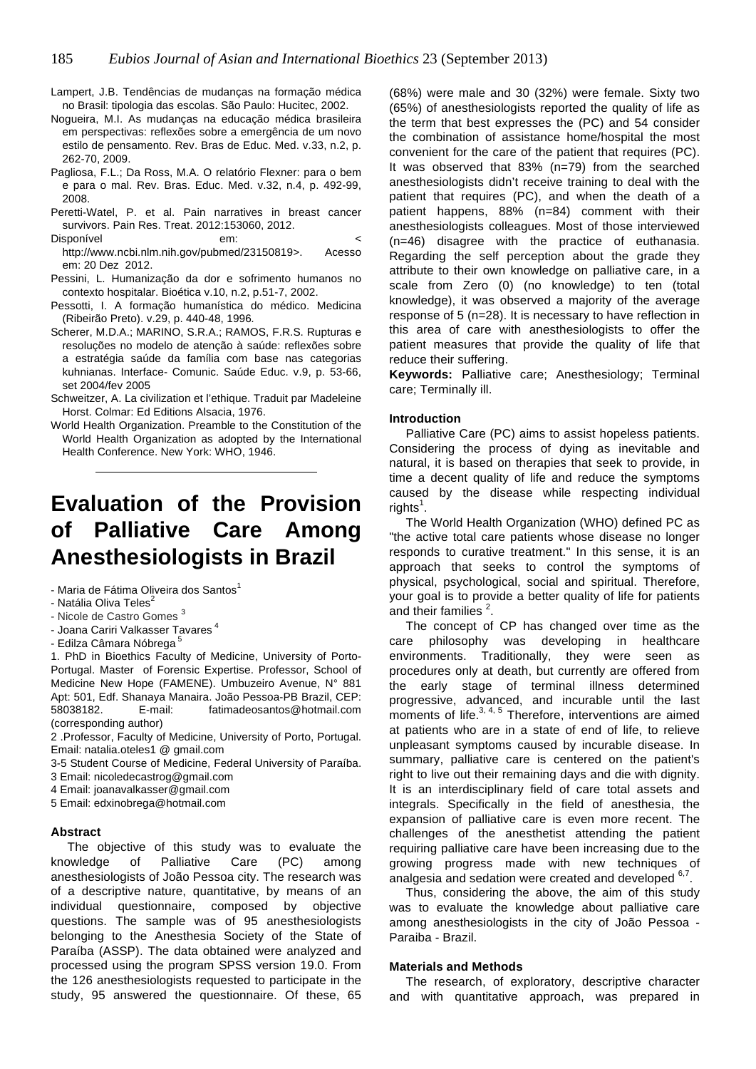Lampert, J.B. Tendências de mudanças na formação médica no Brasil: tipologia das escolas. São Paulo: Hucitec, 2002.

Nogueira, M.I. As mudanças na educação médica brasileira em perspectivas: reflexões sobre a emergência de um novo estilo de pensamento. Rev. Bras de Educ. Med. v.33, n.2, p. 262-70, 2009.

Pagliosa, F.L.; Da Ross, M.A. O relatório Flexner: para o bem e para o mal. Rev. Bras. Educ. Med. v.32, n.4, p. 492-99, 2008.

Peretti-Watel, P. et al. Pain narratives in breast cancer survivors. Pain Res. Treat. 2012:153060, 2012. Disponível em: < http://www.ncbi.nlm.nih.gov/pubmed/23150819>. Acesso em: 20 Dez 2012.

Pessini, L. Humanização da dor e sofrimento humanos no contexto hospitalar. Bioética v.10, n.2, p.51-7, 2002.

Pessotti, I. A formação humanística do médico. Medicina (Ribeirão Preto). v.29, p. 440-48, 1996.

Scherer, M.D.A.; MARINO, S.R.A.; RAMOS, F.R.S. Rupturas e resoluções no modelo de atenção à saúde: reflexões sobre a estratégia saúde da família com base nas categorias kuhnianas. Interface- Comunic. Saúde Educ. v.9, p. 53-66, set 2004/fev 2005

Schweitzer, A. La civilization et l'ethique. Traduit par Madeleine Horst. Colmar: Ed Editions Alsacia, 1976.

World Health Organization. Preamble to the Constitution of the World Health Organization as adopted by the International Health Conference. New York: WHO, 1946.

# Evaluation of the Provision of Palliative Care Among Anesthesiologists in Brazil

- Maria de Fátima Oliveira dos Santos[1]
- Natália Oliva Teles[2]
- Nicole de Castro Gomes [3]
- Joana Cariri Valkasser Tavares [4]
- Edilza Câmara Nóbrega [5]

1. PhD in Bioethics Faculty of Medicine, University of Porto-Portugal. Master of Forensic Expertise. Professor, School of Medicine New Hope (FAMENE). Umbuzeiro Avenue, N° 881 Apt: 501, Edf. Shanaya Manaira. João Pessoa-PB Brazil, CEP: 58038182. E-mail: fatimadeosantos@hotmail.com (corresponding author)

2 .Professor, Faculty of Medicine, University of Porto, Portugal. Email: natalia.oteles1 @ gmail.com

3-5 Student Course of Medicine, Federal University of Paraíba.

3 Email: nicoledecastrog@gmail.com

4 Email: joanavalkasser@gmail.com

5 Email: edxinobrega@hotmail.com

### Abstract

The objective of this study was to evaluate the knowledge of Palliative Care (PC) among anesthesiologists of João Pessoa city. The research was of a descriptive nature, quantitative, by means of an individual questionnaire, composed by objective questions. The sample was of 95 anesthesiologists belonging to the Anesthesia Society of the State of Paraíba (ASSP). The data obtained were analyzed and processed using the program SPSS version 19.0. From the 126 anesthesiologists requested to participate in the study, 95 answered the questionnaire. Of these, 65 (68%) were male and 30 (32%) were female. Sixty two (65%) of anesthesiologists reported the quality of life as the term that best expresses the (PC) and 54 consider the combination of assistance home/hospital the most convenient for the care of the patient that requires (PC). It was observed that 83% (n=79) from the searched anesthesiologists didn't receive training to deal with the patient that requires (PC), and when the death of a patient happens, 88% (n=84) comment with their anesthesiologists colleagues. Most of those interviewed (n=46) disagree with the practice of euthanasia. Regarding the self perception about the grade they attribute to their own knowledge on palliative care, in a scale from Zero (0) (no knowledge) to ten (total knowledge), it was observed a majority of the average response of 5 (n=28). It is necessary to have reflection in this area of care with anesthesiologists to offer the patient measures that provide the quality of life that reduce their suffering.

**Keywords:** Palliative care; Anesthesiology; Terminal care; Terminally ill.

### Introduction

Palliative Care (PC) aims to assist hopeless patients. Considering the process of dying as inevitable and natural, it is based on therapies that seek to provide, in time a decent quality of life and reduce the symptoms caused by the disease while respecting individual rights[1].

The World Health Organization (WHO) defined PC as "the active total care patients whose disease no longer responds to curative treatment." In this sense, it is an approach that seeks to control the symptoms of physical, psychological, social and spiritual. Therefore, your goal is to provide a better quality of life for patients and their families [2].

The concept of CP has changed over time as the care philosophy was developing in healthcare environments. Traditionally, they were seen as procedures only at death, but currently are offered from the early stage of terminal illness determined progressive, advanced, and incurable until the last moments of life.[3, 4, 5] Therefore, interventions are aimed at patients who are in a state of end of life, to relieve unpleasant symptoms caused by incurable disease. In summary, palliative care is centered on the patient's right to live out their remaining days and die with dignity. It is an interdisciplinary field of care total assets and integrals. Specifically in the field of anesthesia, the expansion of palliative care is even more recent. The challenges of the anesthetist attending the patient requiring palliative care have been increasing due to the growing progress made with new techniques of analgesia and sedation were created and developed [6,7].

Thus, considering the above, the aim of this study was to evaluate the knowledge about palliative care among anesthesiologists in the city of João Pessoa - Paraiba - Brazil.

### Materials and Methods

The research, of exploratory, descriptive character and with quantitative approach, was prepared in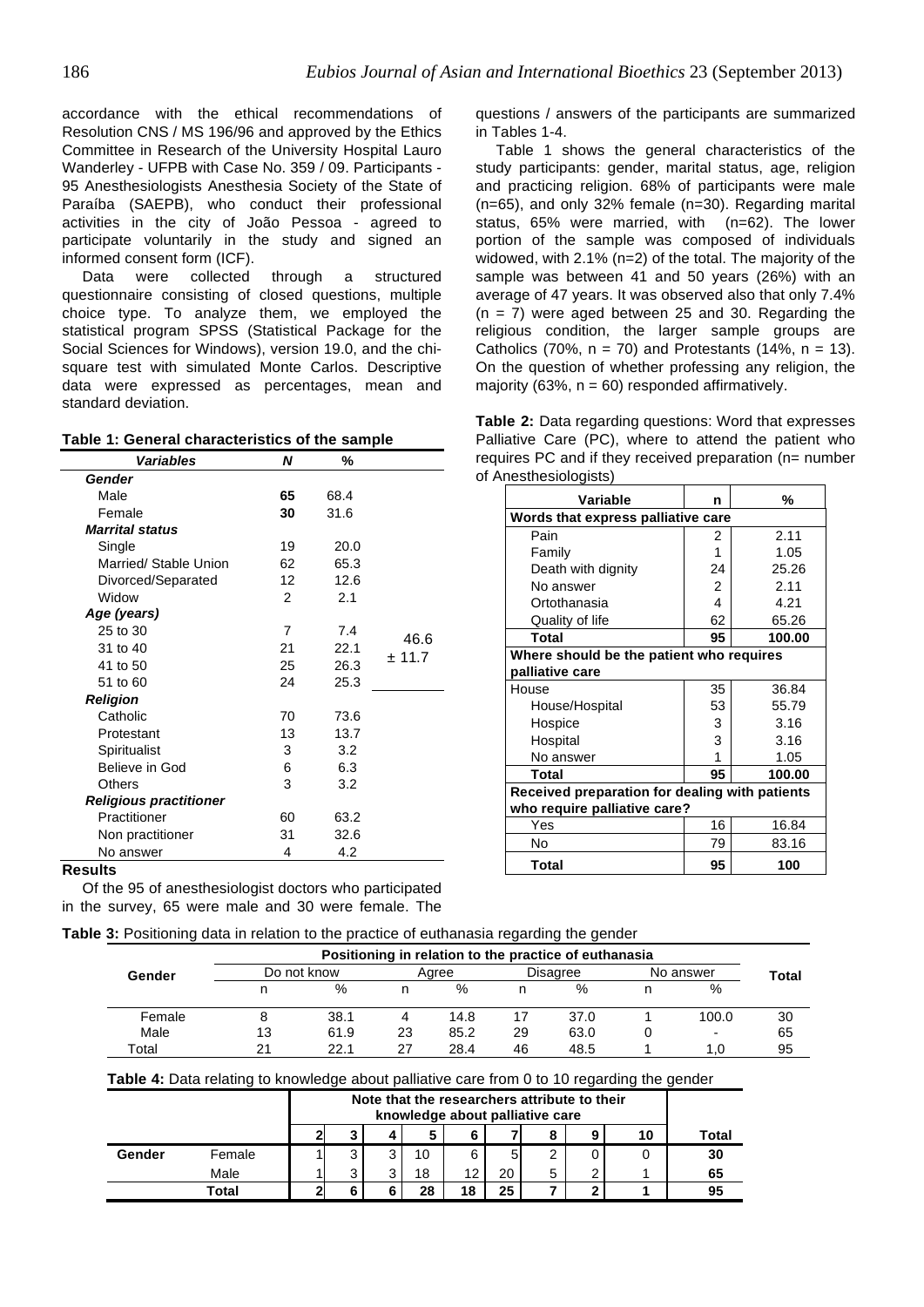accordance with the ethical recommendations of Resolution CNS / MS 196/96 and approved by the Ethics Committee in Research of the University Hospital Lauro Wanderley - UFPB with Case No. 359 / 09. Participants - 95 Anesthesiologists Anesthesia Society of the State of Paraíba (SAEPB), who conduct their professional activities in the city of João Pessoa - agreed to participate voluntarily in the study and signed an informed consent form (ICF).

Data were collected through a structured questionnaire consisting of closed questions, multiple choice type. To analyze them, we employed the statistical program SPSS (Statistical Package for the Social Sciences for Windows), version 19.0, and the chi-square test with simulated Monte Carlos. Descriptive data were expressed as percentages, mean and standard deviation.

**Table 1: General characteristics of the sample**

| *Variables* | *N* | *%* | |
|---|---|---|---|
| ***Gender*** | | | |
| Male | **65** | 68.4 | |
| Female | **30** | 31.6 | |
| ***Marrital status*** | | | |
| Single | 19 | 20.0 | |
| Married/ Stable Union | 62 | 65.3 | |
| Divorced/Separated | 12 | 12.6 | |
| Widow | 2 | 2.1 | |
| ***Age (years)*** | | | |
| 25 to 30 | 7 | 7.4 | 46.6 ± 11.7 |
| 31 to 40 | 21 | 22.1 | |
| 41 to 50 | 25 | 26.3 | |
| 51 to 60 | 24 | 25.3 | |
| ***Religion*** | | | |
| Catholic | 70 | 73.6 | |
| Protestant | 13 | 13.7 | |
| Spiritualist | 3 | 3.2 | |
| Believe in God | 6 | 6.3 | |
| Others | 3 | 3.2 | |
| ***Religious practitioner*** | | | |
| Practitioner | 60 | 63.2 | |
| Non practitioner | 31 | 32.6 | |
| No answer | 4 | 4.2 | |

**Results**

Of the 95 of anesthesiologist doctors who participated in the survey, 65 were male and 30 were female. The questions / answers of the participants are summarized in Tables 1-4.

Table 1 shows the general characteristics of the study participants: gender, marital status, age, religion and practicing religion. 68% of participants were male (n=65), and only 32% female (n=30). Regarding marital status, 65% were married, with (n=62). The lower portion of the sample was composed of individuals widowed, with 2.1% (n=2) of the total. The majority of the sample was between 41 and 50 years (26%) with an average of 47 years. It was observed also that only 7.4% (n = 7) were aged between 25 and 30. Regarding the religious condition, the larger sample groups are Catholics (70%, n = 70) and Protestants (14%, n = 13). On the question of whether professing any religion, the majority (63%, n = 60) responded affirmatively.

**Table 2:** Data regarding questions: Word that expresses Palliative Care (PC), where to attend the patient who requires PC and if they received preparation (n= number of Anesthesiologists)

| Variable | n | % |
|---|---|---|
| **Words that express palliative care** | | |
| Pain | 2 | 2.11 |
| Family | 1 | 1.05 |
| Death with dignity | 24 | 25.26 |
| No answer | 2 | 2.11 |
| Ortothanasia | 4 | 4.21 |
| Quality of life | 62 | 65.26 |
| **Total** | **95** | **100.00** |
| **Where should be the patient who requires palliative care** | | |
| House | 35 | 36.84 |
| House/Hospital | 53 | 55.79 |
| Hospice | 3 | 3.16 |
| Hospital | 3 | 3.16 |
| No answer | 1 | 1.05 |
| **Total** | **95** | **100.00** |
| **Received preparation for dealing with patients who require palliative care?** | | |
| Yes | 16 | 16.84 |
| No | 79 | 83.16 |
| **Total** | **95** | **100** |

**Table 3:** Positioning data in relation to the practice of euthanasia regarding the gender

| Gender | Positioning in relation to the practice of euthanasia | | | | | | | | Total |
|---|---|---|---|---|---|---|---|---|---|
| | Do not know | | Agree | | Disagree | | No answer | | |
| | n | % | n | % | n | % | n | % | |
| Female | 8 | 38.1 | 4 | 14.8 | 17 | 37.0 | 1 | 100.0 | 30 |
| Male | 13 | 61.9 | 23 | 85.2 | 29 | 63.0 | 0 | - | 65 |
| Total | 21 | 22.1 | 27 | 28.4 | 46 | 48.5 | 1 | 1,0 | 95 |

**Table 4:** Data relating to knowledge about palliative care from 0 to 10 regarding the gender

| | | Note that the researchers attribute to their knowledge about palliative care | | | | | | | | | Total |
|---|---|---|---|---|---|---|---|---|---|---|---|
| | | **2** | **3** | **4** | **5** | **6** | **7** | **8** | **9** | **10** | |
| **Gender** | Female | 1 | 3 | 3 | 10 | 6 | 5 | 2 | 0 | 0 | **30** |
| | Male | 1 | 3 | 3 | 18 | 12 | 20 | 5 | 2 | 1 | **65** |
| | **Total** | **2** | **6** | **6** | **28** | **18** | **25** | **7** | **2** | **1** | **95** |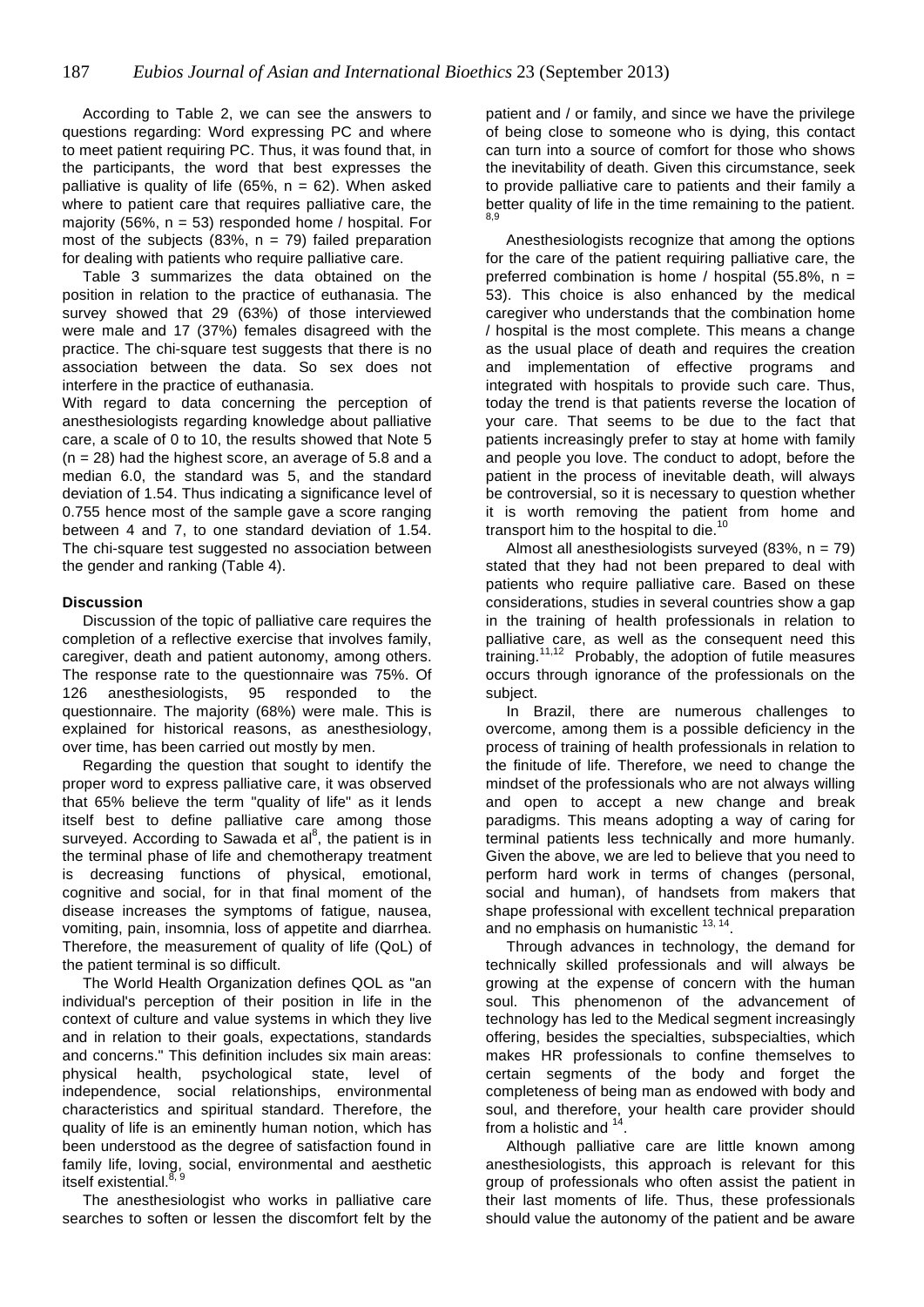According to Table 2, we can see the answers to questions regarding: Word expressing PC and where to meet patient requiring PC. Thus, it was found that, in the participants, the word that best expresses the palliative is quality of life (65%, n = 62). When asked where to patient care that requires palliative care, the majority (56%, n = 53) responded home / hospital. For most of the subjects (83%, n = 79) failed preparation for dealing with patients who require palliative care.

Table 3 summarizes the data obtained on the position in relation to the practice of euthanasia. The survey showed that 29 (63%) of those interviewed were male and 17 (37%) females disagreed with the practice. The chi-square test suggests that there is no association between the data. So sex does not interfere in the practice of euthanasia.

With regard to data concerning the perception of anesthesiologists regarding knowledge about palliative care, a scale of 0 to 10, the results showed that Note 5 (n = 28) had the highest score, an average of 5.8 and a median 6.0, the standard was 5, and the standard deviation of 1.54. Thus indicating a significance level of 0.755 hence most of the sample gave a score ranging between 4 and 7, to one standard deviation of 1.54. The chi-square test suggested no association between the gender and ranking (Table 4).

### Discussion

Discussion of the topic of palliative care requires the completion of a reflective exercise that involves family, caregiver, death and patient autonomy, among others. The response rate to the questionnaire was 75%. Of 126 anesthesiologists, 95 responded to the questionnaire. The majority (68%) were male. This is explained for historical reasons, as anesthesiology, over time, has been carried out mostly by men.

Regarding the question that sought to identify the proper word to express palliative care, it was observed that 65% believe the term "quality of life" as it lends itself best to define palliative care among those surveyed. According to Sawada et al[8], the patient is in the terminal phase of life and chemotherapy treatment is decreasing functions of physical, emotional, cognitive and social, for in that final moment of the disease increases the symptoms of fatigue, nausea, vomiting, pain, insomnia, loss of appetite and diarrhea. Therefore, the measurement of quality of life (QoL) of the patient terminal is so difficult.

The World Health Organization defines QOL as "an individual's perception of their position in life in the context of culture and value systems in which they live and in relation to their goals, expectations, standards and concerns." This definition includes six main areas: physical health, psychological state, level of independence, social relationships, environmental characteristics and spiritual standard. Therefore, the quality of life is an eminently human notion, which has been understood as the degree of satisfaction found in family life, loving, social, environmental and aesthetic itself existential.[8, 9]

The anesthesiologist who works in palliative care searches to soften or lessen the discomfort felt by the patient and / or family, and since we have the privilege of being close to someone who is dying, this contact can turn into a source of comfort for those who shows the inevitability of death. Given this circumstance, seek to provide palliative care to patients and their family a better quality of life in the time remaining to the patient.[8,9]

Anesthesiologists recognize that among the options for the care of the patient requiring palliative care, the preferred combination is home / hospital (55.8%, n = 53). This choice is also enhanced by the medical caregiver who understands that the combination home / hospital is the most complete. This means a change as the usual place of death and requires the creation and implementation of effective programs and integrated with hospitals to provide such care. Thus, today the trend is that patients reverse the location of your care. That seems to be due to the fact that patients increasingly prefer to stay at home with family and people you love. The conduct to adopt, before the patient in the process of inevitable death, will always be controversial, so it is necessary to question whether it is worth removing the patient from home and transport him to the hospital to die.[10]

Almost all anesthesiologists surveyed (83%, n = 79) stated that they had not been prepared to deal with patients who require palliative care. Based on these considerations, studies in several countries show a gap in the training of health professionals in relation to palliative care, as well as the consequent need this training.[11,12] Probably, the adoption of futile measures occurs through ignorance of the professionals on the subject.

In Brazil, there are numerous challenges to overcome, among them is a possible deficiency in the process of training of health professionals in relation to the finitude of life. Therefore, we need to change the mindset of the professionals who are not always willing and open to accept a new change and break paradigms. This means adopting a way of caring for terminal patients less technically and more humanly. Given the above, we are led to believe that you need to perform hard work in terms of changes (personal, social and human), of handsets from makers that shape professional with excellent technical preparation and no emphasis on humanistic [13, 14].

Through advances in technology, the demand for technically skilled professionals and will always be growing at the expense of concern with the human soul. This phenomenon of the advancement of technology has led to the Medical segment increasingly offering, besides the specialties, subspecialties, which makes HR professionals to confine themselves to certain segments of the body and forget the completeness of being man as endowed with body and soul, and therefore, your health care provider should from a holistic and [14].

Although palliative care are little known among anesthesiologists, this approach is relevant for this group of professionals who often assist the patient in their last moments of life. Thus, these professionals should value the autonomy of the patient and be aware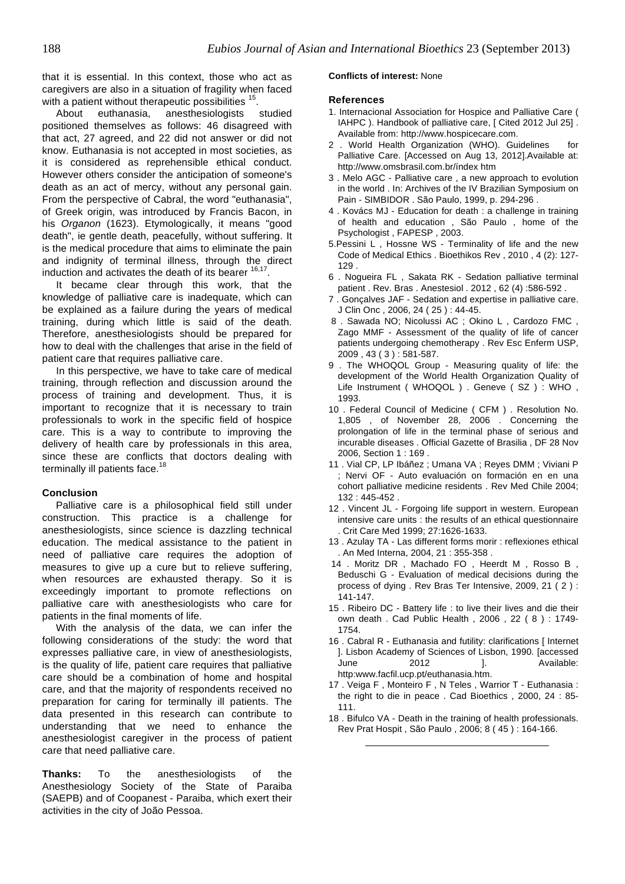that it is essential. In this context, those who act as caregivers are also in a situation of fragility when faced with a patient without therapeutic possibilities [15].

About euthanasia, anesthesiologists studied positioned themselves as follows: 46 disagreed with that act, 27 agreed, and 22 did not answer or did not know. Euthanasia is not accepted in most societies, as it is considered as reprehensible ethical conduct. However others consider the anticipation of someone's death as an act of mercy, without any personal gain. From the perspective of Cabral, the word "euthanasia", of Greek origin, was introduced by Francis Bacon, in his *Organon* (1623). Etymologically, it means "good death", ie gentle death, peacefully, without suffering. It is the medical procedure that aims to eliminate the pain and indignity of terminal illness, through the direct induction and activates the death of its bearer [16,17].

It became clear through this work, that the knowledge of palliative care is inadequate, which can be explained as a failure during the years of medical training, during which little is said of the death. Therefore, anesthesiologists should be prepared for how to deal with the challenges that arise in the field of patient care that requires palliative care.

In this perspective, we have to take care of medical training, through reflection and discussion around the process of training and development. Thus, it is important to recognize that it is necessary to train professionals to work in the specific field of hospice care. This is a way to contribute to improving the delivery of health care by professionals in this area, since these are conflicts that doctors dealing with terminally ill patients face.[18]

### Conclusion

Palliative care is a philosophical field still under construction. This practice is a challenge for anesthesiologists, since science is dazzling technical education. The medical assistance to the patient in need of palliative care requires the adoption of measures to give up a cure but to relieve suffering, when resources are exhausted therapy. So it is exceedingly important to promote reflections on palliative care with anesthesiologists who care for patients in the final moments of life.

With the analysis of the data, we can infer the following considerations of the study: the word that expresses palliative care, in view of anesthesiologists, is the quality of life, patient care requires that palliative care should be a combination of home and hospital care, and that the majority of respondents received no preparation for caring for terminally ill patients. The data presented in this research can contribute to understanding that we need to enhance the anesthesiologist caregiver in the process of patient care that need palliative care.

**Thanks:** To the anesthesiologists of the Anesthesiology Society of the State of Paraiba (SAEPB) and of Coopanest - Paraiba, which exert their activities in the city of João Pessoa.

**Conflicts of interest:** None

### References

1. Internacional Association for Hospice and Palliative Care ( IAHPC ). Handbook of palliative care, [ Cited 2012 Jul 25] . Available from: http://www.hospicecare.com.
2. World Health Organization (WHO). Guidelines for Palliative Care. [Accessed on Aug 13, 2012].Available at: http://www.omsbrasil.com.br/índex htm
3. Melo AGC - Palliative care , a new approach to evolution in the world . In: Archives of the IV Brazilian Symposium on Pain - SIMBIDOR . São Paulo, 1999, p. 294-296 .
4. Kovács MJ - Education for death : a challenge in training of health and education , São Paulo , home of the Psychologist , FAPESP , 2003.
5. Pessini L , Hossne WS - Terminality of life and the new Code of Medical Ethics . Bioethikos Rev , 2010 , 4 (2): 127-129 .
6. Nogueira FL , Sakata RK - Sedation palliative terminal patient . Rev. Bras . Anestesiol . 2012 , 62 (4) :586-592 .
7. Gonçalves JAF - Sedation and expertise in palliative care. J Clin Onc , 2006, 24 ( 25 ) : 44-45.
8. Sawada NO; Nicolussi AC ; Okino L , Cardozo FMC , Zago MMF - Assessment of the quality of life of cancer patients undergoing chemotherapy . Rev Esc Enferm USP, 2009 , 43 ( 3 ) : 581-587.
9. The WHOQOL Group - Measuring quality of life: the development of the World Health Organization Quality of Life Instrument ( WHOQOL ) . Geneve ( SZ ) : WHO , 1993.
10. Federal Council of Medicine ( CFM ) . Resolution No. 1,805 , of November 28, 2006 . Concerning the prolongation of life in the terminal phase of serious and incurable diseases . Official Gazette of Brasilia , DF 28 Nov 2006, Section 1 : 169 .
11. Vial CP, LP Ibáñez ; Umana VA ; Reyes DMM ; Viviani P ; Nervi OF - Auto evaluación on formación en en una cohort palliative medicine residents . Rev Med Chile 2004; 132 : 445-452 .
12. Vincent JL - Forgoing life support in western. European intensive care units : the results of an ethical questionnaire . Crit Care Med 1999; 27:1626-1633.
13. Azulay TA - Las different forms morir : reflexiones ethical . An Med Interna, 2004, 21 : 355-358 .
14. Moritz DR , Machado FO , Heerdt M , Rosso B , Beduschi G - Evaluation of medical decisions during the process of dying . Rev Bras Ter Intensive, 2009, 21 ( 2 ) : 141-147.
15. Ribeiro DC - Battery life : to live their lives and die their own death . Cad Public Health , 2006 , 22 ( 8 ) : 1749-1754.
16. Cabral R - Euthanasia and futility: clarifications [ Internet ]. Lisbon Academy of Sciences of Lisbon, 1990. [accessed June 2012 ]. Available: http:www.facfil.ucp.pt/euthanasia.htm.
17. Veiga F , Monteiro F , N Teles , Warrior T - Euthanasia : the right to die in peace . Cad Bioethics , 2000, 24 : 85-111.
18. Bifulco VA - Death in the training of health professionals. Rev Prat Hospit , São Paulo , 2006; 8 ( 45 ) : 164-166.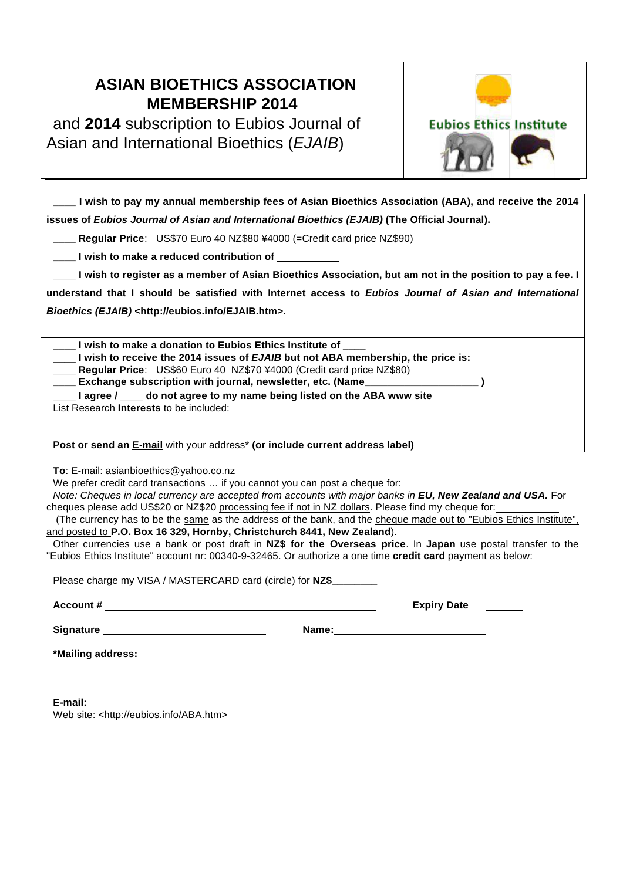# ASIAN BIOETHICS ASSOCIATION MEMBERSHIP 2014

and **2014** subscription to Eubios Journal of Asian and International Bioethics (*EJAIB*)

Eubios Ethics Institute

____ **I wish to pay my annual membership fees of Asian Bioethics Association (ABA), and receive the 2014 issues of *Eubios Journal of Asian and International Bioethics (EJAIB)* (The Official Journal).**

____ **Regular Price**: US$70 Euro 40 NZ$80 ¥4000 (=Credit card price NZ$90)

____ **I wish to make a reduced contribution of** __________

____ **I wish to register as a member of Asian Bioethics Association, but am not in the position to pay a fee. I understand that I should be satisfied with Internet access to *Eubios Journal of Asian and International Bioethics (EJAIB)* <http://eubios.info/EJAIB.htm>.**

____ **I wish to make a donation to Eubios Ethics Institute of** ____

____ **I wish to receive the 2014 issues of *EJAIB* but not ABA membership, the price is:**

____ **Regular Price**: US$60 Euro 40 NZ$70 ¥4000 (Credit card price NZ$80)

____ **Exchange subscription with journal, newsletter, etc. (Name____________________ )**

____ **I agree /** ____ **do not agree to my name being listed on the ABA www site**

List Research **Interests** to be included:

**Post or send an E-mail** with your address* **(or include current address label)**

**To**: E-mail: asianbioethics@yahoo.co.nz

We prefer credit card transactions … if you cannot you can post a cheque for:________

*Note: Cheques in local currency are accepted from accounts with major banks in* ***EU, New Zealand and USA.*** For cheques please add US$20 or NZ$20 processing fee if not in NZ dollars. Please find my cheque for:__________

(The currency has to be the same as the address of the bank, and the cheque made out to "Eubios Ethics Institute", and posted to **P.O. Box 16 329, Hornby, Christchurch 8441, New Zealand**).

Other currencies use a bank or post draft in **NZ$ for the Overseas price**. In **Japan** use postal transfer to the "Eubios Ethics Institute" account nr: 00340-9-32465. Or authorize a one time **credit card** payment as below:

Please charge my VISA / MASTERCARD card (circle) for **NZ$________**

**Account #** ______________________________ **Expiry Date** ______

**Signature** ______________________ **Name:**______________________

***Mailing address:** ______________________________________________

______________________________________________

**E-mail:** ______________________________________________

Web site: <http://eubios.info/ABA.htm>